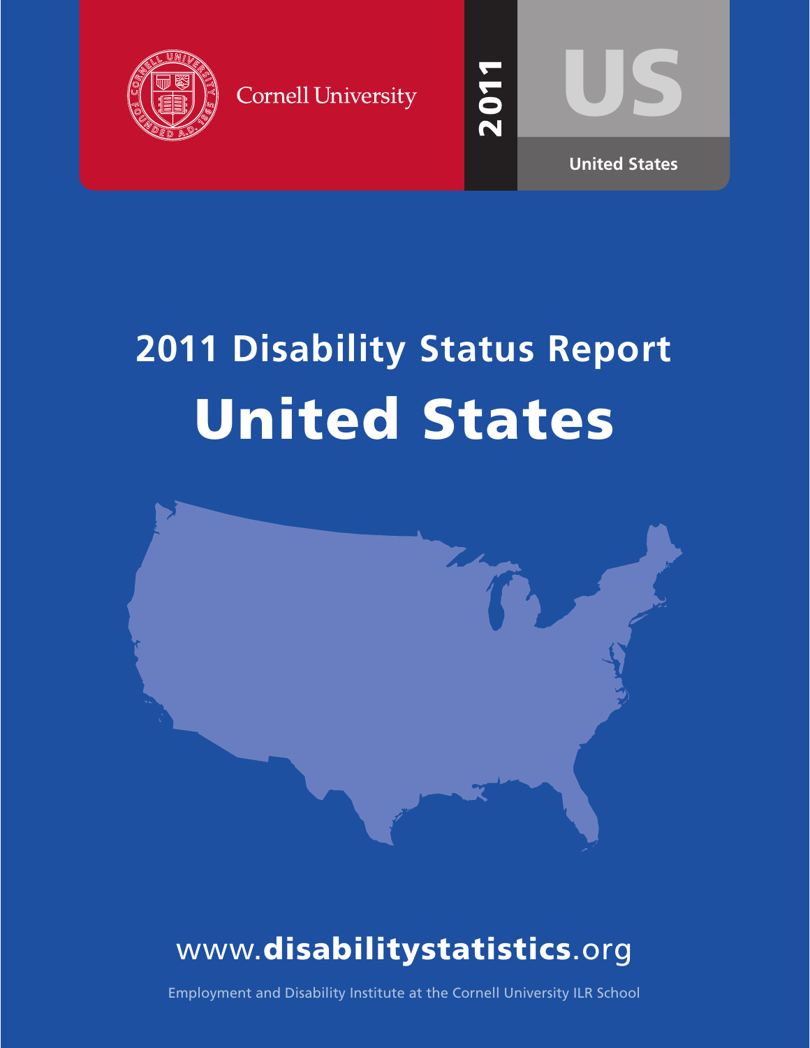Cornell University

2011

US

United States

# 2011 Disability Status Report

# United States

www.**disabilitystatistics**.org

Employment and Disability Institute at the Cornell University ILR School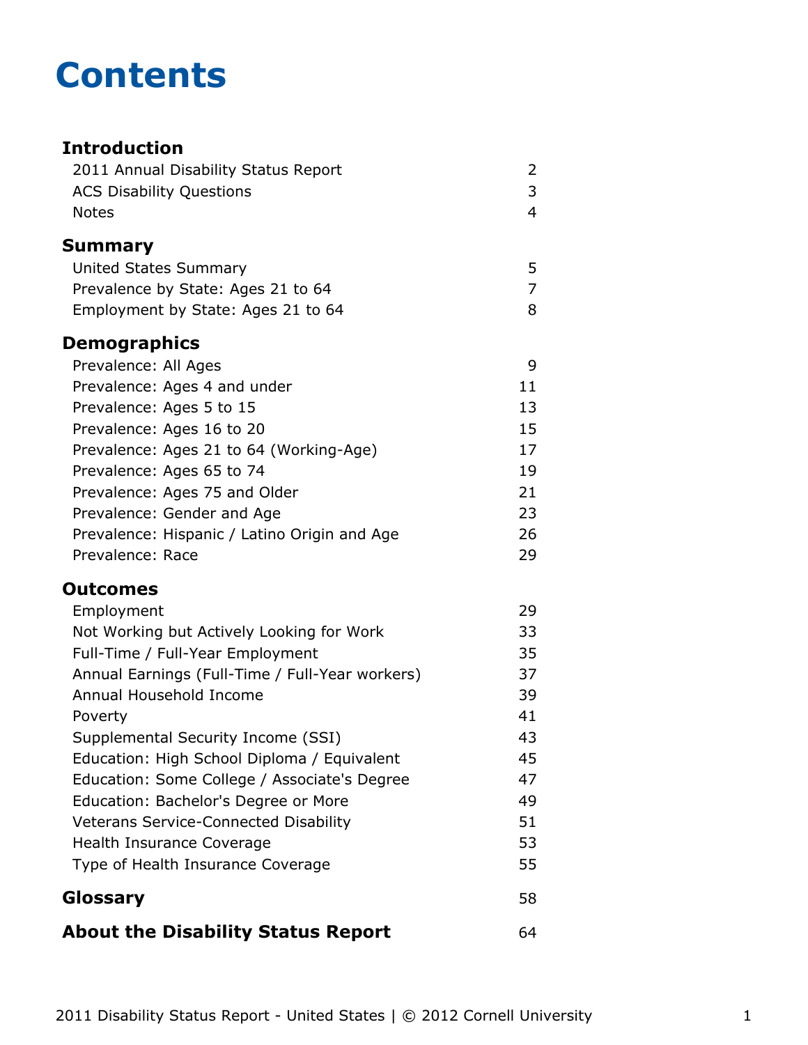# Contents

| | |
|---|---|
| **Introduction** | |
| 2011 Annual Disability Status Report | 2 |
| ACS Disability Questions | 3 |
| Notes | 4 |
| **Summary** | |
| United States Summary | 5 |
| Prevalence by State: Ages 21 to 64 | 7 |
| Employment by State: Ages 21 to 64 | 8 |
| **Demographics** | |
| Prevalence: All Ages | 9 |
| Prevalence: Ages 4 and under | 11 |
| Prevalence: Ages 5 to 15 | 13 |
| Prevalence: Ages 16 to 20 | 15 |
| Prevalence: Ages 21 to 64 (Working-Age) | 17 |
| Prevalence: Ages 65 to 74 | 19 |
| Prevalence: Ages 75 and Older | 21 |
| Prevalence: Gender and Age | 23 |
| Prevalence: Hispanic / Latino Origin and Age | 26 |
| Prevalence: Race | 29 |
| **Outcomes** | |
| Employment | 29 |
| Not Working but Actively Looking for Work | 33 |
| Full-Time / Full-Year Employment | 35 |
| Annual Earnings (Full-Time / Full-Year workers) | 37 |
| Annual Household Income | 39 |
| Poverty | 41 |
| Supplemental Security Income (SSI) | 43 |
| Education: High School Diploma / Equivalent | 45 |
| Education: Some College / Associate's Degree | 47 |
| Education: Bachelor's Degree or More | 49 |
| Veterans Service-Connected Disability | 51 |
| Health Insurance Coverage | 53 |
| Type of Health Insurance Coverage | 55 |
| **Glossary** | 58 |
| **About the Disability Status Report** | 64 |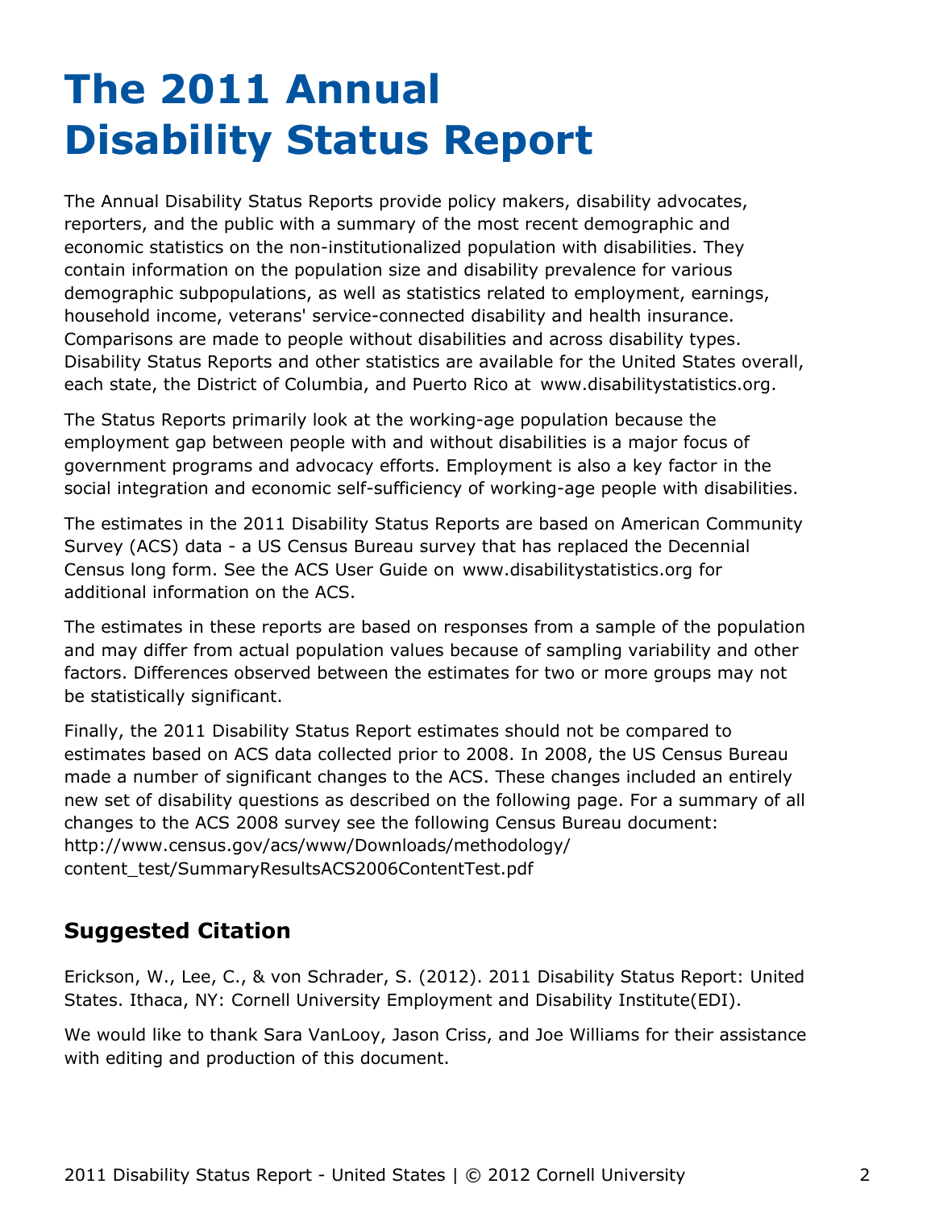# The 2011 Annual Disability Status Report

The Annual Disability Status Reports provide policy makers, disability advocates, reporters, and the public with a summary of the most recent demographic and economic statistics on the non-institutionalized population with disabilities. They contain information on the population size and disability prevalence for various demographic subpopulations, as well as statistics related to employment, earnings, household income, veterans' service-connected disability and health insurance. Comparisons are made to people without disabilities and across disability types. Disability Status Reports and other statistics are available for the United States overall, each state, the District of Columbia, and Puerto Rico at www.disabilitystatistics.org.

The Status Reports primarily look at the working-age population because the employment gap between people with and without disabilities is a major focus of government programs and advocacy efforts. Employment is also a key factor in the social integration and economic self-sufficiency of working-age people with disabilities.

The estimates in the 2011 Disability Status Reports are based on American Community Survey (ACS) data - a US Census Bureau survey that has replaced the Decennial Census long form. See the ACS User Guide on www.disabilitystatistics.org for additional information on the ACS.

The estimates in these reports are based on responses from a sample of the population and may differ from actual population values because of sampling variability and other factors. Differences observed between the estimates for two or more groups may not be statistically significant.

Finally, the 2011 Disability Status Report estimates should not be compared to estimates based on ACS data collected prior to 2008. In 2008, the US Census Bureau made a number of significant changes to the ACS. These changes included an entirely new set of disability questions as described on the following page. For a summary of all changes to the ACS 2008 survey see the following Census Bureau document: http://www.census.gov/acs/www/Downloads/methodology/content_test/SummaryResultsACS2006ContentTest.pdf

## Suggested Citation

Erickson, W., Lee, C., & von Schrader, S. (2012). 2011 Disability Status Report: United States. Ithaca, NY: Cornell University Employment and Disability Institute(EDI).

We would like to thank Sara VanLooy, Jason Criss, and Joe Williams for their assistance with editing and production of this document.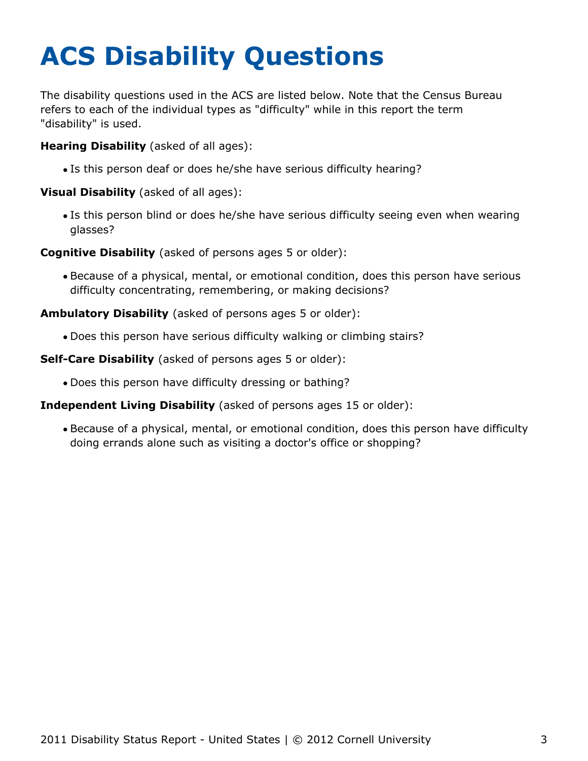# ACS Disability Questions

The disability questions used in the ACS are listed below. Note that the Census Bureau refers to each of the individual types as "difficulty" while in this report the term "disability" is used.

**Hearing Disability** (asked of all ages):

- Is this person deaf or does he/she have serious difficulty hearing?

**Visual Disability** (asked of all ages):

- Is this person blind or does he/she have serious difficulty seeing even when wearing glasses?

**Cognitive Disability** (asked of persons ages 5 or older):

- Because of a physical, mental, or emotional condition, does this person have serious difficulty concentrating, remembering, or making decisions?

**Ambulatory Disability** (asked of persons ages 5 or older):

- Does this person have serious difficulty walking or climbing stairs?

**Self-Care Disability** (asked of persons ages 5 or older):

- Does this person have difficulty dressing or bathing?

**Independent Living Disability** (asked of persons ages 15 or older):

- Because of a physical, mental, or emotional condition, does this person have difficulty doing errands alone such as visiting a doctor's office or shopping?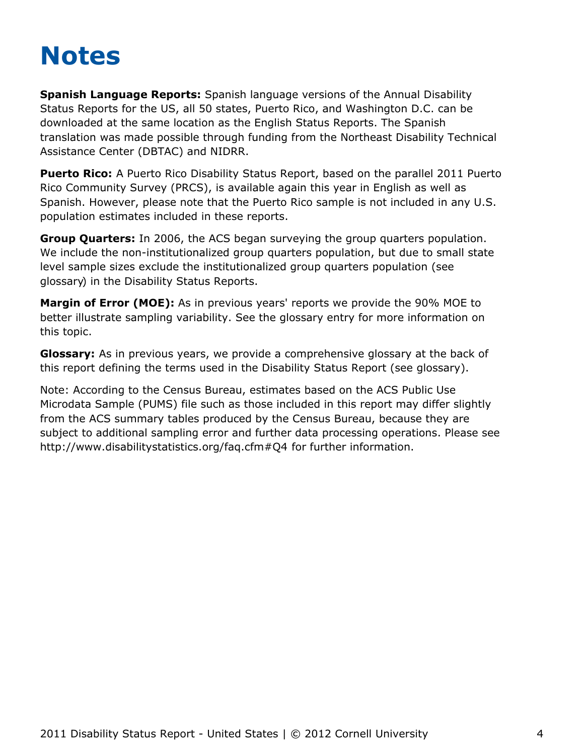# Notes

**Spanish Language Reports:** Spanish language versions of the Annual Disability Status Reports for the US, all 50 states, Puerto Rico, and Washington D.C. can be downloaded at the same location as the English Status Reports. The Spanish translation was made possible through funding from the Northeast Disability Technical Assistance Center (DBTAC) and NIDRR.

**Puerto Rico:** A Puerto Rico Disability Status Report, based on the parallel 2011 Puerto Rico Community Survey (PRCS), is available again this year in English as well as Spanish. However, please note that the Puerto Rico sample is not included in any U.S. population estimates included in these reports.

**Group Quarters:** In 2006, the ACS began surveying the group quarters population. We include the non-institutionalized group quarters population, but due to small state level sample sizes exclude the institutionalized group quarters population (see glossary) in the Disability Status Reports.

**Margin of Error (MOE):** As in previous years' reports we provide the 90% MOE to better illustrate sampling variability. See the glossary entry for more information on this topic.

**Glossary:** As in previous years, we provide a comprehensive glossary at the back of this report defining the terms used in the Disability Status Report (see glossary).

Note: According to the Census Bureau, estimates based on the ACS Public Use Microdata Sample (PUMS) file such as those included in this report may differ slightly from the ACS summary tables produced by the Census Bureau, because they are subject to additional sampling error and further data processing operations. Please see http://www.disabilitystatistics.org/faq.cfm#Q4 for further information.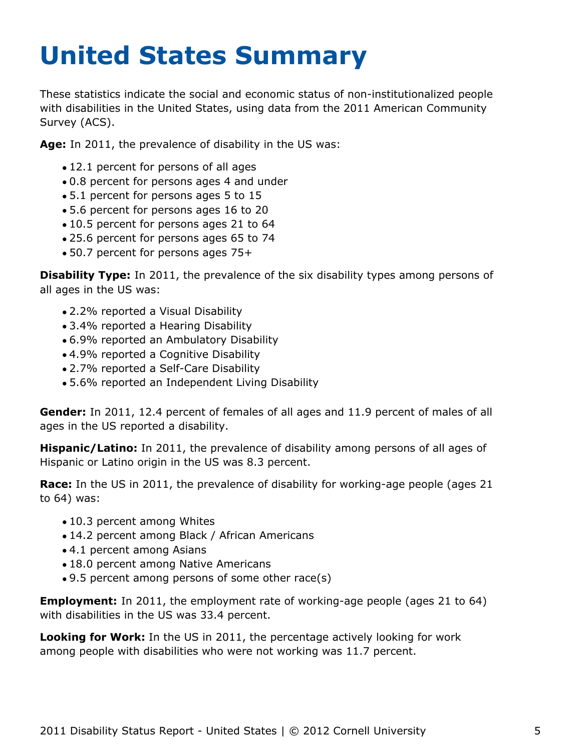# United States Summary

These statistics indicate the social and economic status of non-institutionalized people with disabilities in the United States, using data from the 2011 American Community Survey (ACS).

**Age:** In 2011, the prevalence of disability in the US was:

- 12.1 percent for persons of all ages
- 0.8 percent for persons ages 4 and under
- 5.1 percent for persons ages 5 to 15
- 5.6 percent for persons ages 16 to 20
- 10.5 percent for persons ages 21 to 64
- 25.6 percent for persons ages 65 to 74
- 50.7 percent for persons ages 75+

**Disability Type:** In 2011, the prevalence of the six disability types among persons of all ages in the US was:

- 2.2% reported a Visual Disability
- 3.4% reported a Hearing Disability
- 6.9% reported an Ambulatory Disability
- 4.9% reported a Cognitive Disability
- 2.7% reported a Self-Care Disability
- 5.6% reported an Independent Living Disability

**Gender:** In 2011, 12.4 percent of females of all ages and 11.9 percent of males of all ages in the US reported a disability.

**Hispanic/Latino:** In 2011, the prevalence of disability among persons of all ages of Hispanic or Latino origin in the US was 8.3 percent.

**Race:** In the US in 2011, the prevalence of disability for working-age people (ages 21 to 64) was:

- 10.3 percent among Whites
- 14.2 percent among Black / African Americans
- 4.1 percent among Asians
- 18.0 percent among Native Americans
- 9.5 percent among persons of some other race(s)

**Employment:** In 2011, the employment rate of working-age people (ages 21 to 64) with disabilities in the US was 33.4 percent.

**Looking for Work:** In the US in 2011, the percentage actively looking for work among people with disabilities who were not working was 11.7 percent.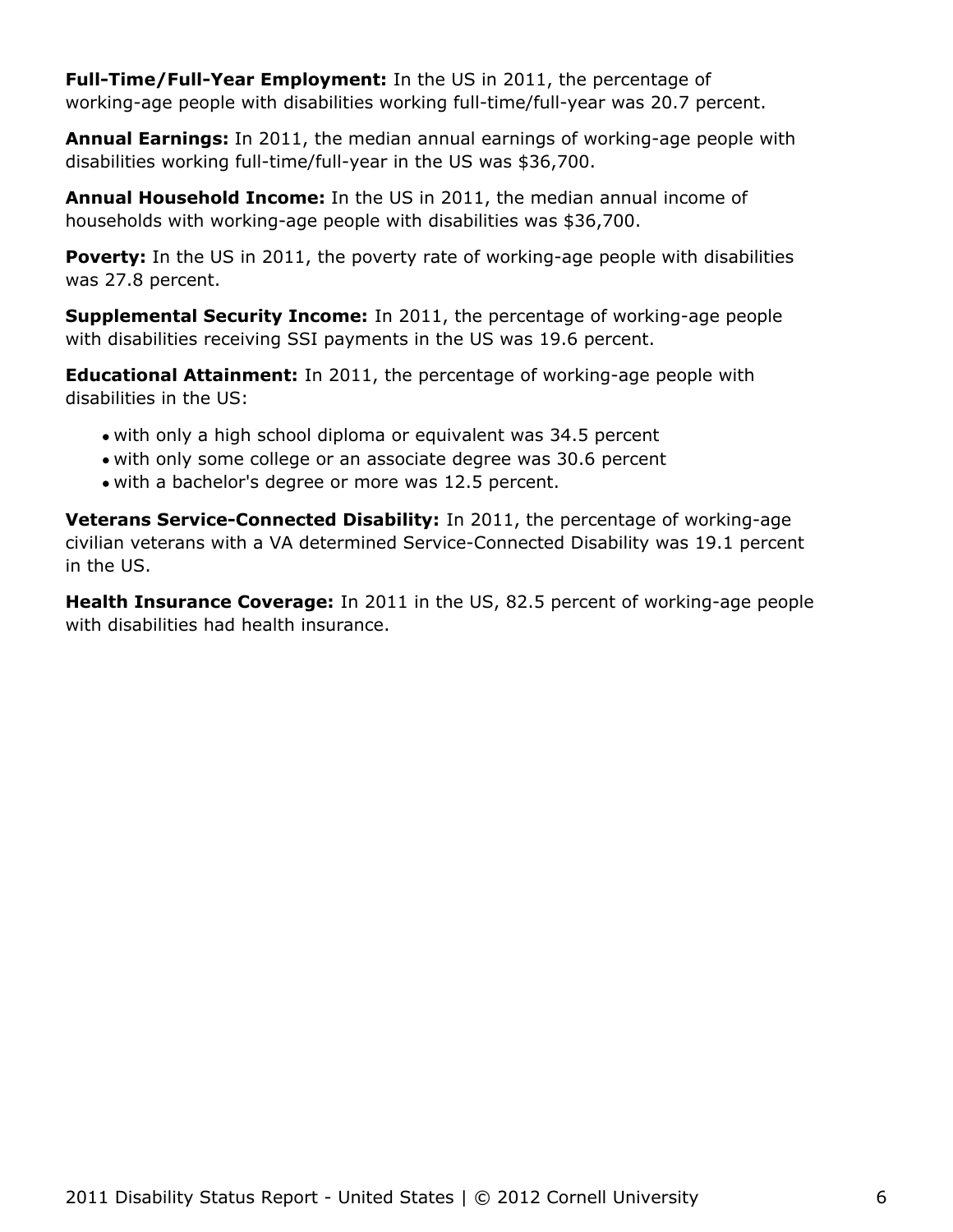**Full-Time/Full-Year Employment:** In the US in 2011, the percentage of working-age people with disabilities working full-time/full-year was 20.7 percent.

**Annual Earnings:** In 2011, the median annual earnings of working-age people with disabilities working full-time/full-year in the US was $36,700.

**Annual Household Income:** In the US in 2011, the median annual income of households with working-age people with disabilities was $36,700.

**Poverty:** In the US in 2011, the poverty rate of working-age people with disabilities was 27.8 percent.

**Supplemental Security Income:** In 2011, the percentage of working-age people with disabilities receiving SSI payments in the US was 19.6 percent.

**Educational Attainment:** In 2011, the percentage of working-age people with disabilities in the US:

- with only a high school diploma or equivalent was 34.5 percent
- with only some college or an associate degree was 30.6 percent
- with a bachelor's degree or more was 12.5 percent.

**Veterans Service-Connected Disability:** In 2011, the percentage of working-age civilian veterans with a VA determined Service-Connected Disability was 19.1 percent in the US.

**Health Insurance Coverage:** In 2011 in the US, 82.5 percent of working-age people with disabilities had health insurance.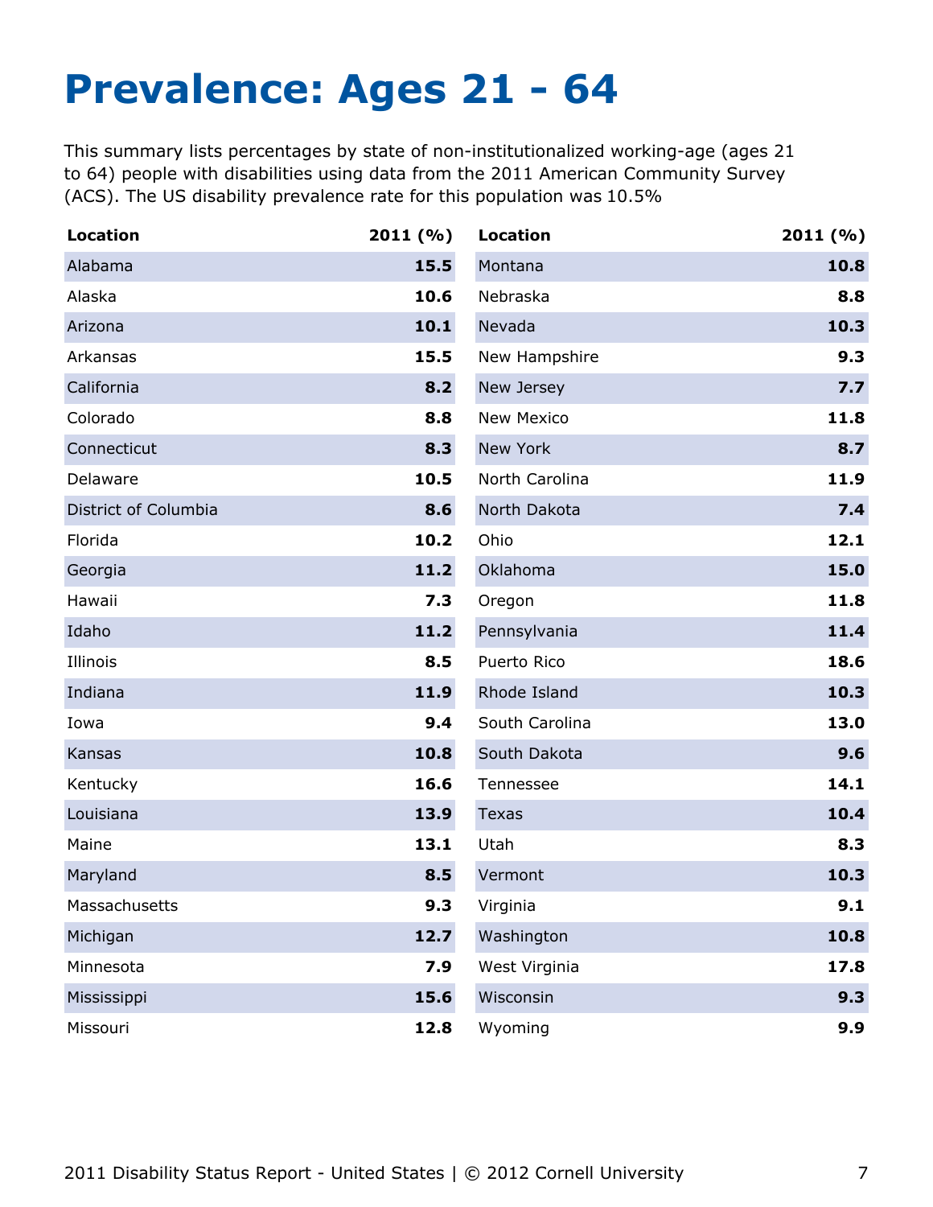# Prevalence: Ages 21 - 64

This summary lists percentages by state of non-institutionalized working-age (ages 21 to 64) people with disabilities using data from the 2011 American Community Survey (ACS). The US disability prevalence rate for this population was 10.5%

| Location | 2011 (%) |
|---|---|
| Alabama | 15.5 |
| Alaska | 10.6 |
| Arizona | 10.1 |
| Arkansas | 15.5 |
| California | 8.2 |
| Colorado | 8.8 |
| Connecticut | 8.3 |
| Delaware | 10.5 |
| District of Columbia | 8.6 |
| Florida | 10.2 |
| Georgia | 11.2 |
| Hawaii | 7.3 |
| Idaho | 11.2 |
| Illinois | 8.5 |
| Indiana | 11.9 |
| Iowa | 9.4 |
| Kansas | 10.8 |
| Kentucky | 16.6 |
| Louisiana | 13.9 |
| Maine | 13.1 |
| Maryland | 8.5 |
| Massachusetts | 9.3 |
| Michigan | 12.7 |
| Minnesota | 7.9 |
| Mississippi | 15.6 |
| Missouri | 12.8 |
| Montana | 10.8 |
| Nebraska | 8.8 |
| Nevada | 10.3 |
| New Hampshire | 9.3 |
| New Jersey | 7.7 |
| New Mexico | 11.8 |
| New York | 8.7 |
| North Carolina | 11.9 |
| North Dakota | 7.4 |
| Ohio | 12.1 |
| Oklahoma | 15.0 |
| Oregon | 11.8 |
| Pennsylvania | 11.4 |
| Puerto Rico | 18.6 |
| Rhode Island | 10.3 |
| South Carolina | 13.0 |
| South Dakota | 9.6 |
| Tennessee | 14.1 |
| Texas | 10.4 |
| Utah | 8.3 |
| Vermont | 10.3 |
| Virginia | 9.1 |
| Washington | 10.8 |
| West Virginia | 17.8 |
| Wisconsin | 9.3 |
| Wyoming | 9.9 |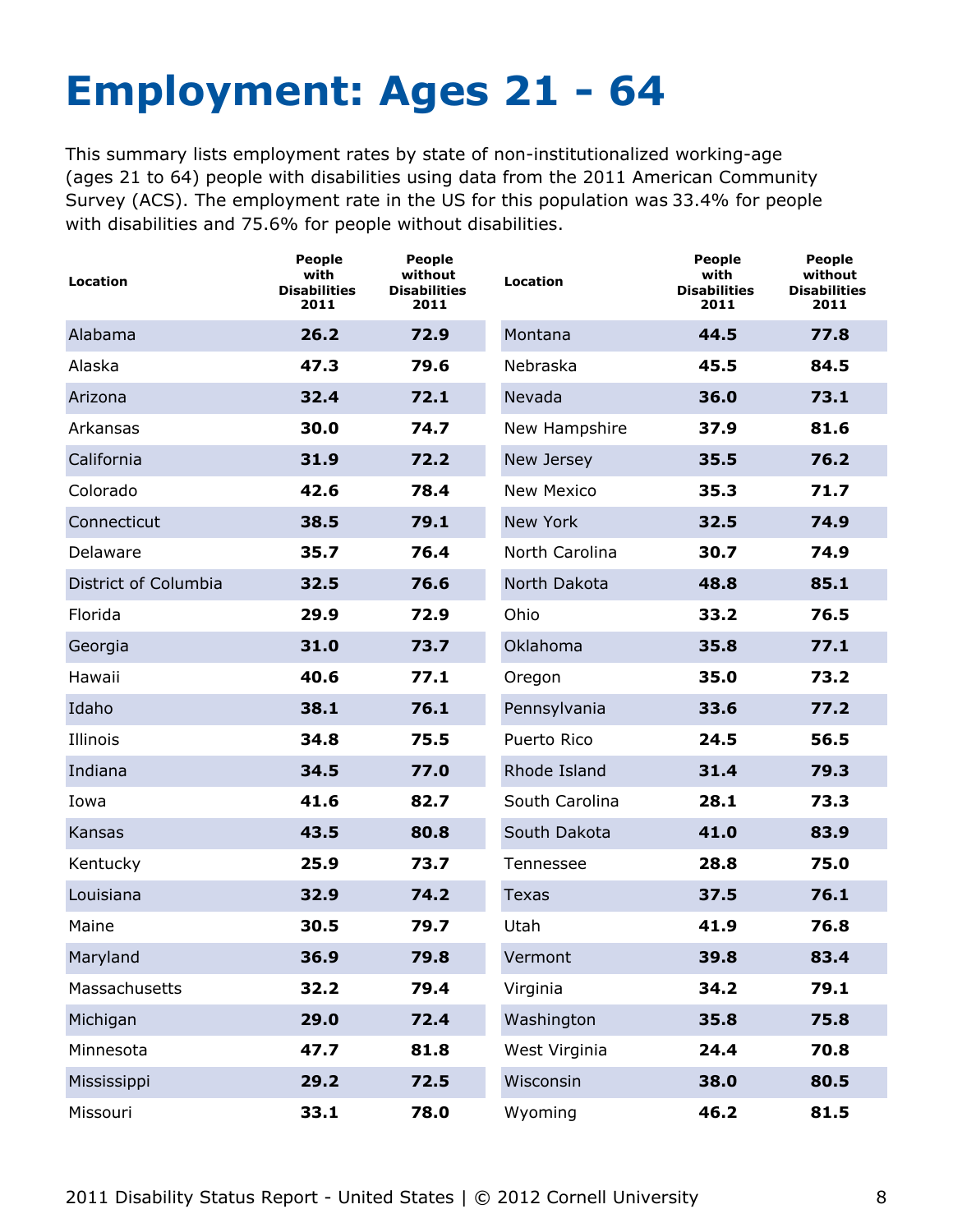# Employment: Ages 21 - 64

This summary lists employment rates by state of non-institutionalized working-age (ages 21 to 64) people with disabilities using data from the 2011 American Community Survey (ACS). The employment rate in the US for this population was 33.4% for people with disabilities and 75.6% for people without disabilities.

| Location | People with Disabilities 2011 | People without Disabilities 2011 | Location | People with Disabilities 2011 | People without Disabilities 2011 |
|---|---|---|---|---|---|
| Alabama | **26.2** | **72.9** | Montana | **44.5** | **77.8** |
| Alaska | **47.3** | **79.6** | Nebraska | **45.5** | **84.5** |
| Arizona | **32.4** | **72.1** | Nevada | **36.0** | **73.1** |
| Arkansas | **30.0** | **74.7** | New Hampshire | **37.9** | **81.6** |
| California | **31.9** | **72.2** | New Jersey | **35.5** | **76.2** |
| Colorado | **42.6** | **78.4** | New Mexico | **35.3** | **71.7** |
| Connecticut | **38.5** | **79.1** | New York | **32.5** | **74.9** |
| Delaware | **35.7** | **76.4** | North Carolina | **30.7** | **74.9** |
| District of Columbia | **32.5** | **76.6** | North Dakota | **48.8** | **85.1** |
| Florida | **29.9** | **72.9** | Ohio | **33.2** | **76.5** |
| Georgia | **31.0** | **73.7** | Oklahoma | **35.8** | **77.1** |
| Hawaii | **40.6** | **77.1** | Oregon | **35.0** | **73.2** |
| Idaho | **38.1** | **76.1** | Pennsylvania | **33.6** | **77.2** |
| Illinois | **34.8** | **75.5** | Puerto Rico | **24.5** | **56.5** |
| Indiana | **34.5** | **77.0** | Rhode Island | **31.4** | **79.3** |
| Iowa | **41.6** | **82.7** | South Carolina | **28.1** | **73.3** |
| Kansas | **43.5** | **80.8** | South Dakota | **41.0** | **83.9** |
| Kentucky | **25.9** | **73.7** | Tennessee | **28.8** | **75.0** |
| Louisiana | **32.9** | **74.2** | Texas | **37.5** | **76.1** |
| Maine | **30.5** | **79.7** | Utah | **41.9** | **76.8** |
| Maryland | **36.9** | **79.8** | Vermont | **39.8** | **83.4** |
| Massachusetts | **32.2** | **79.4** | Virginia | **34.2** | **79.1** |
| Michigan | **29.0** | **72.4** | Washington | **35.8** | **75.8** |
| Minnesota | **47.7** | **81.8** | West Virginia | **24.4** | **70.8** |
| Mississippi | **29.2** | **72.5** | Wisconsin | **38.0** | **80.5** |
| Missouri | **33.1** | **78.0** | Wyoming | **46.2** | **81.5** |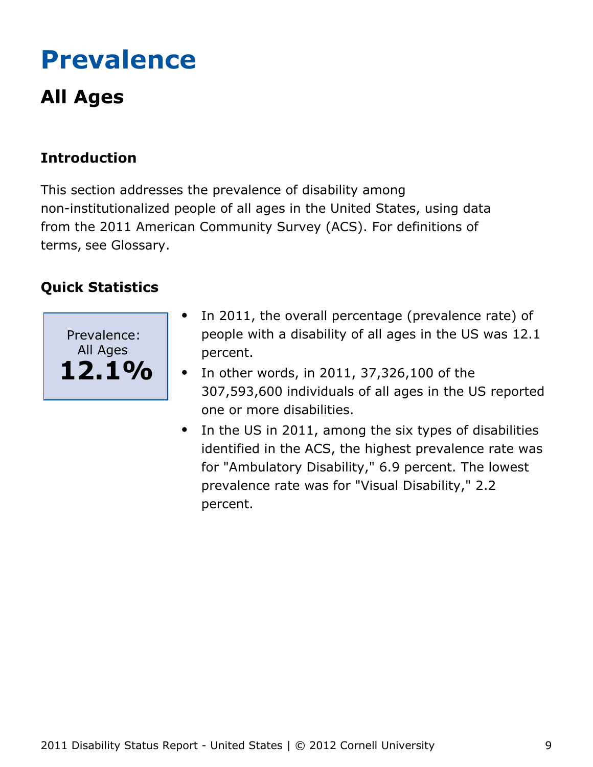# Prevalence

## All Ages

### Introduction

This section addresses the prevalence of disability among non-institutionalized people of all ages in the United States, using data from the 2011 American Community Survey (ACS). For definitions of terms, see Glossary.

### Quick Statistics

Prevalence: All Ages
**12.1%**

- In 2011, the overall percentage (prevalence rate) of people with a disability of all ages in the US was 12.1 percent.
- In other words, in 2011, 37,326,100 of the 307,593,600 individuals of all ages in the US reported one or more disabilities.
- In the US in 2011, among the six types of disabilities identified in the ACS, the highest prevalence rate was for "Ambulatory Disability," 6.9 percent. The lowest prevalence rate was for "Visual Disability," 2.2 percent.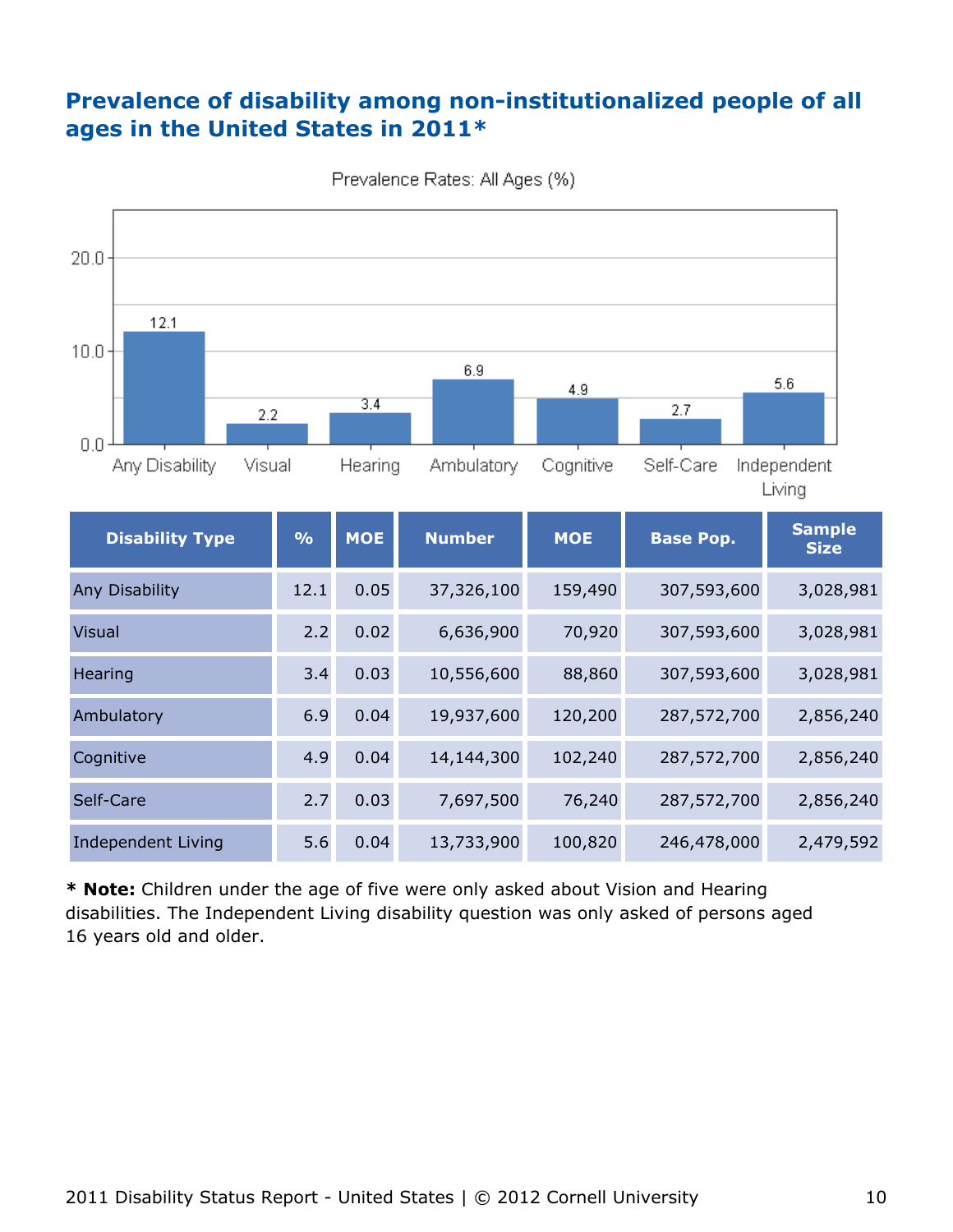## Prevalence of disability among non-institutionalized people of all ages in the United States in 2011*

Prevalence Rates: All Ages (%)

| Disability Type | % | MOE | Number | MOE | Base Pop. | Sample Size |
|---|---|---|---|---|---|---|
| Any Disability | 12.1 | 0.05 | 37,326,100 | 159,490 | 307,593,600 | 3,028,981 |
| Visual | 2.2 | 0.02 | 6,636,900 | 70,920 | 307,593,600 | 3,028,981 |
| Hearing | 3.4 | 0.03 | 10,556,600 | 88,860 | 307,593,600 | 3,028,981 |
| Ambulatory | 6.9 | 0.04 | 19,937,600 | 120,200 | 287,572,700 | 2,856,240 |
| Cognitive | 4.9 | 0.04 | 14,144,300 | 102,240 | 287,572,700 | 2,856,240 |
| Self-Care | 2.7 | 0.03 | 7,697,500 | 76,240 | 287,572,700 | 2,856,240 |
| Independent Living | 5.6 | 0.04 | 13,733,900 | 100,820 | 246,478,000 | 2,479,592 |

**\* Note:** Children under the age of five were only asked about Vision and Hearing disabilities. The Independent Living disability question was only asked of persons aged 16 years old and older.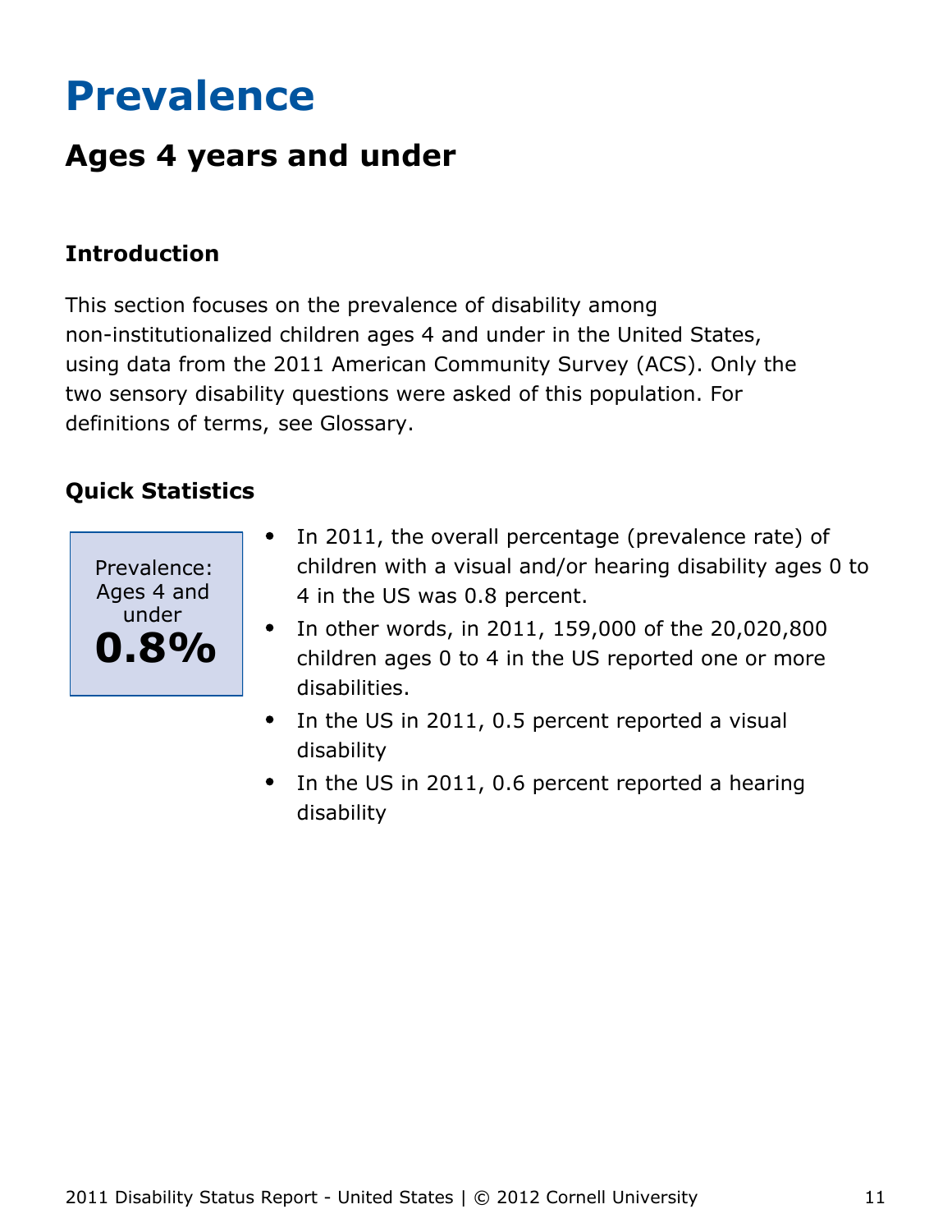# Prevalence

## Ages 4 years and under

### Introduction

This section focuses on the prevalence of disability among non-institutionalized children ages 4 and under in the United States, using data from the 2011 American Community Survey (ACS). Only the two sensory disability questions were asked of this population. For definitions of terms, see Glossary.

### Quick Statistics

Prevalence: Ages 4 and under

**0.8%**

- In 2011, the overall percentage (prevalence rate) of children with a visual and/or hearing disability ages 0 to 4 in the US was 0.8 percent.
- In other words, in 2011, 159,000 of the 20,020,800 children ages 0 to 4 in the US reported one or more disabilities.
- In the US in 2011, 0.5 percent reported a visual disability
- In the US in 2011, 0.6 percent reported a hearing disability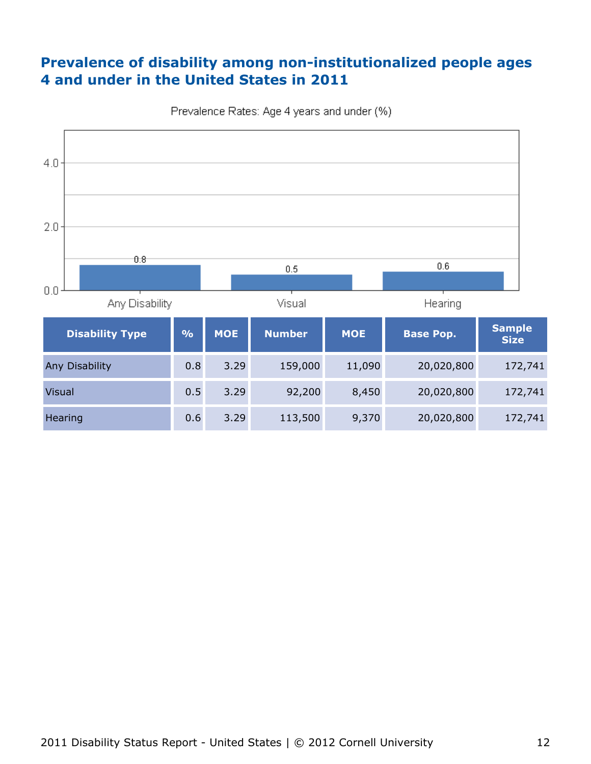## Prevalence of disability among non-institutionalized people ages 4 and under in the United States in 2011

Prevalence Rates: Age 4 years and under (%)

| Disability Type | % | MOE | Number | MOE | Base Pop. | Sample Size |
|---|---|---|---|---|---|---|
| Any Disability | 0.8 | 3.29 | 159,000 | 11,090 | 20,020,800 | 172,741 |
| Visual | 0.5 | 3.29 | 92,200 | 8,450 | 20,020,800 | 172,741 |
| Hearing | 0.6 | 3.29 | 113,500 | 9,370 | 20,020,800 | 172,741 |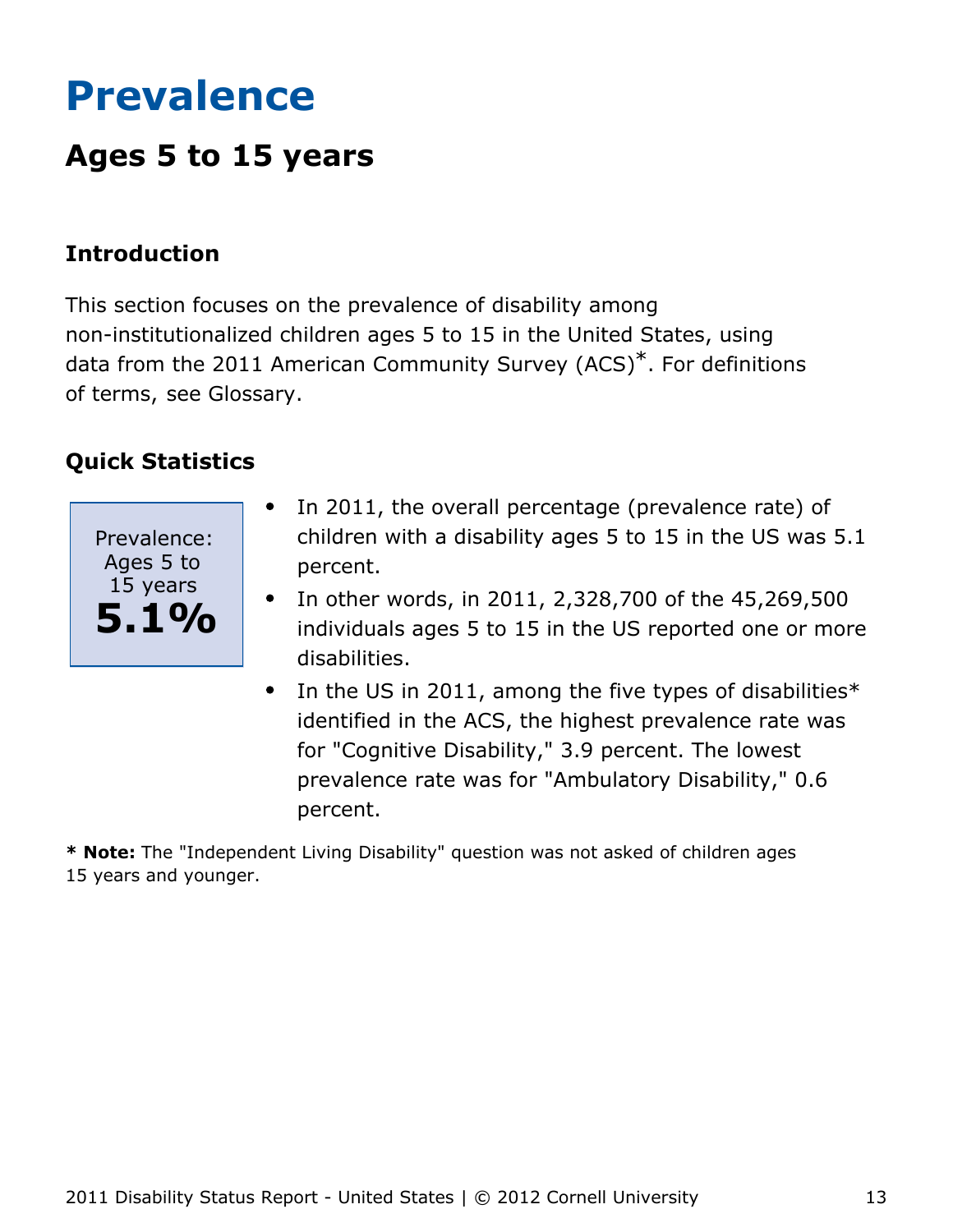# Prevalence

## Ages 5 to 15 years

### Introduction

This section focuses on the prevalence of disability among non-institutionalized children ages 5 to 15 in the United States, using data from the 2011 American Community Survey (ACS)*. For definitions of terms, see Glossary.

### Quick Statistics

Prevalence: Ages 5 to 15 years
**5.1%**

- In 2011, the overall percentage (prevalence rate) of children with a disability ages 5 to 15 in the US was 5.1 percent.
- In other words, in 2011, 2,328,700 of the 45,269,500 individuals ages 5 to 15 in the US reported one or more disabilities.
- In the US in 2011, among the five types of disabilities* identified in the ACS, the highest prevalence rate was for "Cognitive Disability," 3.9 percent. The lowest prevalence rate was for "Ambulatory Disability," 0.6 percent.

**\* Note:** The "Independent Living Disability" question was not asked of children ages 15 years and younger.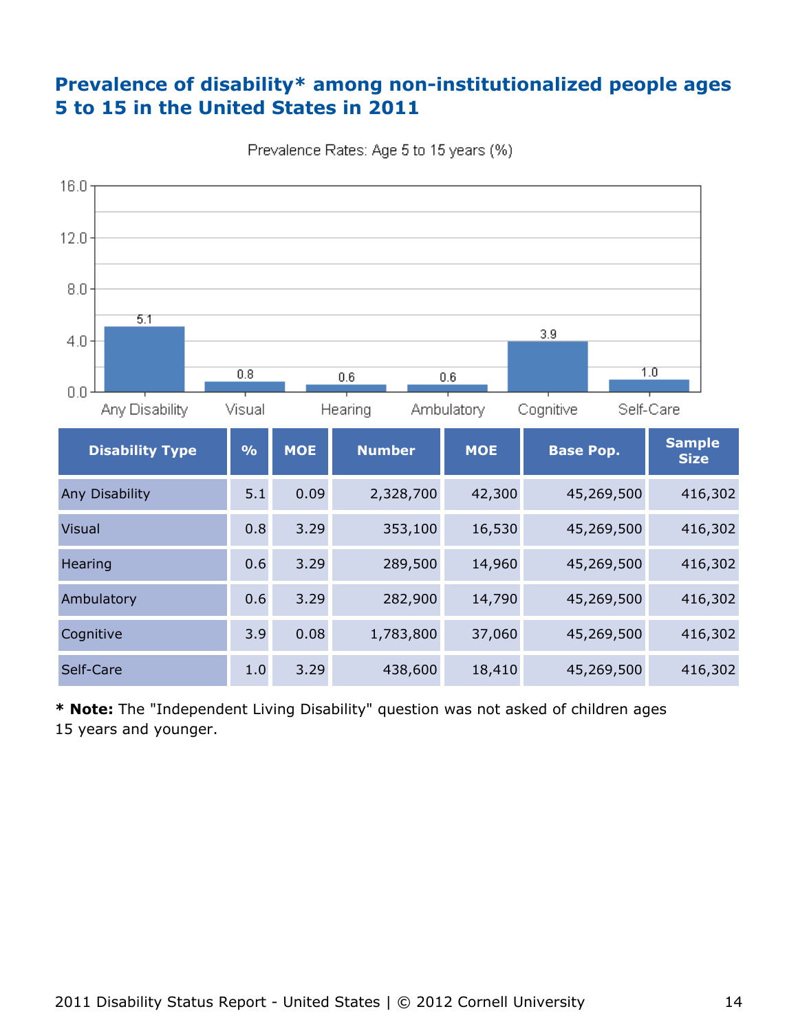## Prevalence of disability* among non-institutionalized people ages 5 to 15 in the United States in 2011

Prevalence Rates: Age 5 to 15 years (%)

| Disability Type | % | MOE | Number | MOE | Base Pop. | Sample Size |
|---|---|---|---|---|---|---|
| Any Disability | 5.1 | 0.09 | 2,328,700 | 42,300 | 45,269,500 | 416,302 |
| Visual | 0.8 | 3.29 | 353,100 | 16,530 | 45,269,500 | 416,302 |
| Hearing | 0.6 | 3.29 | 289,500 | 14,960 | 45,269,500 | 416,302 |
| Ambulatory | 0.6 | 3.29 | 282,900 | 14,790 | 45,269,500 | 416,302 |
| Cognitive | 3.9 | 0.08 | 1,783,800 | 37,060 | 45,269,500 | 416,302 |
| Self-Care | 1.0 | 3.29 | 438,600 | 18,410 | 45,269,500 | 416,302 |

**\* Note:** The "Independent Living Disability" question was not asked of children ages 15 years and younger.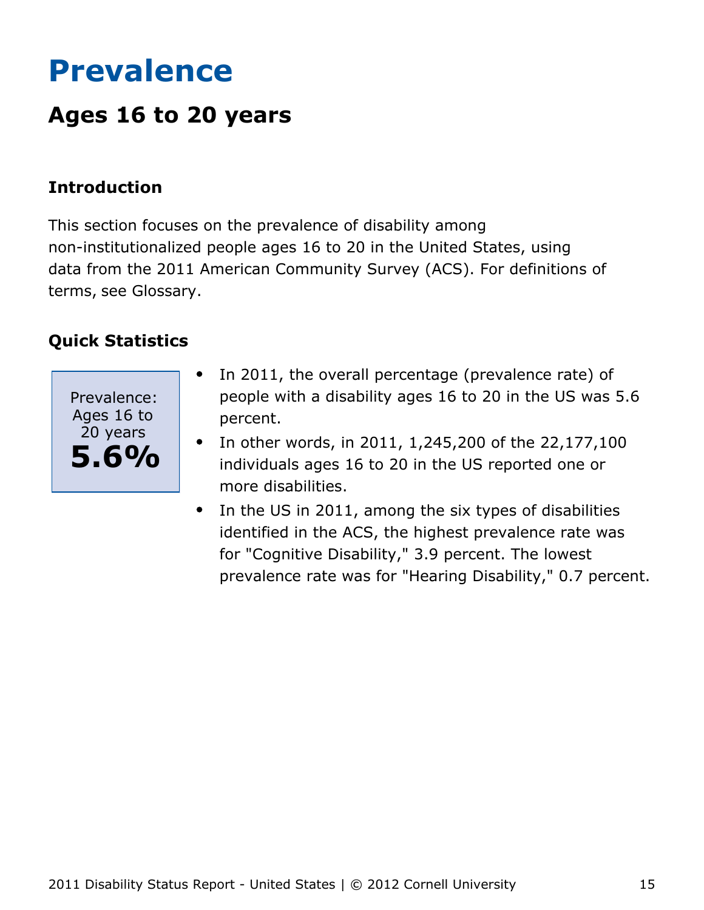# Prevalence

## Ages 16 to 20 years

### Introduction

This section focuses on the prevalence of disability among non-institutionalized people ages 16 to 20 in the United States, using data from the 2011 American Community Survey (ACS). For definitions of terms, see Glossary.

### Quick Statistics

Prevalence: Ages 16 to 20 years
**5.6%**

- In 2011, the overall percentage (prevalence rate) of people with a disability ages 16 to 20 in the US was 5.6 percent.
- In other words, in 2011, 1,245,200 of the 22,177,100 individuals ages 16 to 20 in the US reported one or more disabilities.
- In the US in 2011, among the six types of disabilities identified in the ACS, the highest prevalence rate was for "Cognitive Disability," 3.9 percent. The lowest prevalence rate was for "Hearing Disability," 0.7 percent.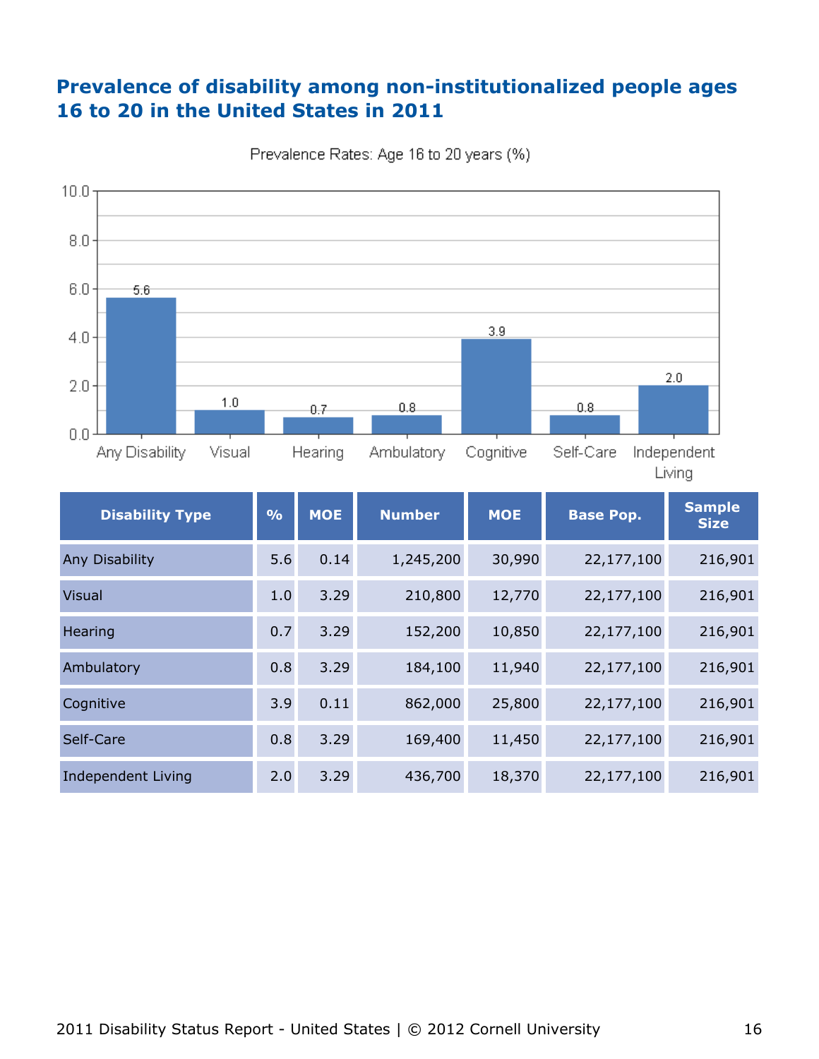# Prevalence of disability among non-institutionalized people ages 16 to 20 in the United States in 2011

Prevalence Rates: Age 16 to 20 years (%)

| Disability Type | % | MOE | Number | MOE | Base Pop. | Sample Size |
|---|---|---|---|---|---|---|
| Any Disability | 5.6 | 0.14 | 1,245,200 | 30,990 | 22,177,100 | 216,901 |
| Visual | 1.0 | 3.29 | 210,800 | 12,770 | 22,177,100 | 216,901 |
| Hearing | 0.7 | 3.29 | 152,200 | 10,850 | 22,177,100 | 216,901 |
| Ambulatory | 0.8 | 3.29 | 184,100 | 11,940 | 22,177,100 | 216,901 |
| Cognitive | 3.9 | 0.11 | 862,000 | 25,800 | 22,177,100 | 216,901 |
| Self-Care | 0.8 | 3.29 | 169,400 | 11,450 | 22,177,100 | 216,901 |
| Independent Living | 2.0 | 3.29 | 436,700 | 18,370 | 22,177,100 | 216,901 |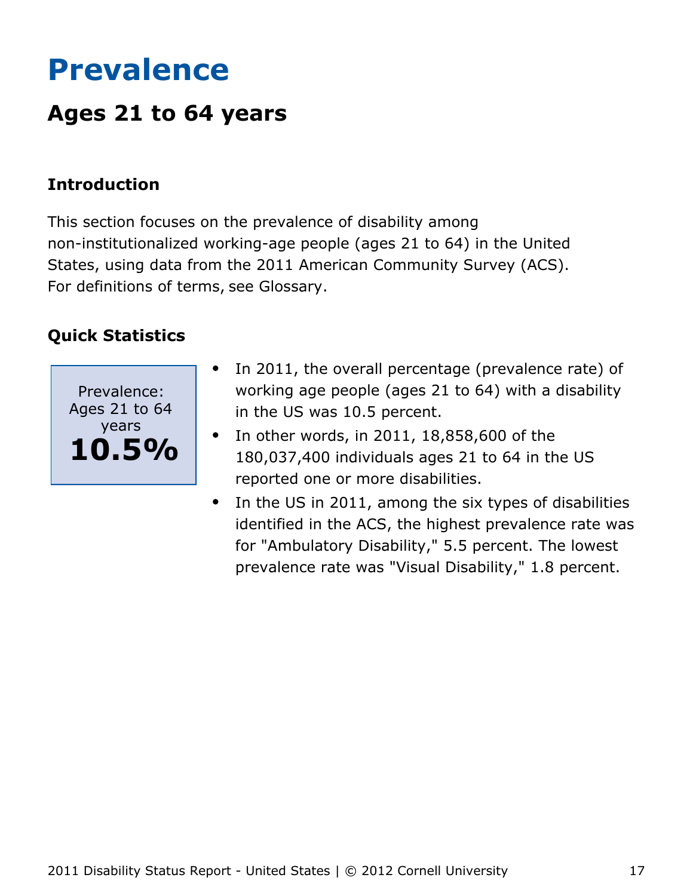# Prevalence

## Ages 21 to 64 years

### Introduction

This section focuses on the prevalence of disability among non-institutionalized working-age people (ages 21 to 64) in the United States, using data from the 2011 American Community Survey (ACS). For definitions of terms, see Glossary.

### Quick Statistics

Prevalence: Ages 21 to 64 years
**10.5%**

- In 2011, the overall percentage (prevalence rate) of working age people (ages 21 to 64) with a disability in the US was 10.5 percent.
- In other words, in 2011, 18,858,600 of the 180,037,400 individuals ages 21 to 64 in the US reported one or more disabilities.
- In the US in 2011, among the six types of disabilities identified in the ACS, the highest prevalence rate was for "Ambulatory Disability," 5.5 percent. The lowest prevalence rate was "Visual Disability," 1.8 percent.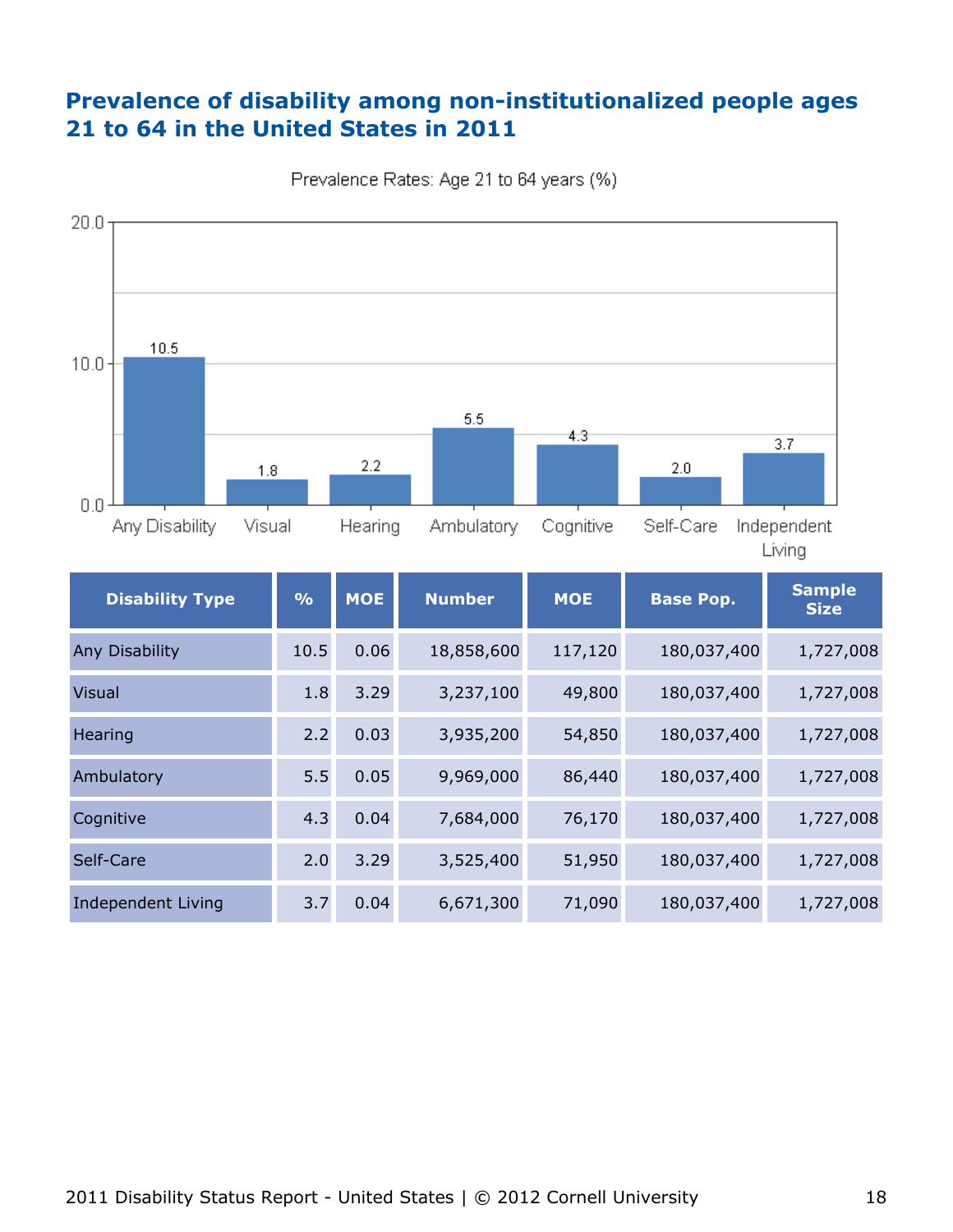## Prevalence of disability among non-institutionalized people ages 21 to 64 in the United States in 2011

Prevalence Rates: Age 21 to 64 years (%)

| Disability Type | % | MOE | Number | MOE | Base Pop. | Sample Size |
|---|---|---|---|---|---|---|
| Any Disability | 10.5 | 0.06 | 18,858,600 | 117,120 | 180,037,400 | 1,727,008 |
| Visual | 1.8 | 3.29 | 3,237,100 | 49,800 | 180,037,400 | 1,727,008 |
| Hearing | 2.2 | 0.03 | 3,935,200 | 54,850 | 180,037,400 | 1,727,008 |
| Ambulatory | 5.5 | 0.05 | 9,969,000 | 86,440 | 180,037,400 | 1,727,008 |
| Cognitive | 4.3 | 0.04 | 7,684,000 | 76,170 | 180,037,400 | 1,727,008 |
| Self-Care | 2.0 | 3.29 | 3,525,400 | 51,950 | 180,037,400 | 1,727,008 |
| Independent Living | 3.7 | 0.04 | 6,671,300 | 71,090 | 180,037,400 | 1,727,008 |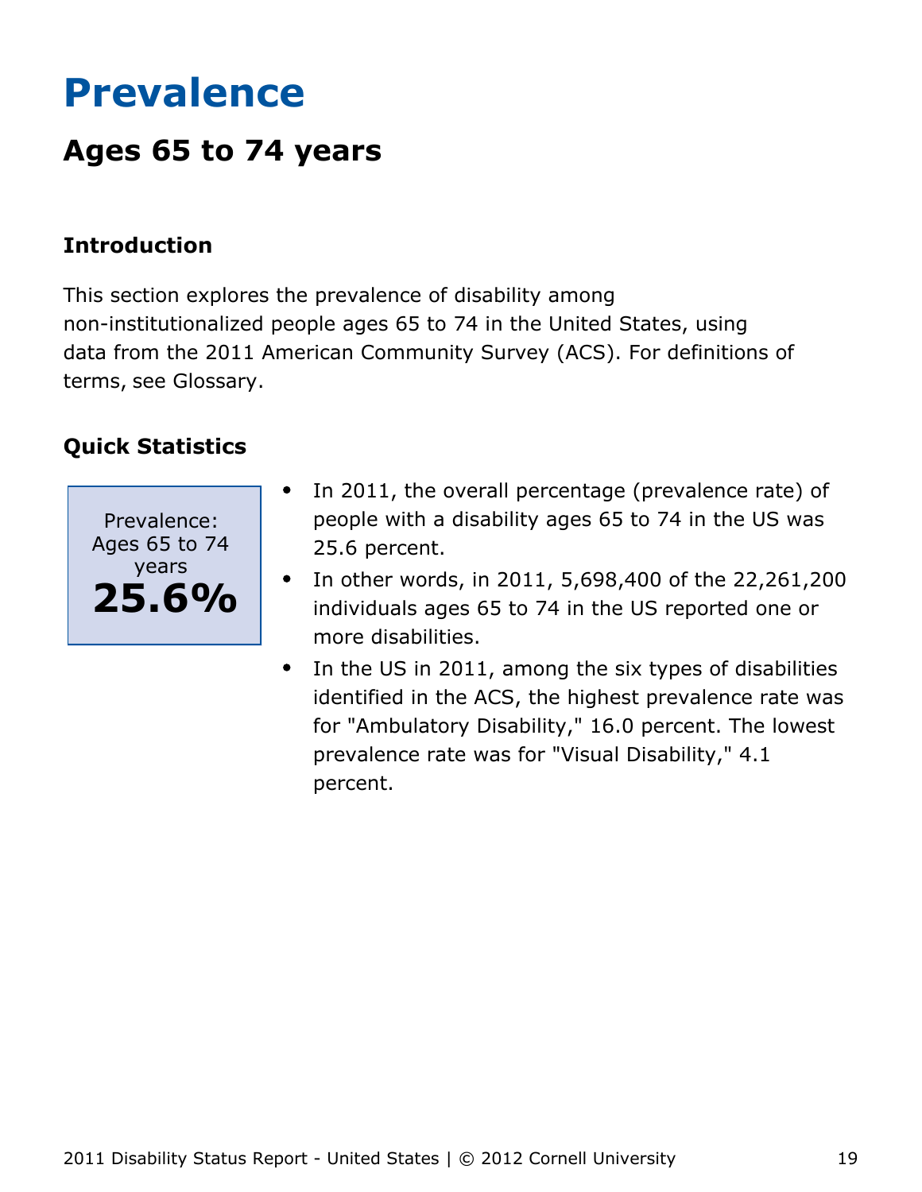# Prevalence

## Ages 65 to 74 years

### Introduction

This section explores the prevalence of disability among non-institutionalized people ages 65 to 74 in the United States, using data from the 2011 American Community Survey (ACS). For definitions of terms, see Glossary.

### Quick Statistics

Prevalence: Ages 65 to 74 years
**25.6%**

- In 2011, the overall percentage (prevalence rate) of people with a disability ages 65 to 74 in the US was 25.6 percent.
- In other words, in 2011, 5,698,400 of the 22,261,200 individuals ages 65 to 74 in the US reported one or more disabilities.
- In the US in 2011, among the six types of disabilities identified in the ACS, the highest prevalence rate was for "Ambulatory Disability," 16.0 percent. The lowest prevalence rate was for "Visual Disability," 4.1 percent.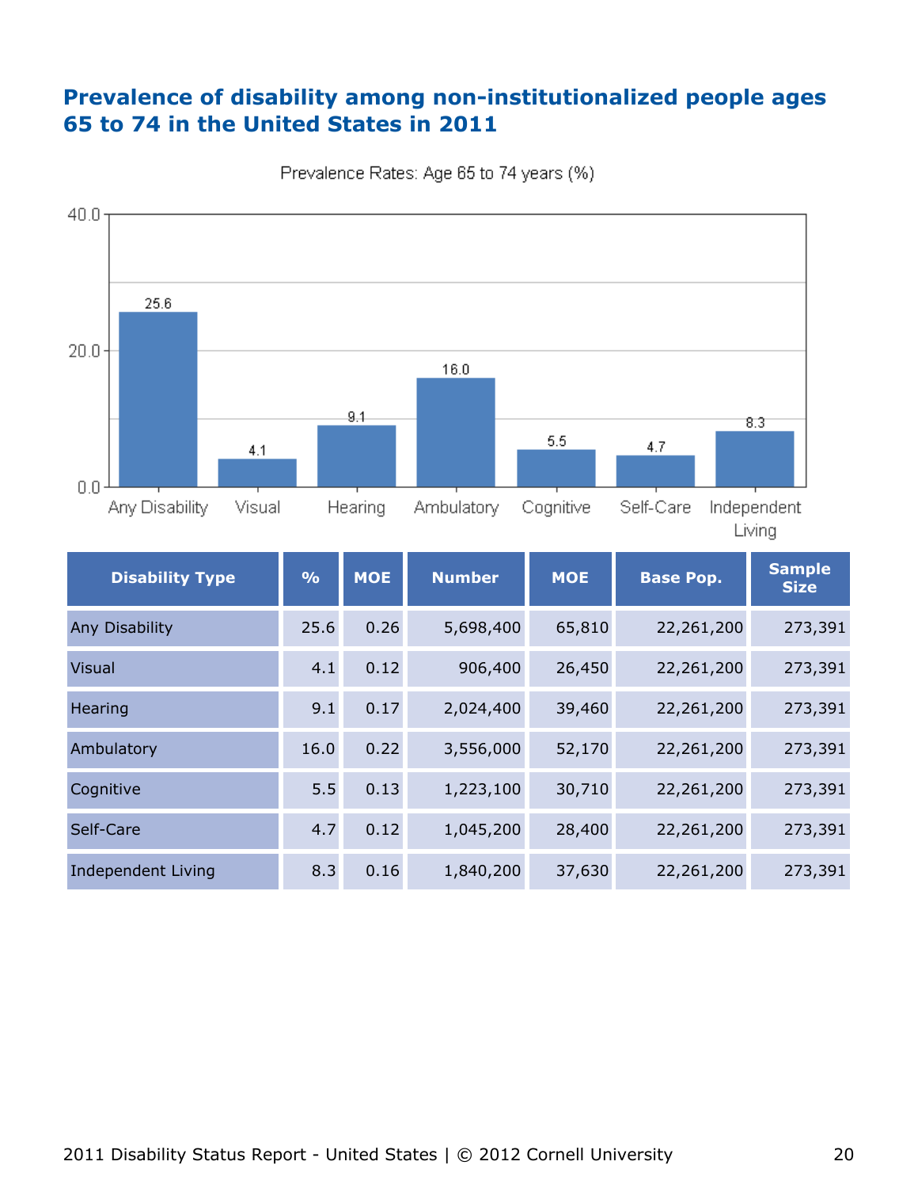## Prevalence of disability among non-institutionalized people ages 65 to 74 in the United States in 2011

Prevalence Rates: Age 65 to 74 years (%)

| Disability Type | % | MOE | Number | MOE | Base Pop. | Sample Size |
|---|---|---|---|---|---|---|
| Any Disability | 25.6 | 0.26 | 5,698,400 | 65,810 | 22,261,200 | 273,391 |
| Visual | 4.1 | 0.12 | 906,400 | 26,450 | 22,261,200 | 273,391 |
| Hearing | 9.1 | 0.17 | 2,024,400 | 39,460 | 22,261,200 | 273,391 |
| Ambulatory | 16.0 | 0.22 | 3,556,000 | 52,170 | 22,261,200 | 273,391 |
| Cognitive | 5.5 | 0.13 | 1,223,100 | 30,710 | 22,261,200 | 273,391 |
| Self-Care | 4.7 | 0.12 | 1,045,200 | 28,400 | 22,261,200 | 273,391 |
| Independent Living | 8.3 | 0.16 | 1,840,200 | 37,630 | 22,261,200 | 273,391 |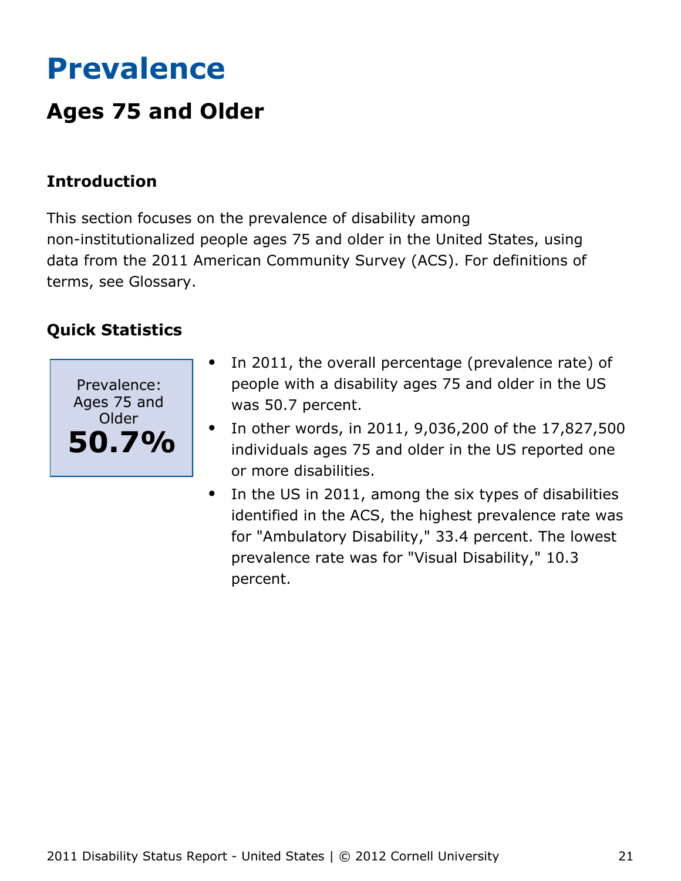# Prevalence

## Ages 75 and Older

### Introduction

This section focuses on the prevalence of disability among non-institutionalized people ages 75 and older in the United States, using data from the 2011 American Community Survey (ACS). For definitions of terms, see Glossary.

### Quick Statistics

Prevalence: Ages 75 and Older
**50.7%**

- In 2011, the overall percentage (prevalence rate) of people with a disability ages 75 and older in the US was 50.7 percent.
- In other words, in 2011, 9,036,200 of the 17,827,500 individuals ages 75 and older in the US reported one or more disabilities.
- In the US in 2011, among the six types of disabilities identified in the ACS, the highest prevalence rate was for "Ambulatory Disability," 33.4 percent. The lowest prevalence rate was for "Visual Disability," 10.3 percent.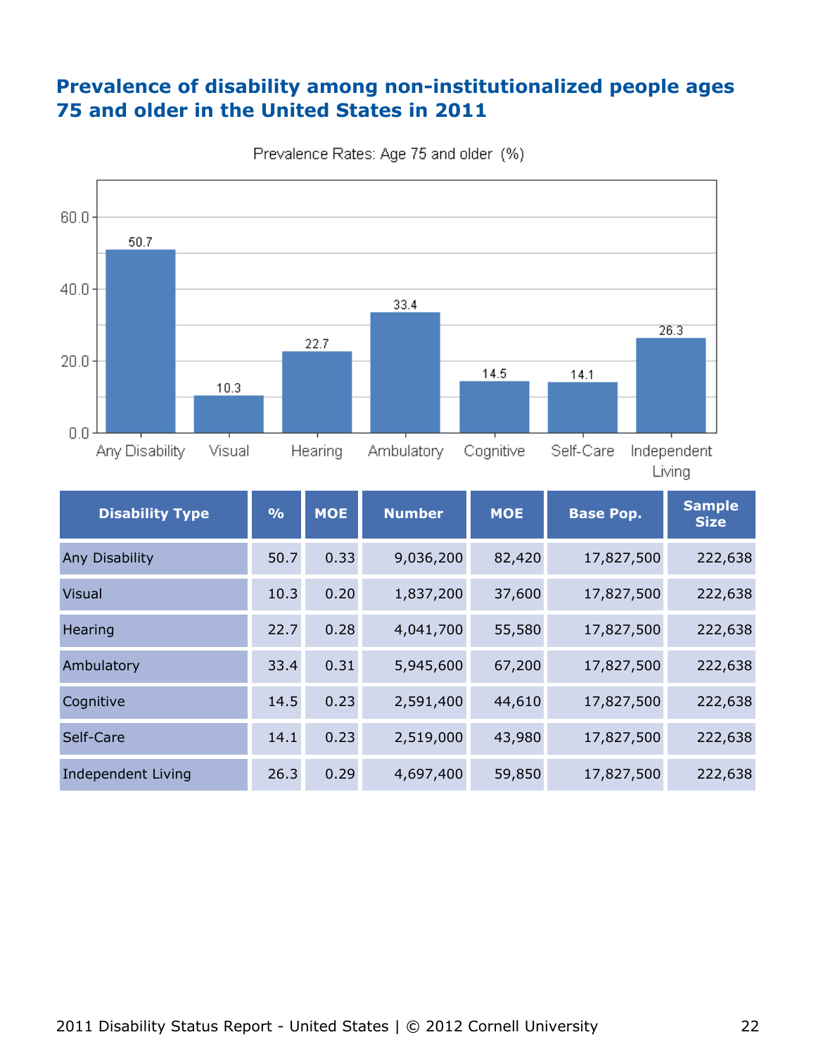## Prevalence of disability among non-institutionalized people ages 75 and older in the United States in 2011

Prevalence Rates: Age 75 and older (%)

| Disability Type | % | MOE | Number | MOE | Base Pop. | Sample Size |
|---|---|---|---|---|---|---|
| Any Disability | 50.7 | 0.33 | 9,036,200 | 82,420 | 17,827,500 | 222,638 |
| Visual | 10.3 | 0.20 | 1,837,200 | 37,600 | 17,827,500 | 222,638 |
| Hearing | 22.7 | 0.28 | 4,041,700 | 55,580 | 17,827,500 | 222,638 |
| Ambulatory | 33.4 | 0.31 | 5,945,600 | 67,200 | 17,827,500 | 222,638 |
| Cognitive | 14.5 | 0.23 | 2,591,400 | 44,610 | 17,827,500 | 222,638 |
| Self-Care | 14.1 | 0.23 | 2,519,000 | 43,980 | 17,827,500 | 222,638 |
| Independent Living | 26.3 | 0.29 | 4,697,400 | 59,850 | 17,827,500 | 222,638 |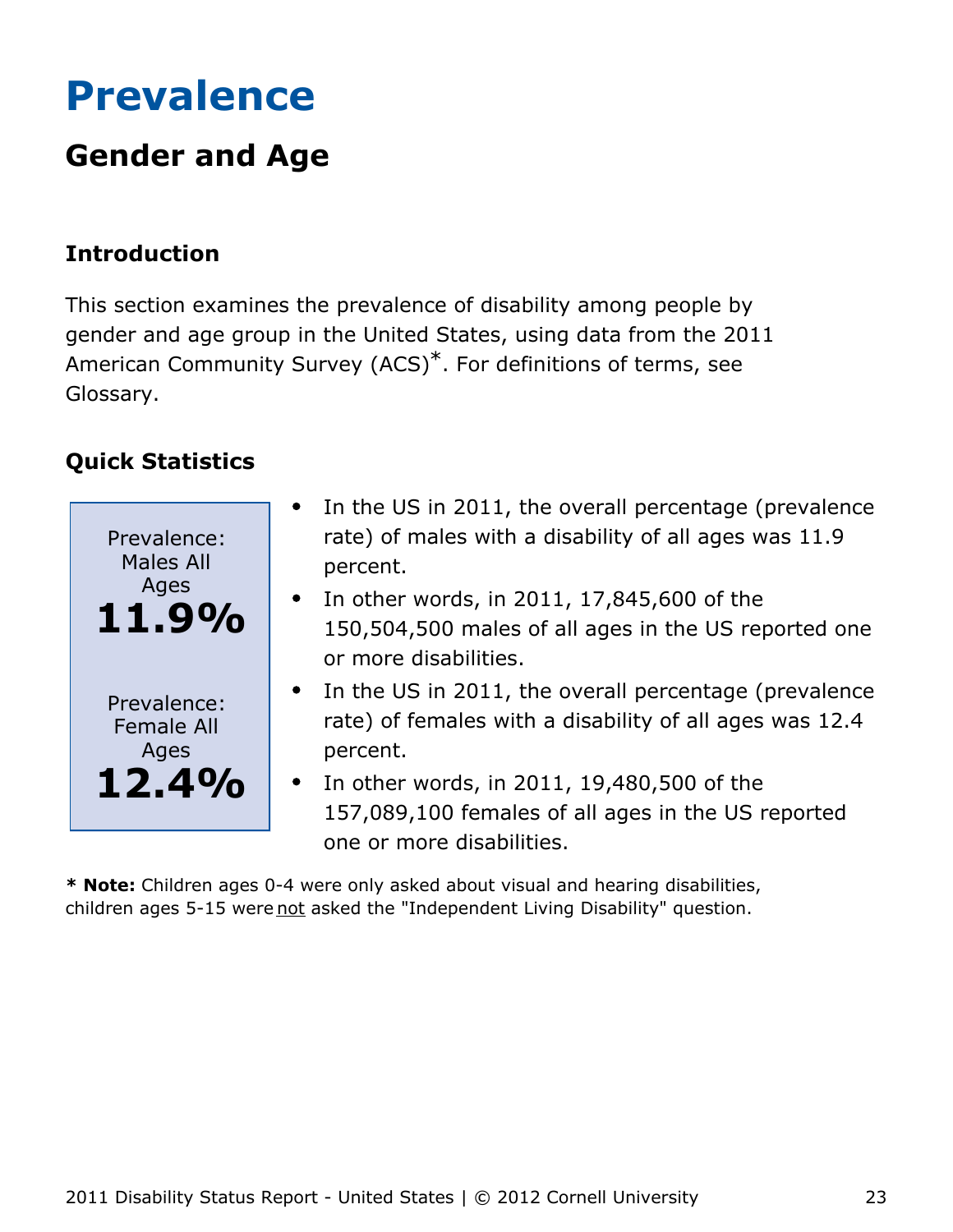# Prevalence

## Gender and Age

### Introduction

This section examines the prevalence of disability among people by gender and age group in the United States, using data from the 2011 American Community Survey (ACS)*. For definitions of terms, see Glossary.

### Quick Statistics

Prevalence: Males All Ages
**11.9%**

Prevalence: Female All Ages
**12.4%**

- In the US in 2011, the overall percentage (prevalence rate) of males with a disability of all ages was 11.9 percent.
- In other words, in 2011, 17,845,600 of the 150,504,500 males of all ages in the US reported one or more disabilities.
- In the US in 2011, the overall percentage (prevalence rate) of females with a disability of all ages was 12.4 percent.
- In other words, in 2011, 19,480,500 of the 157,089,100 females of all ages in the US reported one or more disabilities.

**\* Note:** Children ages 0-4 were only asked about visual and hearing disabilities, children ages 5-15 were not asked the "Independent Living Disability" question.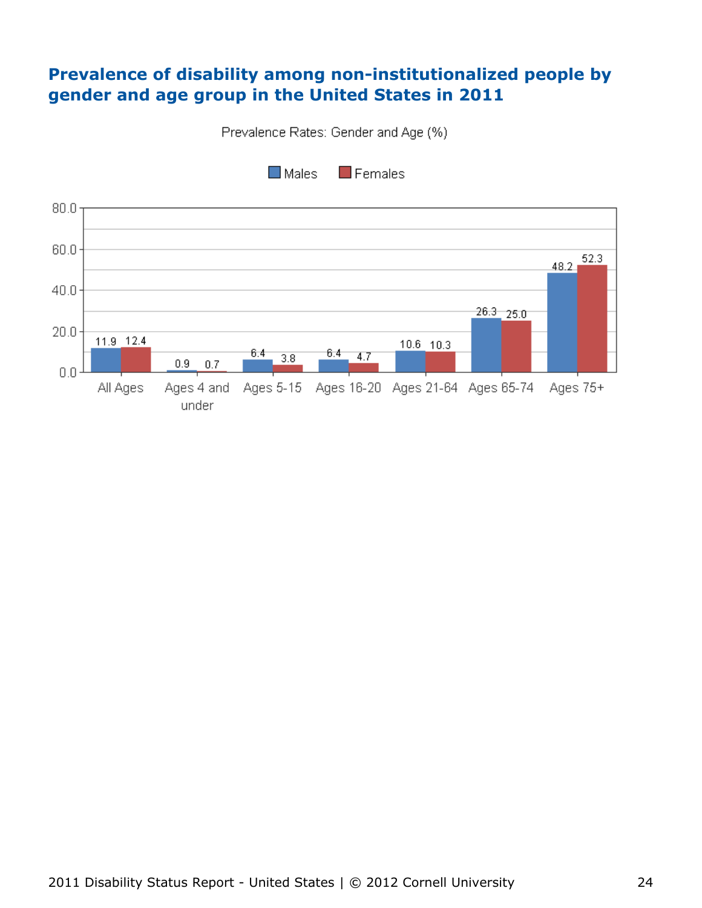# Prevalence of disability among non-institutionalized people by gender and age group in the United States in 2011

Prevalence Rates: Gender and Age (%)

| | Males | Females |
|---|---|---|
| All Ages | 11.9 | 12.4 |
| Ages 4 and under | 0.9 | 0.7 |
| Ages 5-15 | 6.4 | 3.8 |
| Ages 16-20 | 6.4 | 4.7 |
| Ages 21-64 | 10.6 | 10.3 |
| Ages 65-74 | 26.3 | 25.0 |
| Ages 75+ | 48.2 | 52.3 |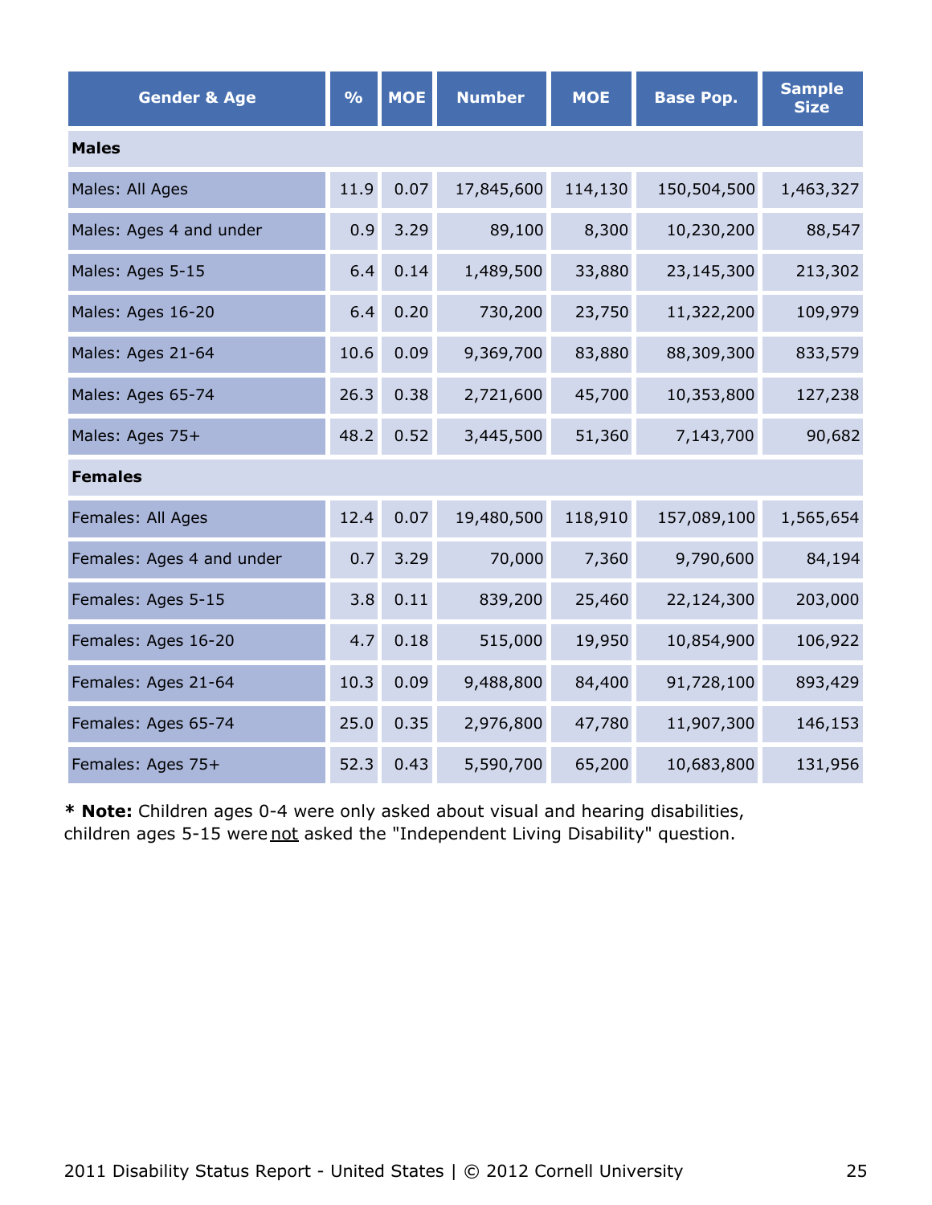| Gender & Age | % | MOE | Number | MOE | Base Pop. | Sample Size |
|---|---|---|---|---|---|---|
| **Males** | | | | | | |
| Males: All Ages | 11.9 | 0.07 | 17,845,600 | 114,130 | 150,504,500 | 1,463,327 |
| Males: Ages 4 and under | 0.9 | 3.29 | 89,100 | 8,300 | 10,230,200 | 88,547 |
| Males: Ages 5-15 | 6.4 | 0.14 | 1,489,500 | 33,880 | 23,145,300 | 213,302 |
| Males: Ages 16-20 | 6.4 | 0.20 | 730,200 | 23,750 | 11,322,200 | 109,979 |
| Males: Ages 21-64 | 10.6 | 0.09 | 9,369,700 | 83,880 | 88,309,300 | 833,579 |
| Males: Ages 65-74 | 26.3 | 0.38 | 2,721,600 | 45,700 | 10,353,800 | 127,238 |
| Males: Ages 75+ | 48.2 | 0.52 | 3,445,500 | 51,360 | 7,143,700 | 90,682 |
| **Females** | | | | | | |
| Females: All Ages | 12.4 | 0.07 | 19,480,500 | 118,910 | 157,089,100 | 1,565,654 |
| Females: Ages 4 and under | 0.7 | 3.29 | 70,000 | 7,360 | 9,790,600 | 84,194 |
| Females: Ages 5-15 | 3.8 | 0.11 | 839,200 | 25,460 | 22,124,300 | 203,000 |
| Females: Ages 16-20 | 4.7 | 0.18 | 515,000 | 19,950 | 10,854,900 | 106,922 |
| Females: Ages 21-64 | 10.3 | 0.09 | 9,488,800 | 84,400 | 91,728,100 | 893,429 |
| Females: Ages 65-74 | 25.0 | 0.35 | 2,976,800 | 47,780 | 11,907,300 | 146,153 |
| Females: Ages 75+ | 52.3 | 0.43 | 5,590,700 | 65,200 | 10,683,800 | 131,956 |

**\* Note:** Children ages 0-4 were only asked about visual and hearing disabilities, children ages 5-15 were not asked the "Independent Living Disability" question.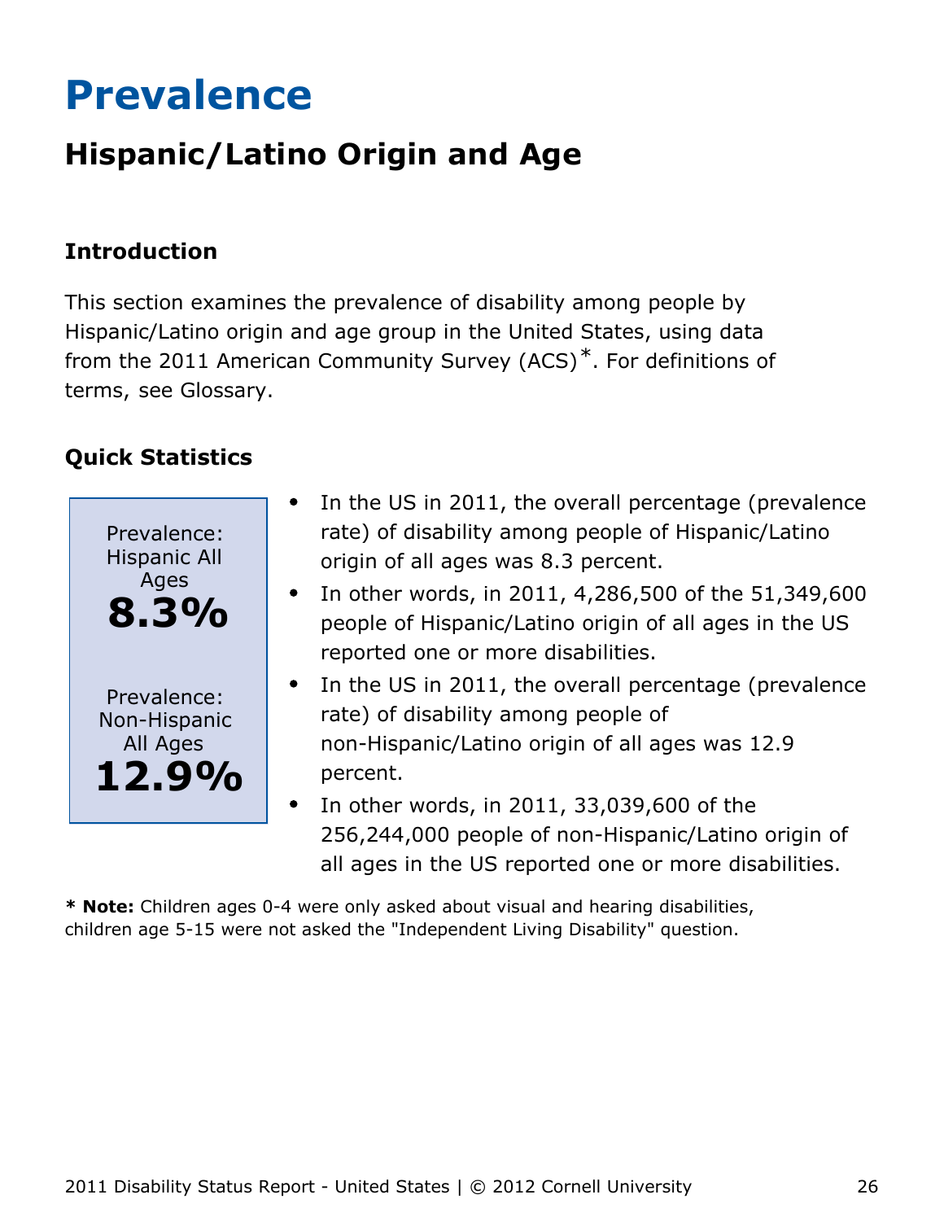# Prevalence

## Hispanic/Latino Origin and Age

### Introduction

This section examines the prevalence of disability among people by Hispanic/Latino origin and age group in the United States, using data from the 2011 American Community Survey (ACS)*. For definitions of terms, see Glossary.

### Quick Statistics

Prevalence: Hispanic All Ages
**8.3%**

Prevalence: Non-Hispanic All Ages
**12.9%**

- In the US in 2011, the overall percentage (prevalence rate) of disability among people of Hispanic/Latino origin of all ages was 8.3 percent.
- In other words, in 2011, 4,286,500 of the 51,349,600 people of Hispanic/Latino origin of all ages in the US reported one or more disabilities.
- In the US in 2011, the overall percentage (prevalence rate) of disability among people of non-Hispanic/Latino origin of all ages was 12.9 percent.
- In other words, in 2011, 33,039,600 of the 256,244,000 people of non-Hispanic/Latino origin of all ages in the US reported one or more disabilities.

**\* Note:** Children ages 0-4 were only asked about visual and hearing disabilities, children age 5-15 were not asked the "Independent Living Disability" question.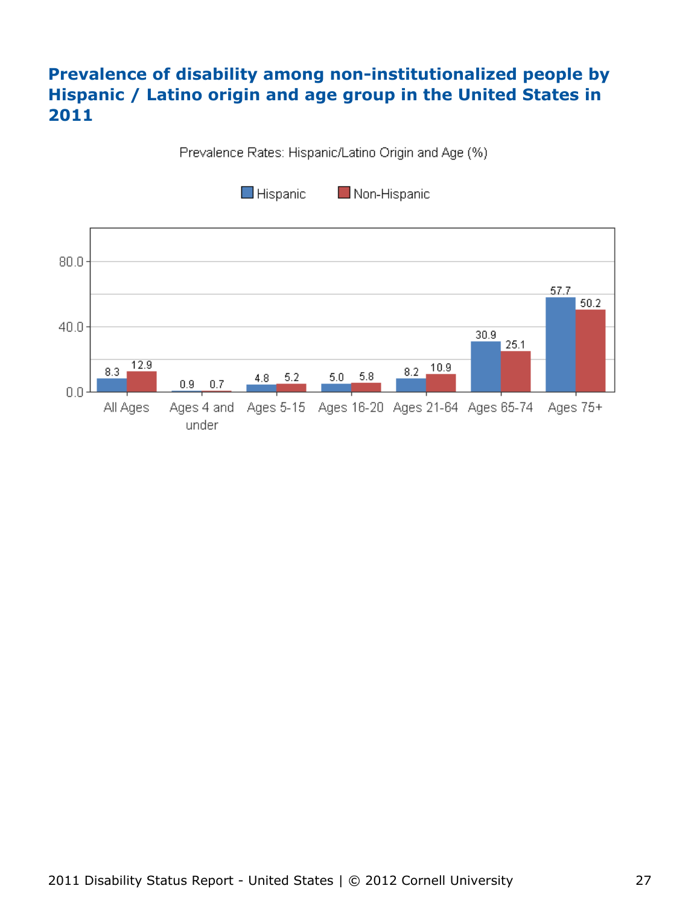## Prevalence of disability among non-institutionalized people by Hispanic / Latino origin and age group in the United States in 2011

Prevalence Rates: Hispanic/Latino Origin and Age (%)

| Age Group | Hispanic | Non-Hispanic |
|---|---|---|
| All Ages | 8.3 | 12.9 |
| Ages 4 and under | 0.9 | 0.7 |
| Ages 5-15 | 4.8 | 5.2 |
| Ages 16-20 | 5.0 | 5.8 |
| Ages 21-64 | 8.2 | 10.9 |
| Ages 65-74 | 30.9 | 25.1 |
| Ages 75+ | 57.7 | 50.2 |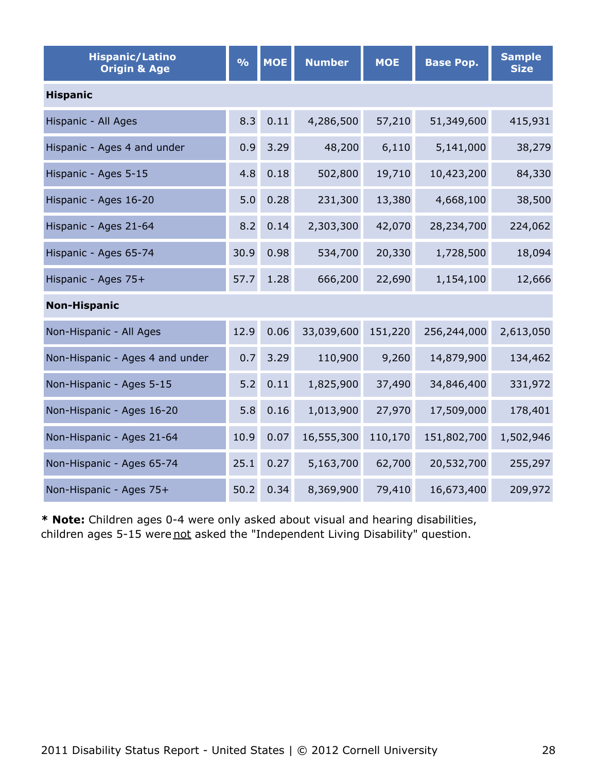| Hispanic/Latino Origin & Age | % | MOE | Number | MOE | Base Pop. | Sample Size |
|---|---|---|---|---|---|---|
| **Hispanic** | | | | | | |
| Hispanic - All Ages | 8.3 | 0.11 | 4,286,500 | 57,210 | 51,349,600 | 415,931 |
| Hispanic - Ages 4 and under | 0.9 | 3.29 | 48,200 | 6,110 | 5,141,000 | 38,279 |
| Hispanic - Ages 5-15 | 4.8 | 0.18 | 502,800 | 19,710 | 10,423,200 | 84,330 |
| Hispanic - Ages 16-20 | 5.0 | 0.28 | 231,300 | 13,380 | 4,668,100 | 38,500 |
| Hispanic - Ages 21-64 | 8.2 | 0.14 | 2,303,300 | 42,070 | 28,234,700 | 224,062 |
| Hispanic - Ages 65-74 | 30.9 | 0.98 | 534,700 | 20,330 | 1,728,500 | 18,094 |
| Hispanic - Ages 75+ | 57.7 | 1.28 | 666,200 | 22,690 | 1,154,100 | 12,666 |
| **Non-Hispanic** | | | | | | |
| Non-Hispanic - All Ages | 12.9 | 0.06 | 33,039,600 | 151,220 | 256,244,000 | 2,613,050 |
| Non-Hispanic - Ages 4 and under | 0.7 | 3.29 | 110,900 | 9,260 | 14,879,900 | 134,462 |
| Non-Hispanic - Ages 5-15 | 5.2 | 0.11 | 1,825,900 | 37,490 | 34,846,400 | 331,972 |
| Non-Hispanic - Ages 16-20 | 5.8 | 0.16 | 1,013,900 | 27,970 | 17,509,000 | 178,401 |
| Non-Hispanic - Ages 21-64 | 10.9 | 0.07 | 16,555,300 | 110,170 | 151,802,700 | 1,502,946 |
| Non-Hispanic - Ages 65-74 | 25.1 | 0.27 | 5,163,700 | 62,700 | 20,532,700 | 255,297 |
| Non-Hispanic - Ages 75+ | 50.2 | 0.34 | 8,369,900 | 79,410 | 16,673,400 | 209,972 |

**\* Note:** Children ages 0-4 were only asked about visual and hearing disabilities, children ages 5-15 were not asked the "Independent Living Disability" question.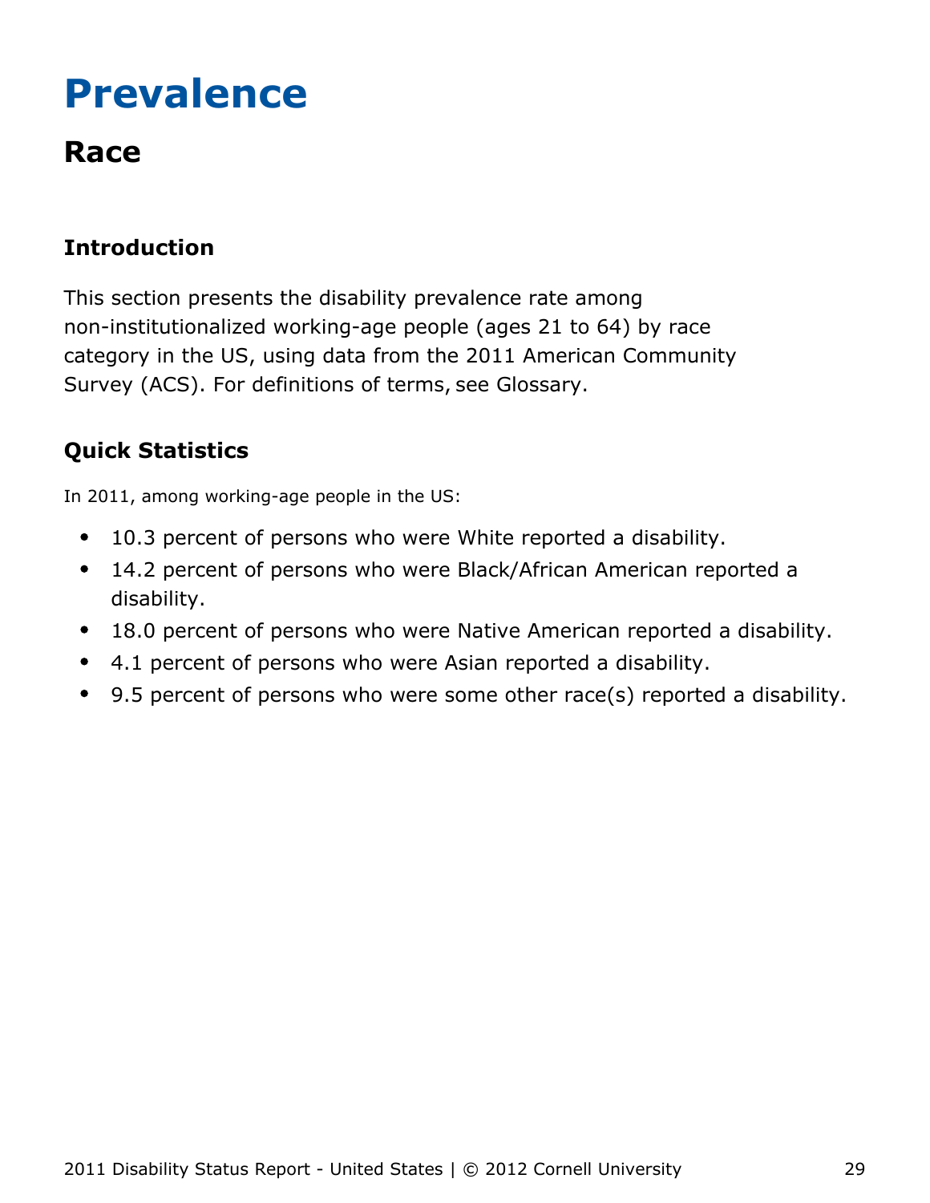# Prevalence

## Race

### Introduction

This section presents the disability prevalence rate among non-institutionalized working-age people (ages 21 to 64) by race category in the US, using data from the 2011 American Community Survey (ACS). For definitions of terms, see Glossary.

### Quick Statistics

In 2011, among working-age people in the US:

- 10.3 percent of persons who were White reported a disability.
- 14.2 percent of persons who were Black/African American reported a disability.
- 18.0 percent of persons who were Native American reported a disability.
- 4.1 percent of persons who were Asian reported a disability.
- 9.5 percent of persons who were some other race(s) reported a disability.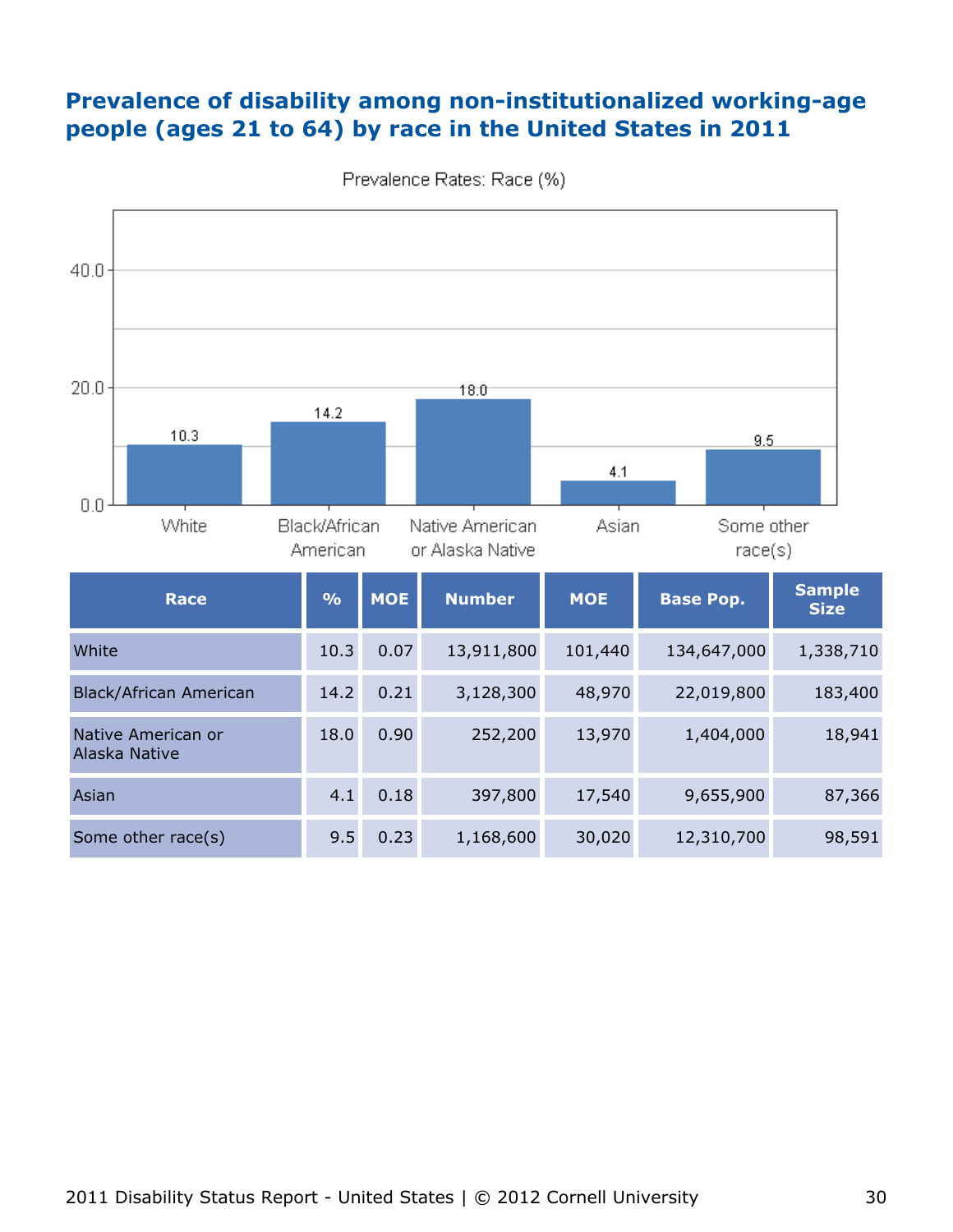# Prevalence of disability among non-institutionalized working-age people (ages 21 to 64) by race in the United States in 2011

Prevalence Rates: Race (%)

| Race | % | MOE | Number | MOE | Base Pop. | Sample Size |
|---|---|---|---|---|---|---|
| White | 10.3 | 0.07 | 13,911,800 | 101,440 | 134,647,000 | 1,338,710 |
| Black/African American | 14.2 | 0.21 | 3,128,300 | 48,970 | 22,019,800 | 183,400 |
| Native American or Alaska Native | 18.0 | 0.90 | 252,200 | 13,970 | 1,404,000 | 18,941 |
| Asian | 4.1 | 0.18 | 397,800 | 17,540 | 9,655,900 | 87,366 |
| Some other race(s) | 9.5 | 0.23 | 1,168,600 | 30,020 | 12,310,700 | 98,591 |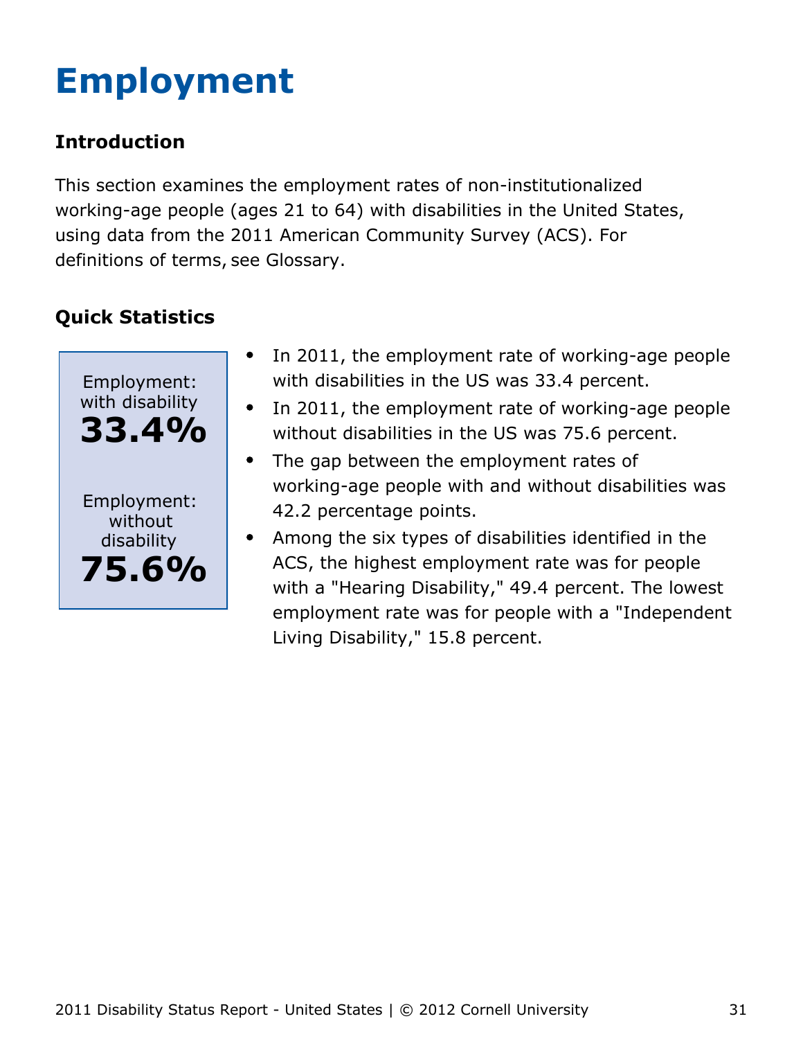# Employment

### Introduction

This section examines the employment rates of non-institutionalized working-age people (ages 21 to 64) with disabilities in the United States, using data from the 2011 American Community Survey (ACS). For definitions of terms, see Glossary.

### Quick Statistics

Employment: with disability
**33.4%**

Employment: without disability
**75.6%**

- In 2011, the employment rate of working-age people with disabilities in the US was 33.4 percent.
- In 2011, the employment rate of working-age people without disabilities in the US was 75.6 percent.
- The gap between the employment rates of working-age people with and without disabilities was 42.2 percentage points.
- Among the six types of disabilities identified in the ACS, the highest employment rate was for people with a "Hearing Disability," 49.4 percent. The lowest employment rate was for people with a "Independent Living Disability," 15.8 percent.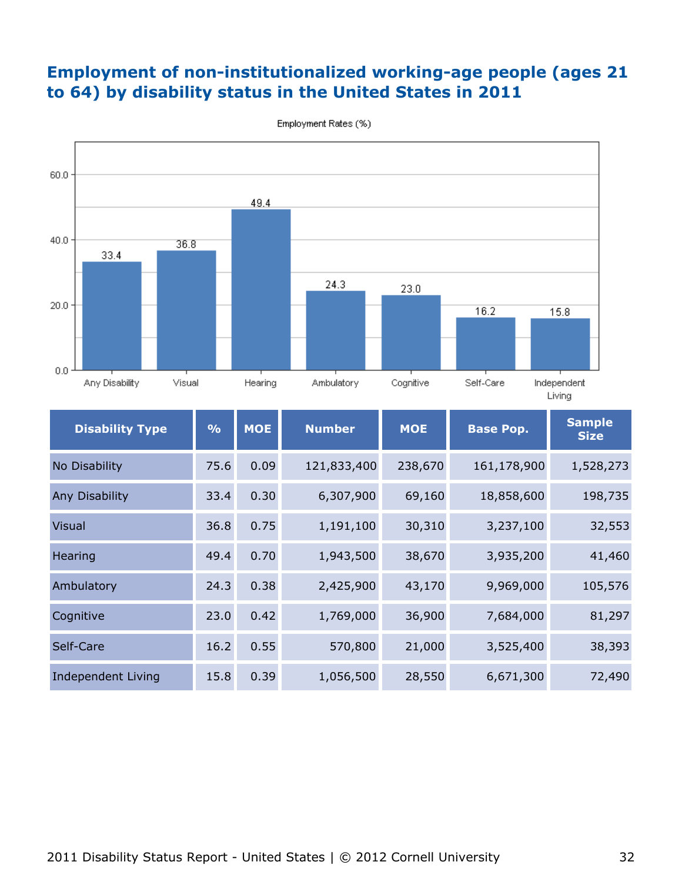## Employment of non-institutionalized working-age people (ages 21 to 64) by disability status in the United States in 2011

| Disability Type | % | MOE | Number | MOE | Base Pop. | Sample Size |
|---|---|---|---|---|---|---|
| No Disability | 75.6 | 0.09 | 121,833,400 | 238,670 | 161,178,900 | 1,528,273 |
| Any Disability | 33.4 | 0.30 | 6,307,900 | 69,160 | 18,858,600 | 198,735 |
| Visual | 36.8 | 0.75 | 1,191,100 | 30,310 | 3,237,100 | 32,553 |
| Hearing | 49.4 | 0.70 | 1,943,500 | 38,670 | 3,935,200 | 41,460 |
| Ambulatory | 24.3 | 0.38 | 2,425,900 | 43,170 | 9,969,000 | 105,576 |
| Cognitive | 23.0 | 0.42 | 1,769,000 | 36,900 | 7,684,000 | 81,297 |
| Self-Care | 16.2 | 0.55 | 570,800 | 21,000 | 3,525,400 | 38,393 |
| Independent Living | 15.8 | 0.39 | 1,056,500 | 28,550 | 6,671,300 | 72,490 |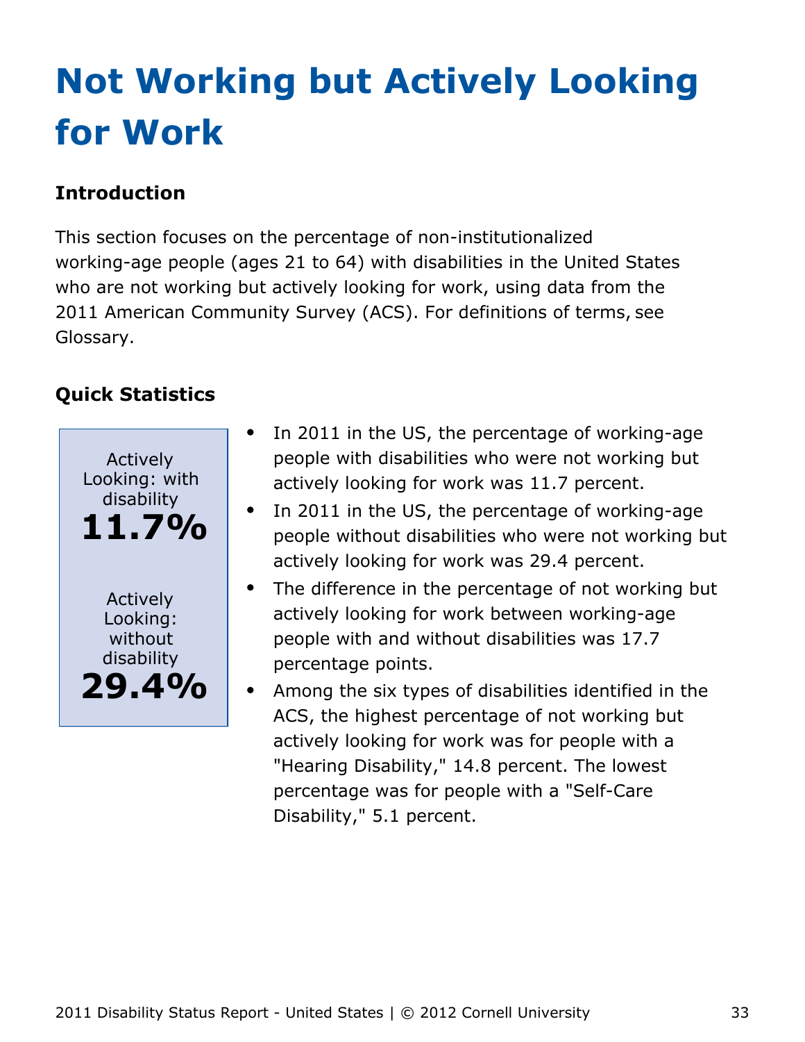# Not Working but Actively Looking for Work

## Introduction

This section focuses on the percentage of non-institutionalized working-age people (ages 21 to 64) with disabilities in the United States who are not working but actively looking for work, using data from the 2011 American Community Survey (ACS). For definitions of terms, see Glossary.

## Quick Statistics

Actively Looking: with disability
**11.7%**

Actively Looking: without disability
**29.4%**

- In 2011 in the US, the percentage of working-age people with disabilities who were not working but actively looking for work was 11.7 percent.
- In 2011 in the US, the percentage of working-age people without disabilities who were not working but actively looking for work was 29.4 percent.
- The difference in the percentage of not working but actively looking for work between working-age people with and without disabilities was 17.7 percentage points.
- Among the six types of disabilities identified in the ACS, the highest percentage of not working but actively looking for work was for people with a "Hearing Disability," 14.8 percent. The lowest percentage was for people with a "Self-Care Disability," 5.1 percent.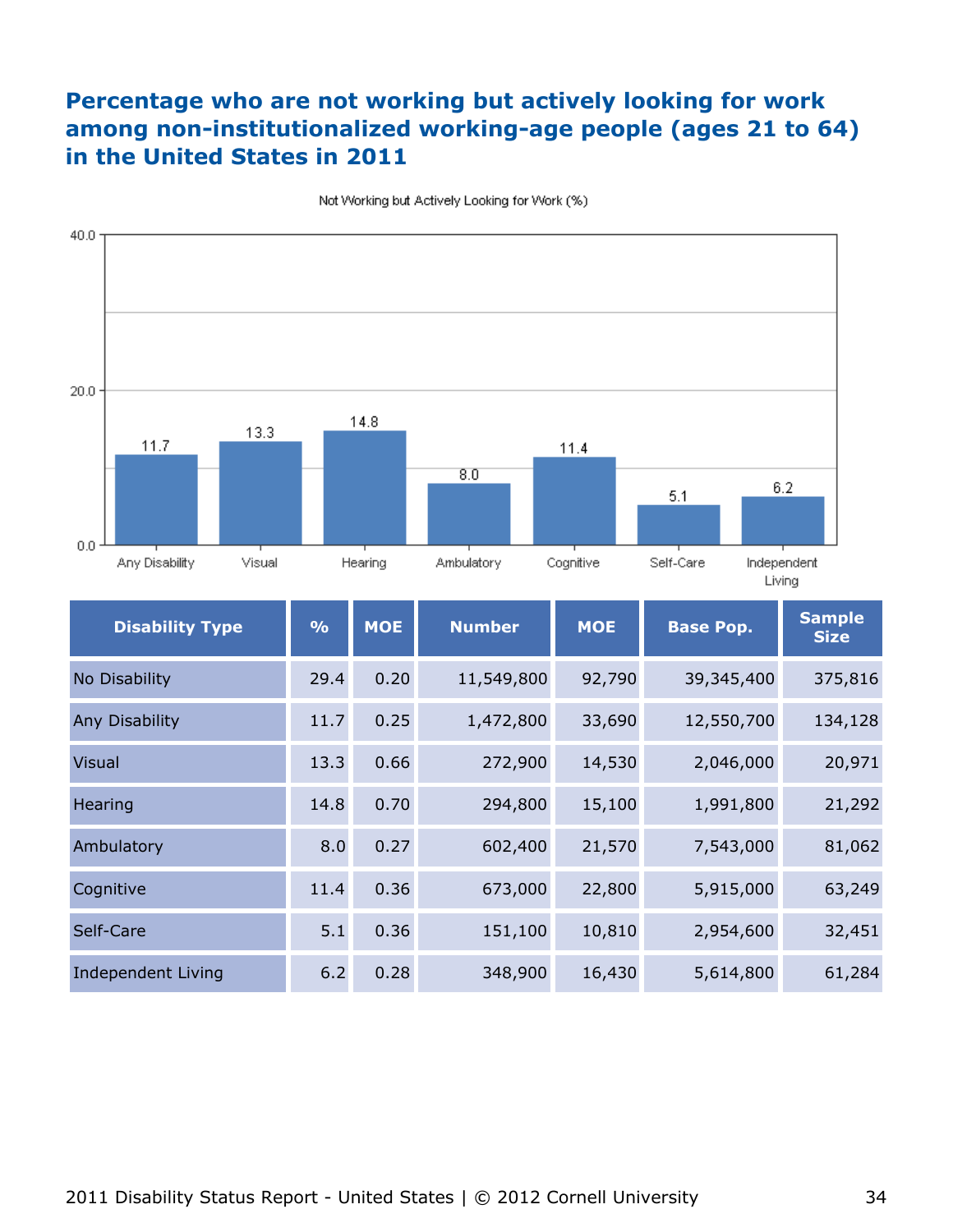# Percentage who are not working but actively looking for work among non-institutionalized working-age people (ages 21 to 64) in the United States in 2011

Not Working but Actively Looking for Work (%)

| Disability Type | % | MOE | Number | MOE | Base Pop. | Sample Size |
|---|---|---|---|---|---|---|
| No Disability | 29.4 | 0.20 | 11,549,800 | 92,790 | 39,345,400 | 375,816 |
| Any Disability | 11.7 | 0.25 | 1,472,800 | 33,690 | 12,550,700 | 134,128 |
| Visual | 13.3 | 0.66 | 272,900 | 14,530 | 2,046,000 | 20,971 |
| Hearing | 14.8 | 0.70 | 294,800 | 15,100 | 1,991,800 | 21,292 |
| Ambulatory | 8.0 | 0.27 | 602,400 | 21,570 | 7,543,000 | 81,062 |
| Cognitive | 11.4 | 0.36 | 673,000 | 22,800 | 5,915,000 | 63,249 |
| Self-Care | 5.1 | 0.36 | 151,100 | 10,810 | 2,954,600 | 32,451 |
| Independent Living | 6.2 | 0.28 | 348,900 | 16,430 | 5,614,800 | 61,284 |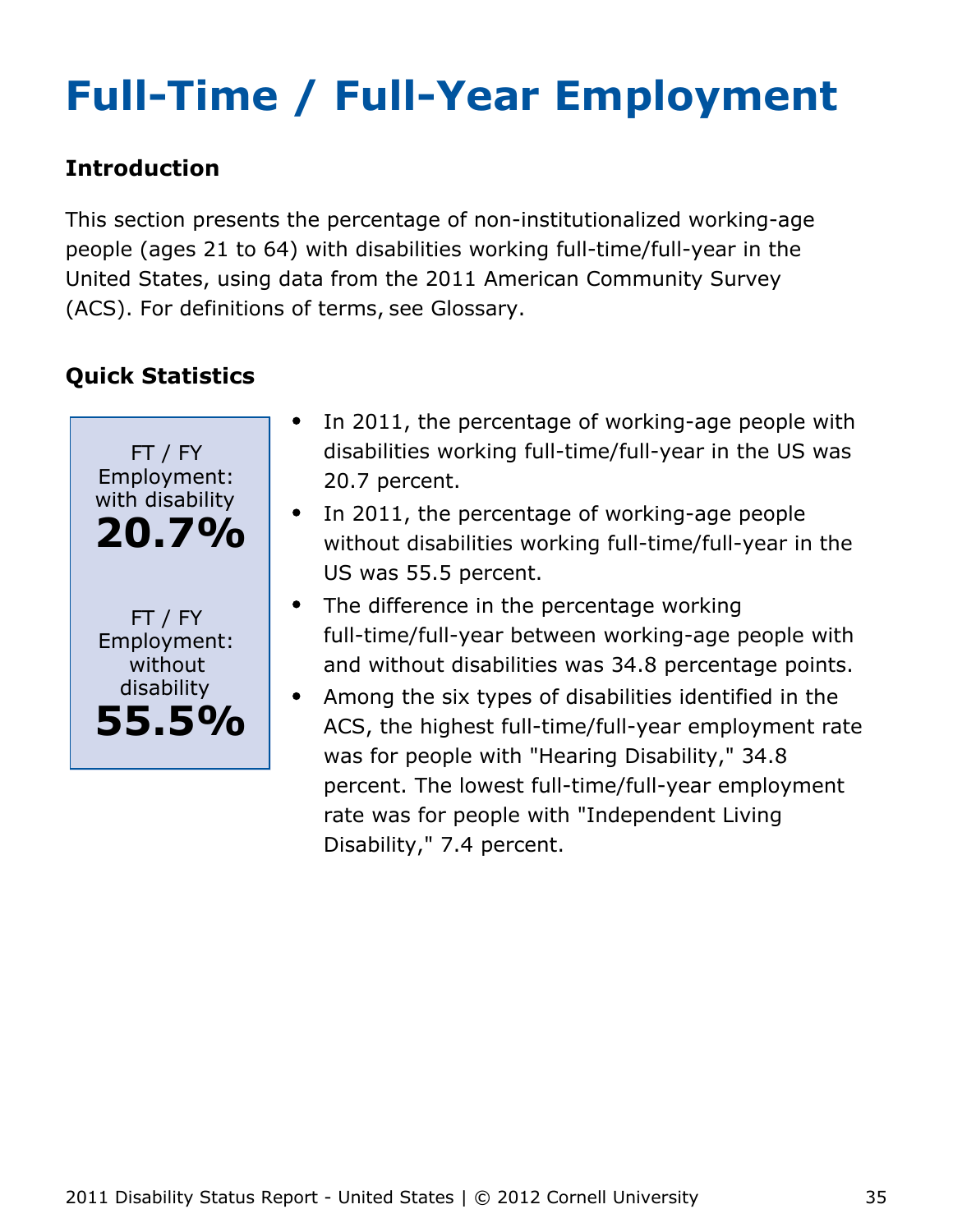# Full-Time / Full-Year Employment

## Introduction

This section presents the percentage of non-institutionalized working-age people (ages 21 to 64) with disabilities working full-time/full-year in the United States, using data from the 2011 American Community Survey (ACS). For definitions of terms, see Glossary.

## Quick Statistics

FT / FY Employment: with disability
**20.7%**

FT / FY Employment: without disability
**55.5%**

- In 2011, the percentage of working-age people with disabilities working full-time/full-year in the US was 20.7 percent.
- In 2011, the percentage of working-age people without disabilities working full-time/full-year in the US was 55.5 percent.
- The difference in the percentage working full-time/full-year between working-age people with and without disabilities was 34.8 percentage points.
- Among the six types of disabilities identified in the ACS, the highest full-time/full-year employment rate was for people with "Hearing Disability," 34.8 percent. The lowest full-time/full-year employment rate was for people with "Independent Living Disability," 7.4 percent.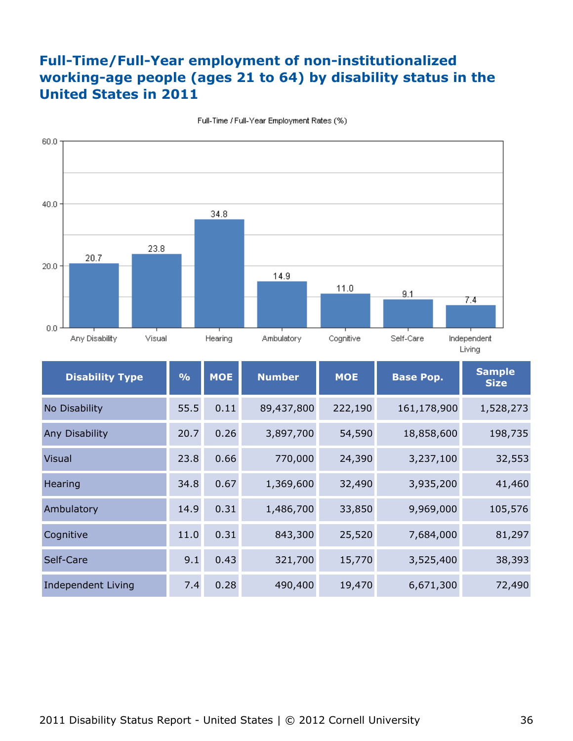## Full-Time/Full-Year employment of non-institutionalized working-age people (ages 21 to 64) by disability status in the United States in 2011

Full-Time / Full-Year Employment Rates (%)

| Disability Type | % | MOE | Number | MOE | Base Pop. | Sample Size |
|---|---|---|---|---|---|---|
| No Disability | 55.5 | 0.11 | 89,437,800 | 222,190 | 161,178,900 | 1,528,273 |
| Any Disability | 20.7 | 0.26 | 3,897,700 | 54,590 | 18,858,600 | 198,735 |
| Visual | 23.8 | 0.66 | 770,000 | 24,390 | 3,237,100 | 32,553 |
| Hearing | 34.8 | 0.67 | 1,369,600 | 32,490 | 3,935,200 | 41,460 |
| Ambulatory | 14.9 | 0.31 | 1,486,700 | 33,850 | 9,969,000 | 105,576 |
| Cognitive | 11.0 | 0.31 | 843,300 | 25,520 | 7,684,000 | 81,297 |
| Self-Care | 9.1 | 0.43 | 321,700 | 15,770 | 3,525,400 | 38,393 |
| Independent Living | 7.4 | 0.28 | 490,400 | 19,470 | 6,671,300 | 72,490 |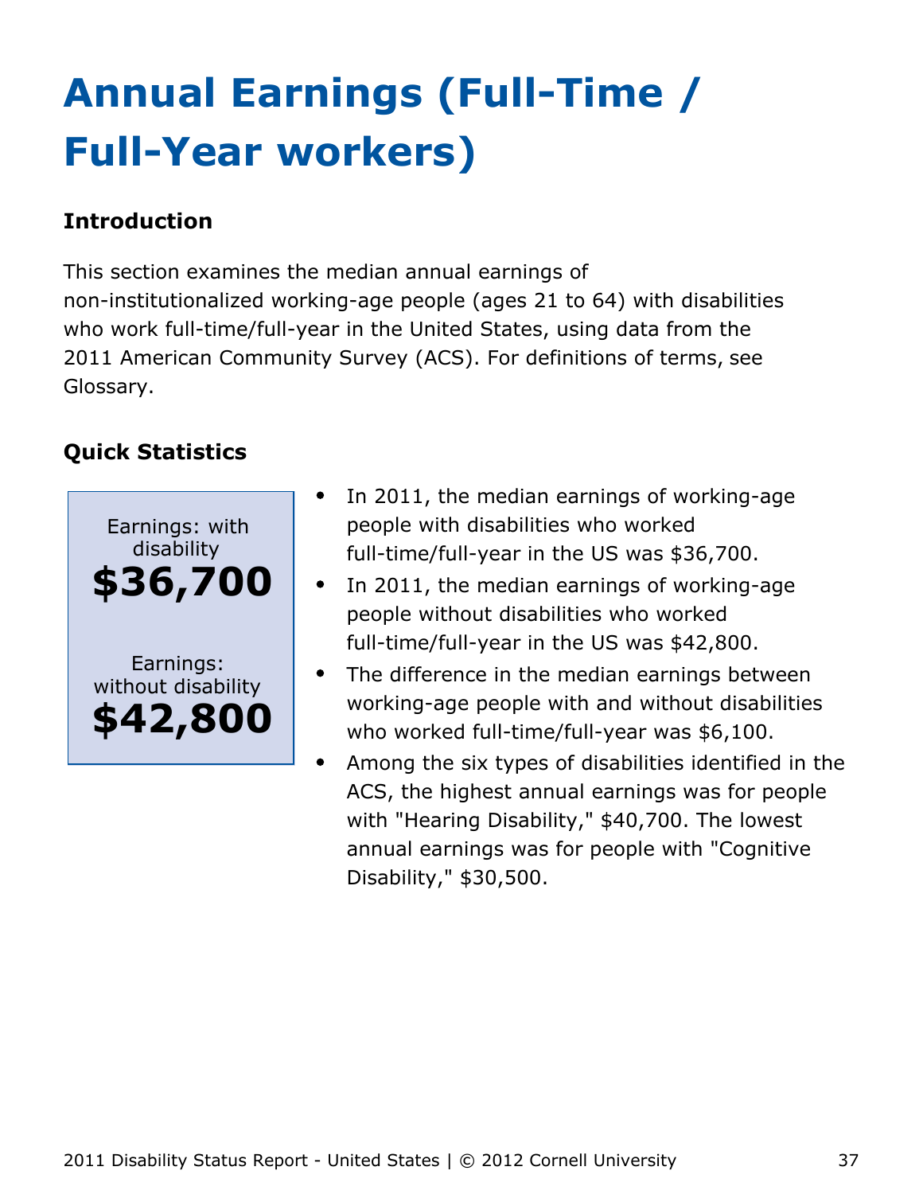# Annual Earnings (Full-Time / Full-Year workers)

### Introduction

This section examines the median annual earnings of non-institutionalized working-age people (ages 21 to 64) with disabilities who work full-time/full-year in the United States, using data from the 2011 American Community Survey (ACS). For definitions of terms, see Glossary.

### Quick Statistics

Earnings: with disability
**$36,700**

Earnings: without disability
**$42,800**

- In 2011, the median earnings of working-age people with disabilities who worked full-time/full-year in the US was $36,700.
- In 2011, the median earnings of working-age people without disabilities who worked full-time/full-year in the US was $42,800.
- The difference in the median earnings between working-age people with and without disabilities who worked full-time/full-year was $6,100.
- Among the six types of disabilities identified in the ACS, the highest annual earnings was for people with "Hearing Disability," $40,700. The lowest annual earnings was for people with "Cognitive Disability," $30,500.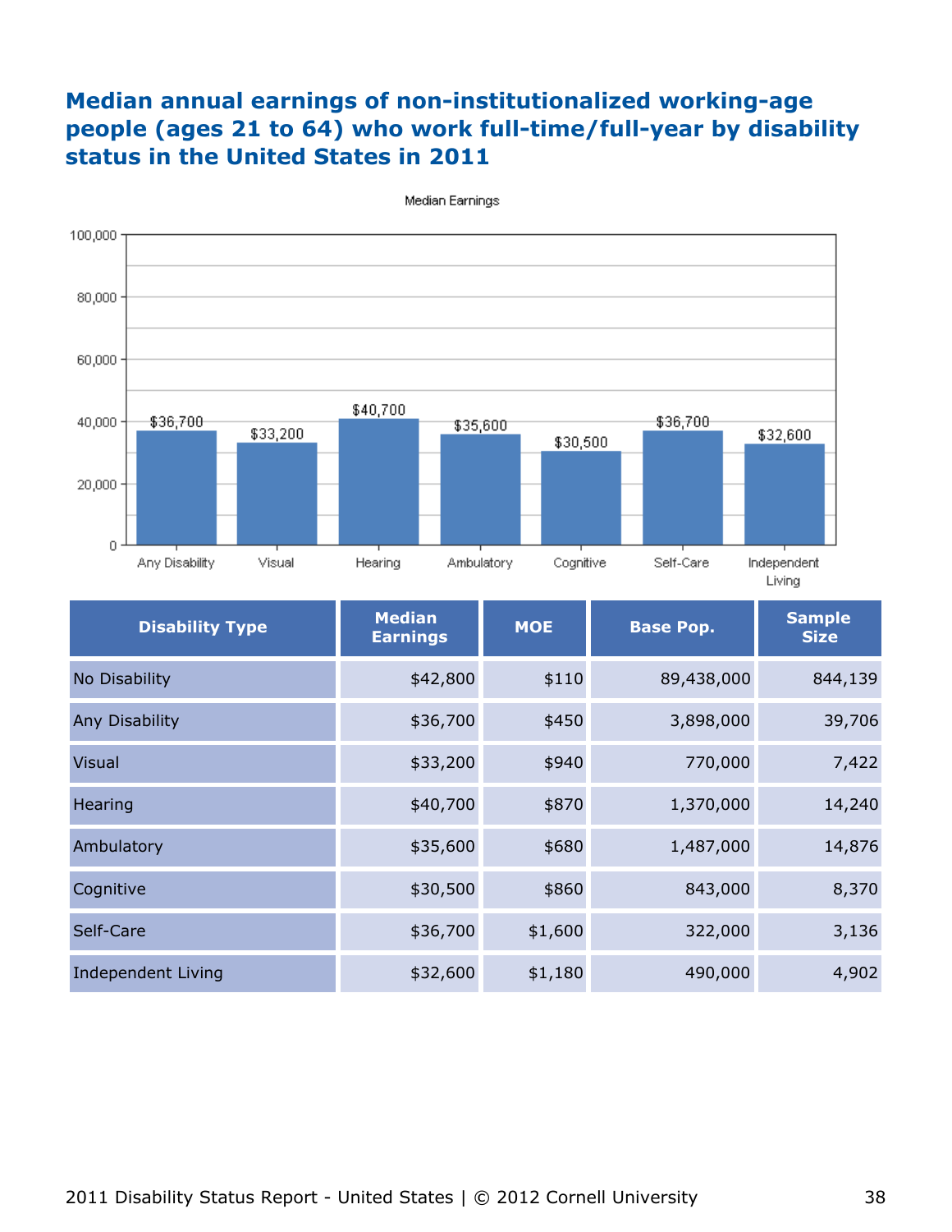# Median annual earnings of non-institutionalized working-age people (ages 21 to 64) who work full-time/full-year by disability status in the United States in 2011

Median Earnings

| Disability Type | Median Earnings | MOE | Base Pop. | Sample Size |
|---|---|---|---|---|
| No Disability | $42,800 | $110 | 89,438,000 | 844,139 |
| Any Disability | $36,700 | $450 | 3,898,000 | 39,706 |
| Visual | $33,200 | $940 | 770,000 | 7,422 |
| Hearing | $40,700 | $870 | 1,370,000 | 14,240 |
| Ambulatory | $35,600 | $680 | 1,487,000 | 14,876 |
| Cognitive | $30,500 | $860 | 843,000 | 8,370 |
| Self-Care | $36,700 | $1,600 | 322,000 | 3,136 |
| Independent Living | $32,600 | $1,180 | 490,000 | 4,902 |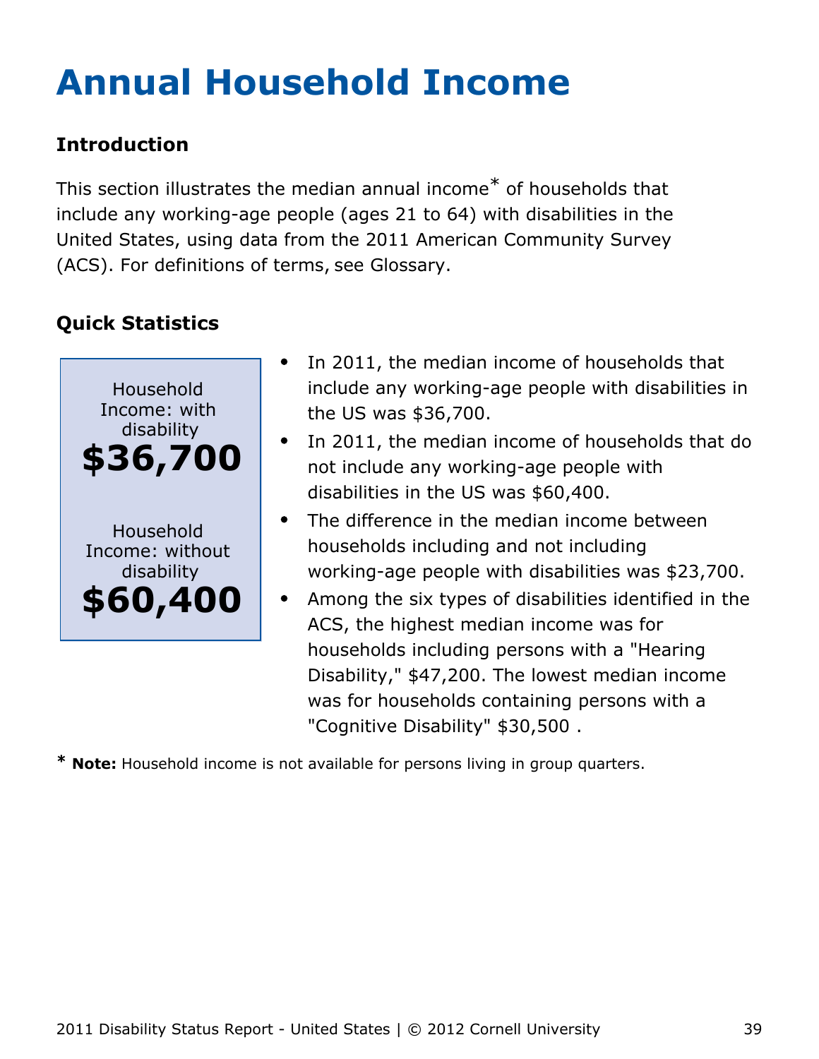# Annual Household Income

## Introduction

This section illustrates the median annual income* of households that include any working-age people (ages 21 to 64) with disabilities in the United States, using data from the 2011 American Community Survey (ACS). For definitions of terms, see Glossary.

## Quick Statistics

Household Income: with disability
**$36,700**

Household Income: without disability
**$60,400**

- In 2011, the median income of households that include any working-age people with disabilities in the US was $36,700.
- In 2011, the median income of households that do not include any working-age people with disabilities in the US was $60,400.
- The difference in the median income between households including and not including working-age people with disabilities was $23,700.
- Among the six types of disabilities identified in the ACS, the highest median income was for households including persons with a "Hearing Disability," $47,200. The lowest median income was for households containing persons with a "Cognitive Disability" $30,500 .

* **Note:** Household income is not available for persons living in group quarters.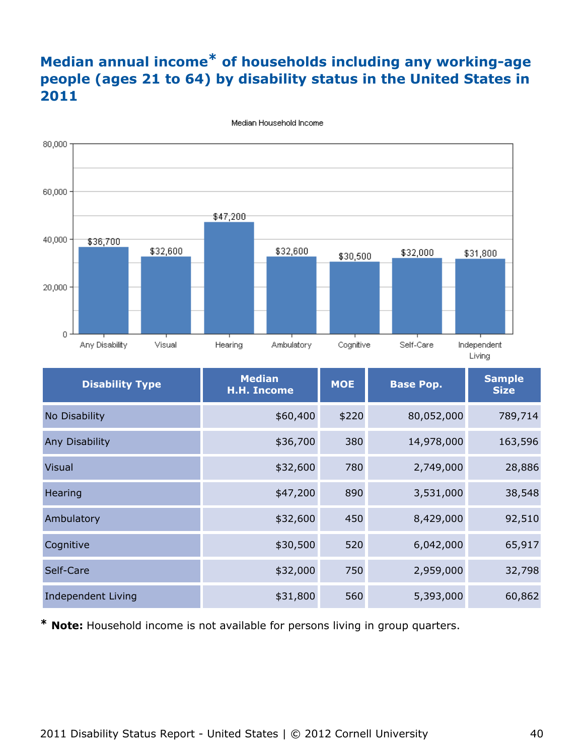# Median annual income* of households including any working-age people (ages 21 to 64) by disability status in the United States in 2011

| Disability Type | Median H.H. Income | MOE | Base Pop. | Sample Size |
|---|---|---|---|---|
| No Disability | $60,400 | $220 | 80,052,000 | 789,714 |
| Any Disability | $36,700 | 380 | 14,978,000 | 163,596 |
| Visual | $32,600 | 780 | 2,749,000 | 28,886 |
| Hearing | $47,200 | 890 | 3,531,000 | 38,548 |
| Ambulatory | $32,600 | 450 | 8,429,000 | 92,510 |
| Cognitive | $30,500 | 520 | 6,042,000 | 65,917 |
| Self-Care | $32,000 | 750 | 2,959,000 | 32,798 |
| Independent Living | $31,800 | 560 | 5,393,000 | 60,862 |

* **Note:** Household income is not available for persons living in group quarters.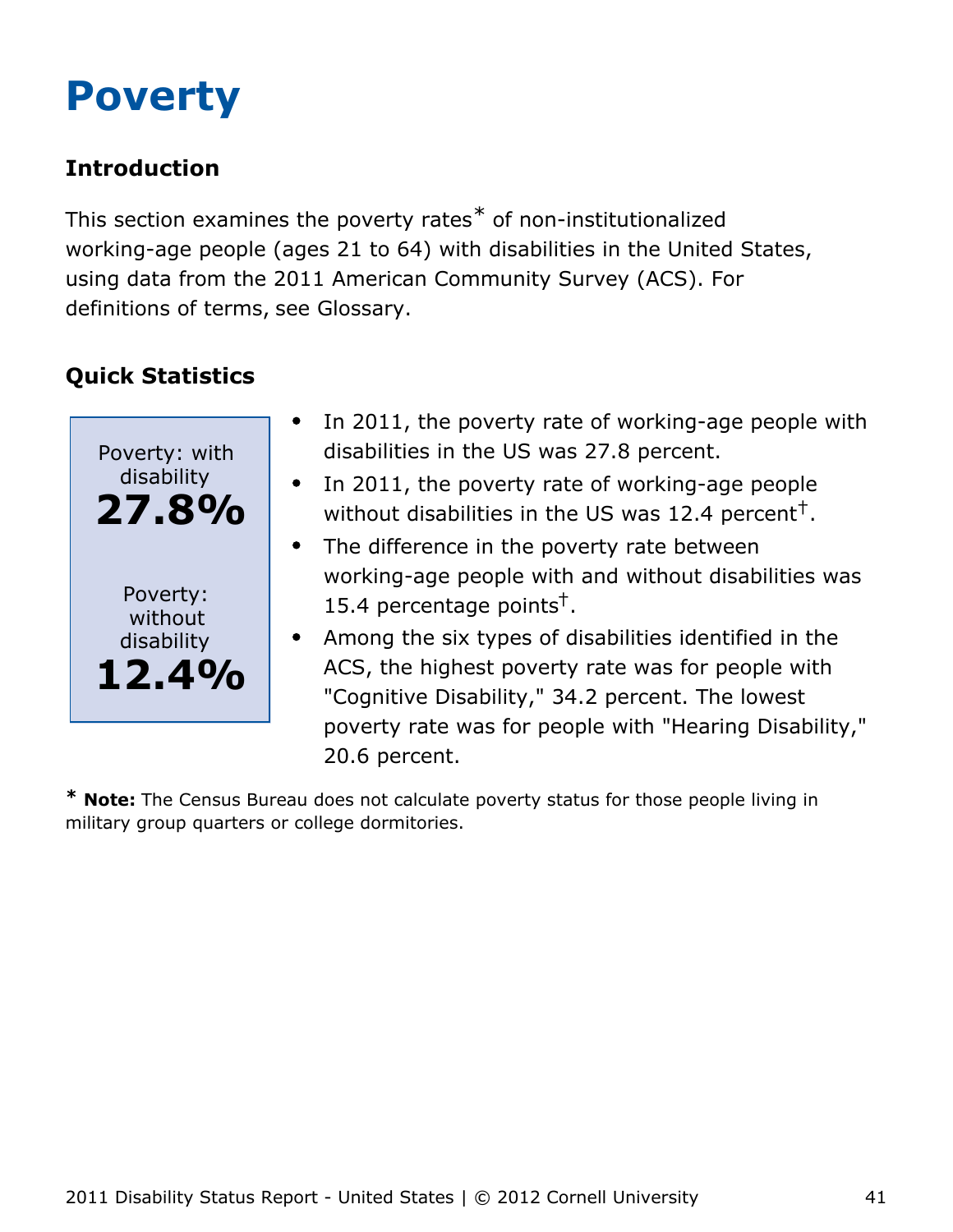# Poverty

### Introduction

This section examines the poverty rates* of non-institutionalized working-age people (ages 21 to 64) with disabilities in the United States, using data from the 2011 American Community Survey (ACS). For definitions of terms, see Glossary.

### Quick Statistics

Poverty: with disability
**27.8%**

Poverty: without disability
**12.4%**

- In 2011, the poverty rate of working-age people with disabilities in the US was 27.8 percent.
- In 2011, the poverty rate of working-age people without disabilities in the US was 12.4 percent†.
- The difference in the poverty rate between working-age people with and without disabilities was 15.4 percentage points†.
- Among the six types of disabilities identified in the ACS, the highest poverty rate was for people with "Cognitive Disability," 34.2 percent. The lowest poverty rate was for people with "Hearing Disability," 20.6 percent.

\* **Note:** The Census Bureau does not calculate poverty status for those people living in military group quarters or college dormitories.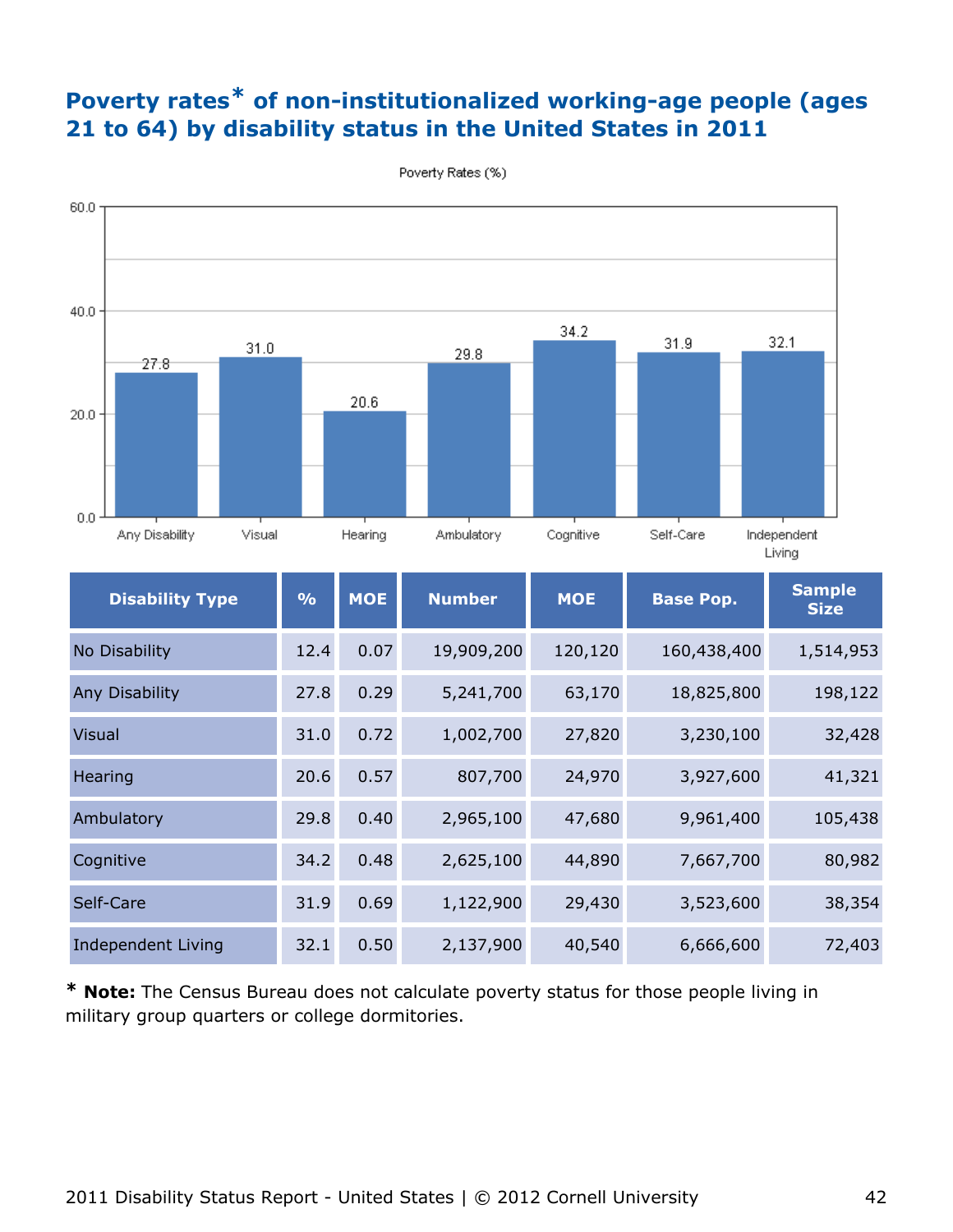# Poverty rates* of non-institutionalized working-age people (ages 21 to 64) by disability status in the United States in 2011

Poverty Rates (%)

| Disability Type | % | MOE | Number | MOE | Base Pop. | Sample Size |
|---|---|---|---|---|---|---|
| No Disability | 12.4 | 0.07 | 19,909,200 | 120,120 | 160,438,400 | 1,514,953 |
| Any Disability | 27.8 | 0.29 | 5,241,700 | 63,170 | 18,825,800 | 198,122 |
| Visual | 31.0 | 0.72 | 1,002,700 | 27,820 | 3,230,100 | 32,428 |
| Hearing | 20.6 | 0.57 | 807,700 | 24,970 | 3,927,600 | 41,321 |
| Ambulatory | 29.8 | 0.40 | 2,965,100 | 47,680 | 9,961,400 | 105,438 |
| Cognitive | 34.2 | 0.48 | 2,625,100 | 44,890 | 7,667,700 | 80,982 |
| Self-Care | 31.9 | 0.69 | 1,122,900 | 29,430 | 3,523,600 | 38,354 |
| Independent Living | 32.1 | 0.50 | 2,137,900 | 40,540 | 6,666,600 | 72,403 |

* **Note:** The Census Bureau does not calculate poverty status for those people living in military group quarters or college dormitories.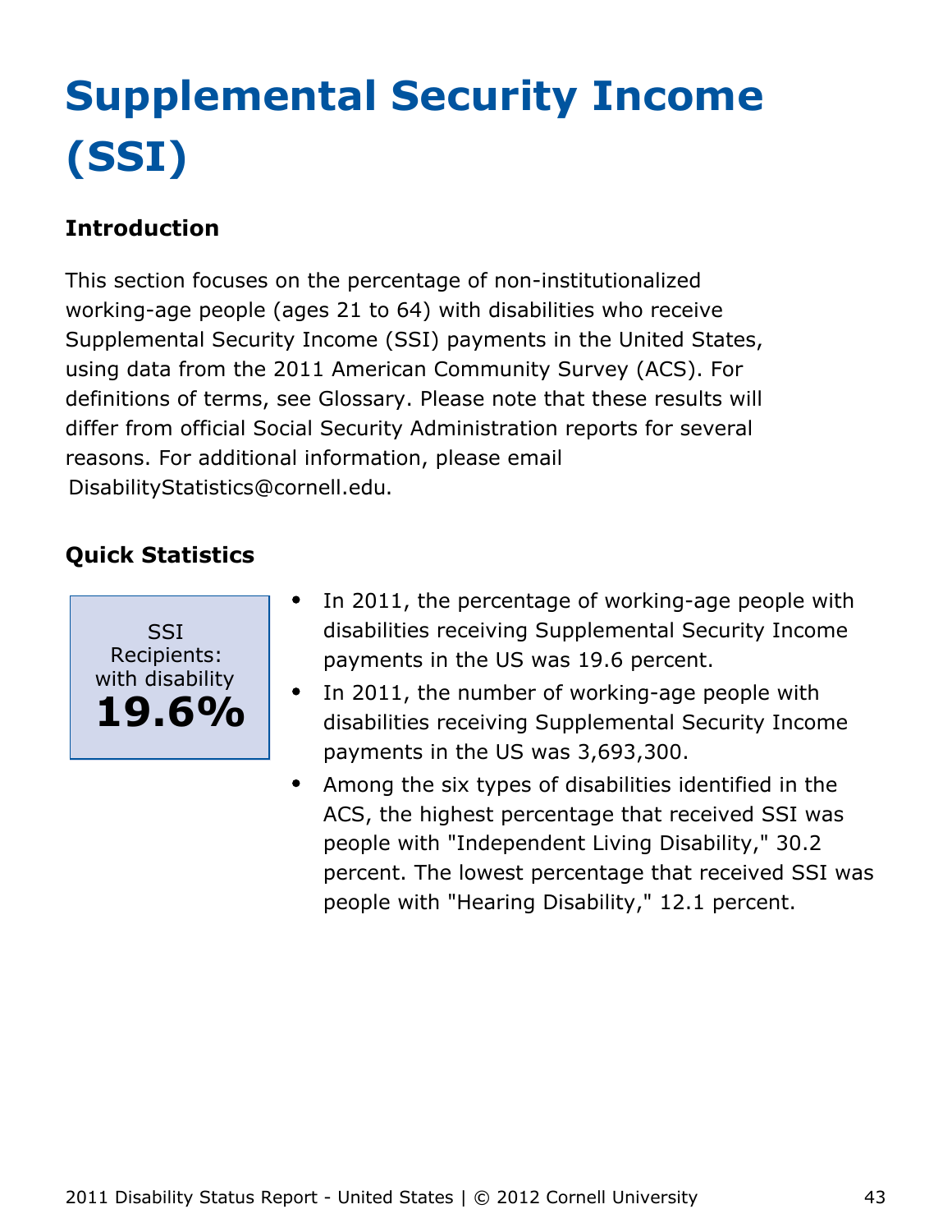# Supplemental Security Income (SSI)

### Introduction

This section focuses on the percentage of non-institutionalized working-age people (ages 21 to 64) with disabilities who receive Supplemental Security Income (SSI) payments in the United States, using data from the 2011 American Community Survey (ACS). For definitions of terms, see Glossary. Please note that these results will differ from official Social Security Administration reports for several reasons. For additional information, please email DisabilityStatistics@cornell.edu.

### Quick Statistics

SSI Recipients: with disability
**19.6%**

- In 2011, the percentage of working-age people with disabilities receiving Supplemental Security Income payments in the US was 19.6 percent.
- In 2011, the number of working-age people with disabilities receiving Supplemental Security Income payments in the US was 3,693,300.
- Among the six types of disabilities identified in the ACS, the highest percentage that received SSI was people with "Independent Living Disability," 30.2 percent. The lowest percentage that received SSI was people with "Hearing Disability," 12.1 percent.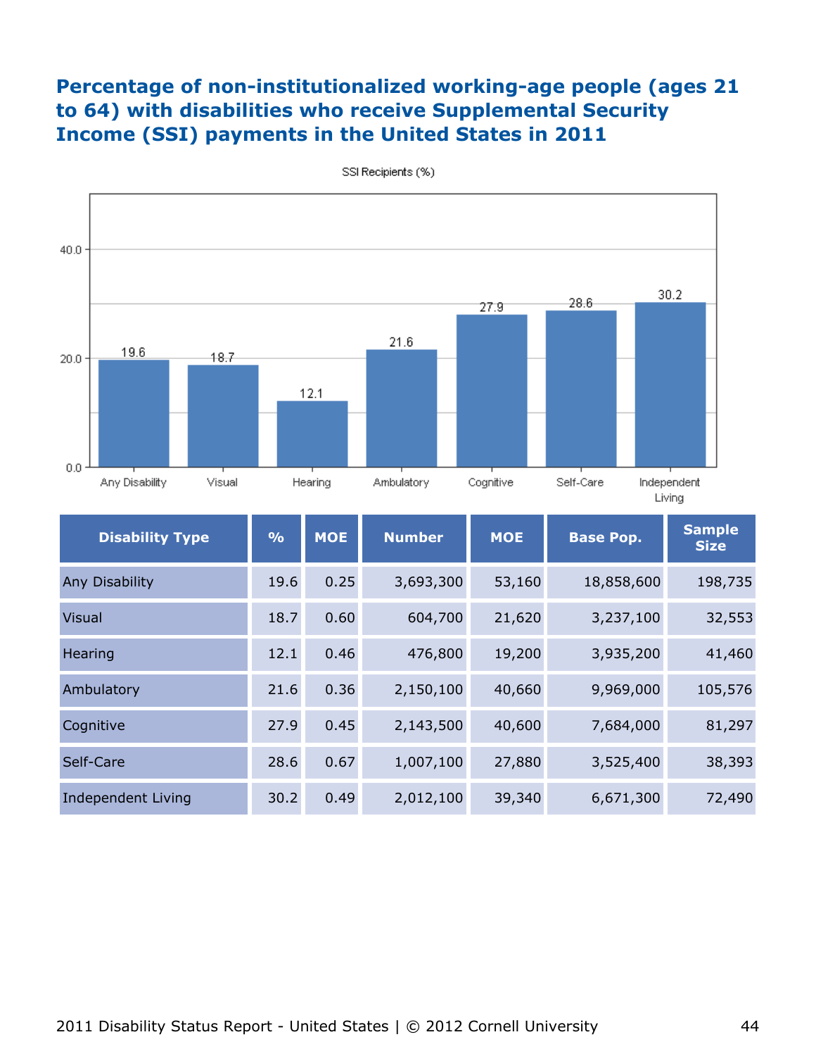# Percentage of non-institutionalized working-age people (ages 21 to 64) with disabilities who receive Supplemental Security Income (SSI) payments in the United States in 2011

| Disability Type | % | MOE | Number | MOE | Base Pop. | Sample Size |
|---|---|---|---|---|---|---|
| Any Disability | 19.6 | 0.25 | 3,693,300 | 53,160 | 18,858,600 | 198,735 |
| Visual | 18.7 | 0.60 | 604,700 | 21,620 | 3,237,100 | 32,553 |
| Hearing | 12.1 | 0.46 | 476,800 | 19,200 | 3,935,200 | 41,460 |
| Ambulatory | 21.6 | 0.36 | 2,150,100 | 40,660 | 9,969,000 | 105,576 |
| Cognitive | 27.9 | 0.45 | 2,143,500 | 40,600 | 7,684,000 | 81,297 |
| Self-Care | 28.6 | 0.67 | 1,007,100 | 27,880 | 3,525,400 | 38,393 |
| Independent Living | 30.2 | 0.49 | 2,012,100 | 39,340 | 6,671,300 | 72,490 |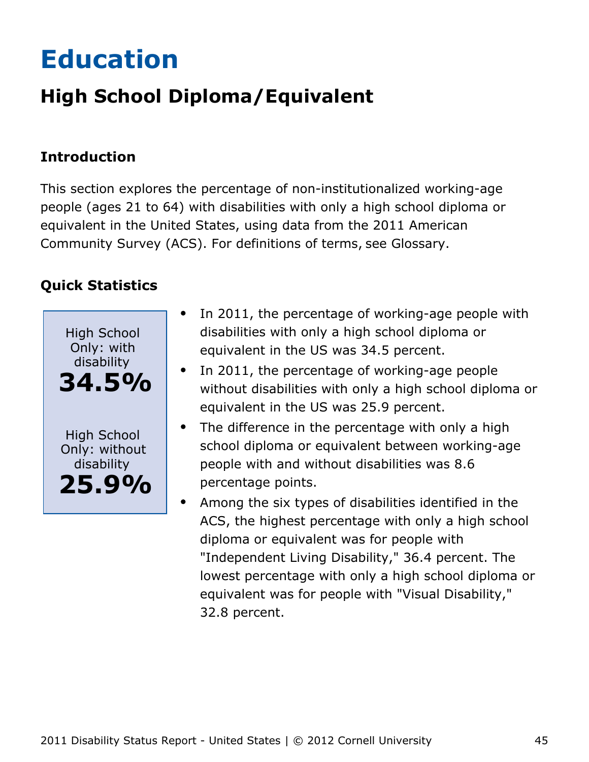# Education

## High School Diploma/Equivalent

### Introduction

This section explores the percentage of non-institutionalized working-age people (ages 21 to 64) with disabilities with only a high school diploma or equivalent in the United States, using data from the 2011 American Community Survey (ACS). For definitions of terms, see Glossary.

### Quick Statistics

High School Only: with disability
**34.5%**

High School Only: without disability
**25.9%**

- In 2011, the percentage of working-age people with disabilities with only a high school diploma or equivalent in the US was 34.5 percent.
- In 2011, the percentage of working-age people without disabilities with only a high school diploma or equivalent in the US was 25.9 percent.
- The difference in the percentage with only a high school diploma or equivalent between working-age people with and without disabilities was 8.6 percentage points.
- Among the six types of disabilities identified in the ACS, the highest percentage with only a high school diploma or equivalent was for people with "Independent Living Disability," 36.4 percent. The lowest percentage with only a high school diploma or equivalent was for people with "Visual Disability," 32.8 percent.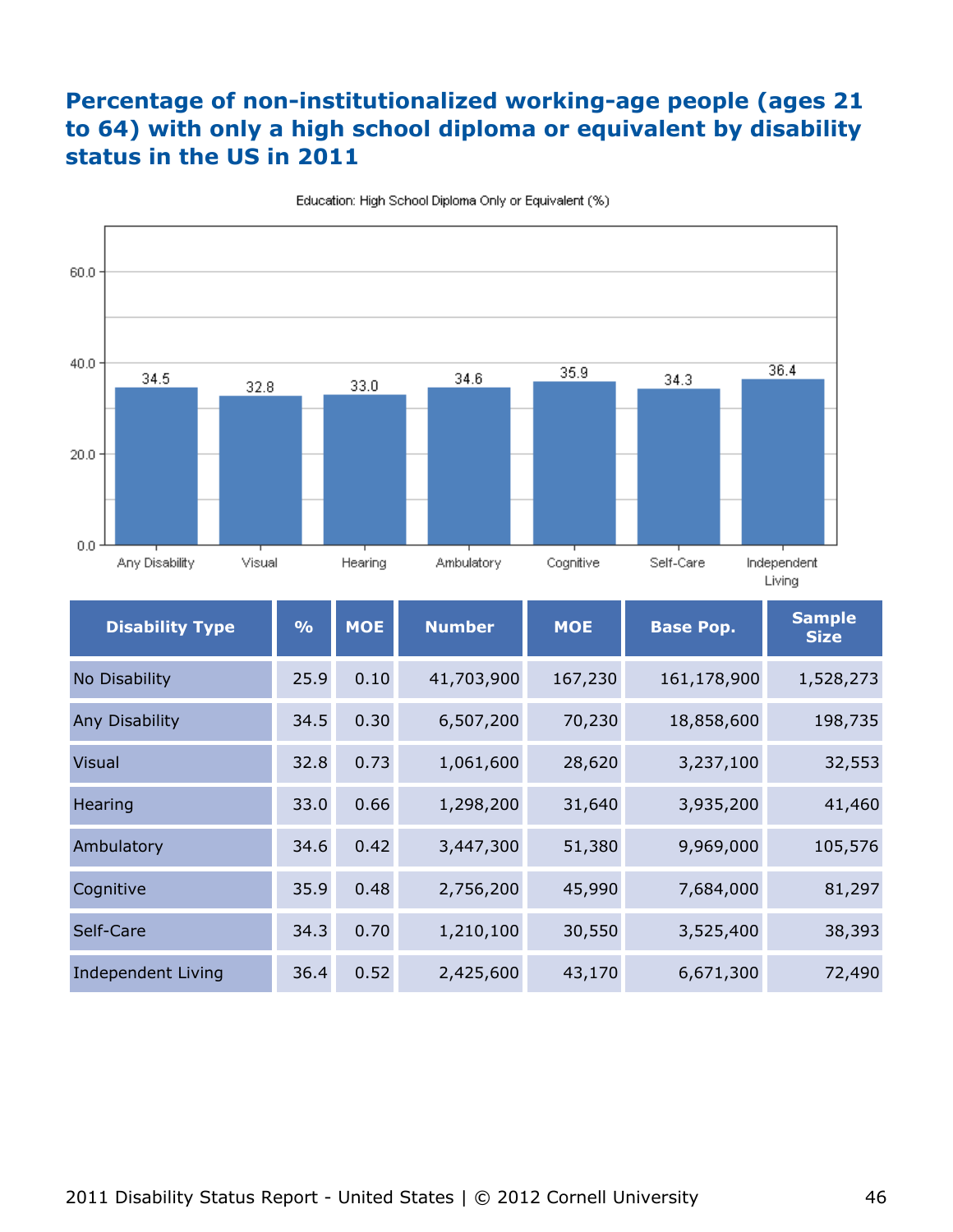# Percentage of non-institutionalized working-age people (ages 21 to 64) with only a high school diploma or equivalent by disability status in the US in 2011

Education: High School Diploma Only or Equivalent (%)

| Disability Type | % | MOE | Number | MOE | Base Pop. | Sample Size |
|---|---|---|---|---|---|---|
| No Disability | 25.9 | 0.10 | 41,703,900 | 167,230 | 161,178,900 | 1,528,273 |
| Any Disability | 34.5 | 0.30 | 6,507,200 | 70,230 | 18,858,600 | 198,735 |
| Visual | 32.8 | 0.73 | 1,061,600 | 28,620 | 3,237,100 | 32,553 |
| Hearing | 33.0 | 0.66 | 1,298,200 | 31,640 | 3,935,200 | 41,460 |
| Ambulatory | 34.6 | 0.42 | 3,447,300 | 51,380 | 9,969,000 | 105,576 |
| Cognitive | 35.9 | 0.48 | 2,756,200 | 45,990 | 7,684,000 | 81,297 |
| Self-Care | 34.3 | 0.70 | 1,210,100 | 30,550 | 3,525,400 | 38,393 |
| Independent Living | 36.4 | 0.52 | 2,425,600 | 43,170 | 6,671,300 | 72,490 |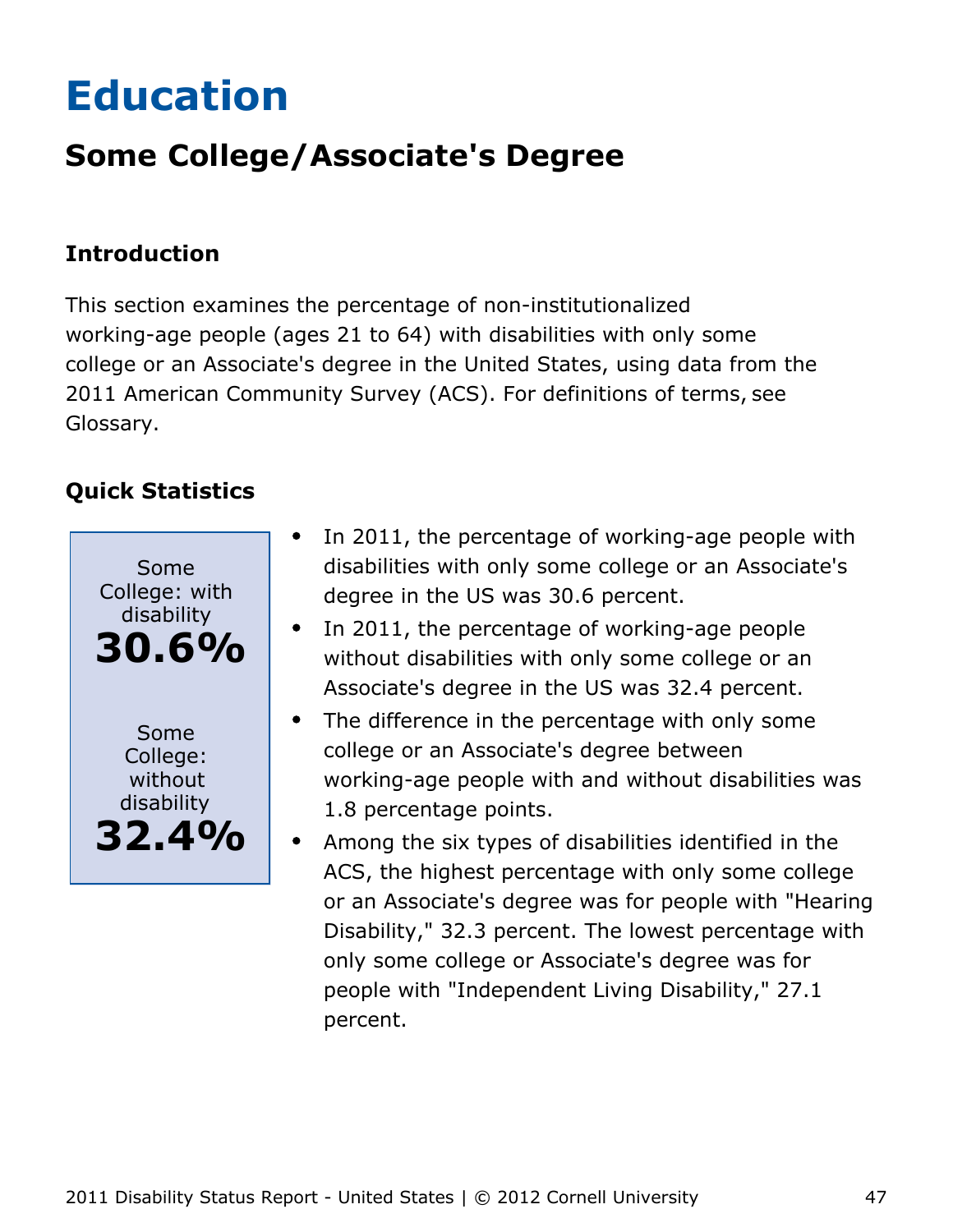# Education

## Some College/Associate's Degree

### Introduction

This section examines the percentage of non-institutionalized working-age people (ages 21 to 64) with disabilities with only some college or an Associate's degree in the United States, using data from the 2011 American Community Survey (ACS). For definitions of terms, see Glossary.

### Quick Statistics

Some College: with disability
**30.6%**

Some College: without disability
**32.4%**

- In 2011, the percentage of working-age people with disabilities with only some college or an Associate's degree in the US was 30.6 percent.
- In 2011, the percentage of working-age people without disabilities with only some college or an Associate's degree in the US was 32.4 percent.
- The difference in the percentage with only some college or an Associate's degree between working-age people with and without disabilities was 1.8 percentage points.
- Among the six types of disabilities identified in the ACS, the highest percentage with only some college or an Associate's degree was for people with "Hearing Disability," 32.3 percent. The lowest percentage with only some college or Associate's degree was for people with "Independent Living Disability," 27.1 percent.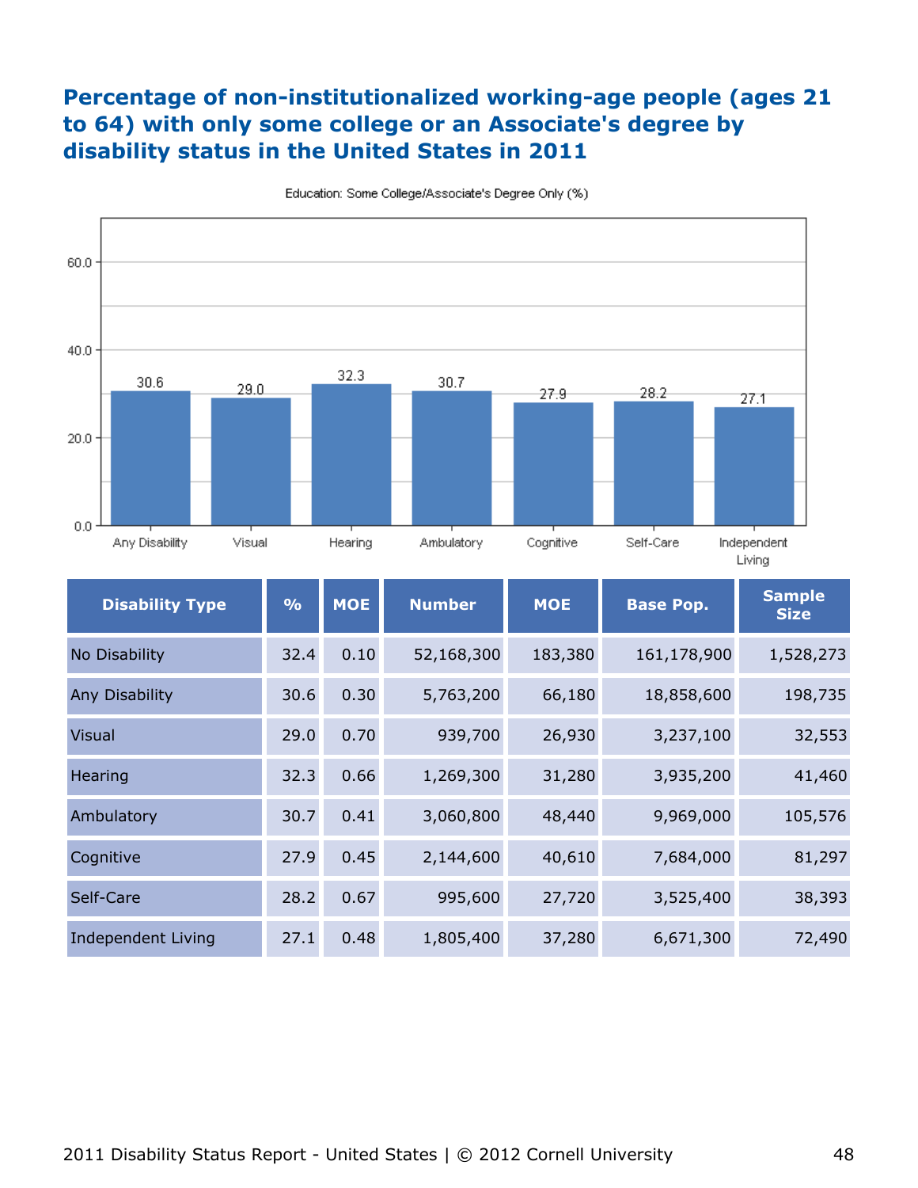## Percentage of non-institutionalized working-age people (ages 21 to 64) with only some college or an Associate's degree by disability status in the United States in 2011

Education: Some College/Associate's Degree Only (%)

| Disability Type | % | MOE | Number | MOE | Base Pop. | Sample Size |
|---|---|---|---|---|---|---|
| No Disability | 32.4 | 0.10 | 52,168,300 | 183,380 | 161,178,900 | 1,528,273 |
| Any Disability | 30.6 | 0.30 | 5,763,200 | 66,180 | 18,858,600 | 198,735 |
| Visual | 29.0 | 0.70 | 939,700 | 26,930 | 3,237,100 | 32,553 |
| Hearing | 32.3 | 0.66 | 1,269,300 | 31,280 | 3,935,200 | 41,460 |
| Ambulatory | 30.7 | 0.41 | 3,060,800 | 48,440 | 9,969,000 | 105,576 |
| Cognitive | 27.9 | 0.45 | 2,144,600 | 40,610 | 7,684,000 | 81,297 |
| Self-Care | 28.2 | 0.67 | 995,600 | 27,720 | 3,525,400 | 38,393 |
| Independent Living | 27.1 | 0.48 | 1,805,400 | 37,280 | 6,671,300 | 72,490 |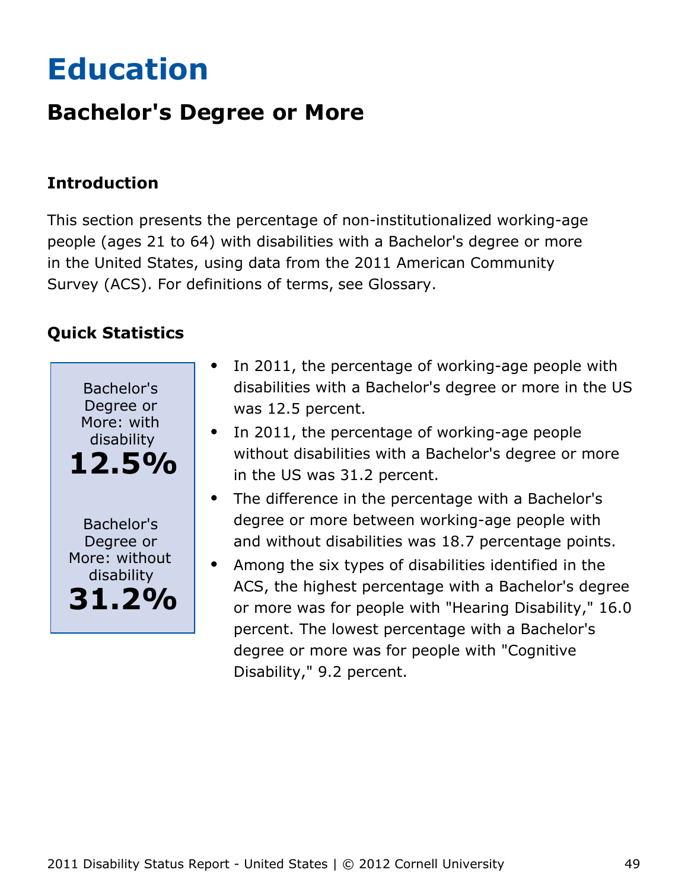# Education

## Bachelor's Degree or More

### Introduction

This section presents the percentage of non-institutionalized working-age people (ages 21 to 64) with disabilities with a Bachelor's degree or more in the United States, using data from the 2011 American Community Survey (ACS). For definitions of terms, see Glossary.

### Quick Statistics

Bachelor's Degree or More: with disability
**12.5%**

Bachelor's Degree or More: without disability
**31.2%**

- In 2011, the percentage of working-age people with disabilities with a Bachelor's degree or more in the US was 12.5 percent.
- In 2011, the percentage of working-age people without disabilities with a Bachelor's degree or more in the US was 31.2 percent.
- The difference in the percentage with a Bachelor's degree or more between working-age people with and without disabilities was 18.7 percentage points.
- Among the six types of disabilities identified in the ACS, the highest percentage with a Bachelor's degree or more was for people with "Hearing Disability," 16.0 percent. The lowest percentage with a Bachelor's degree or more was for people with "Cognitive Disability," 9.2 percent.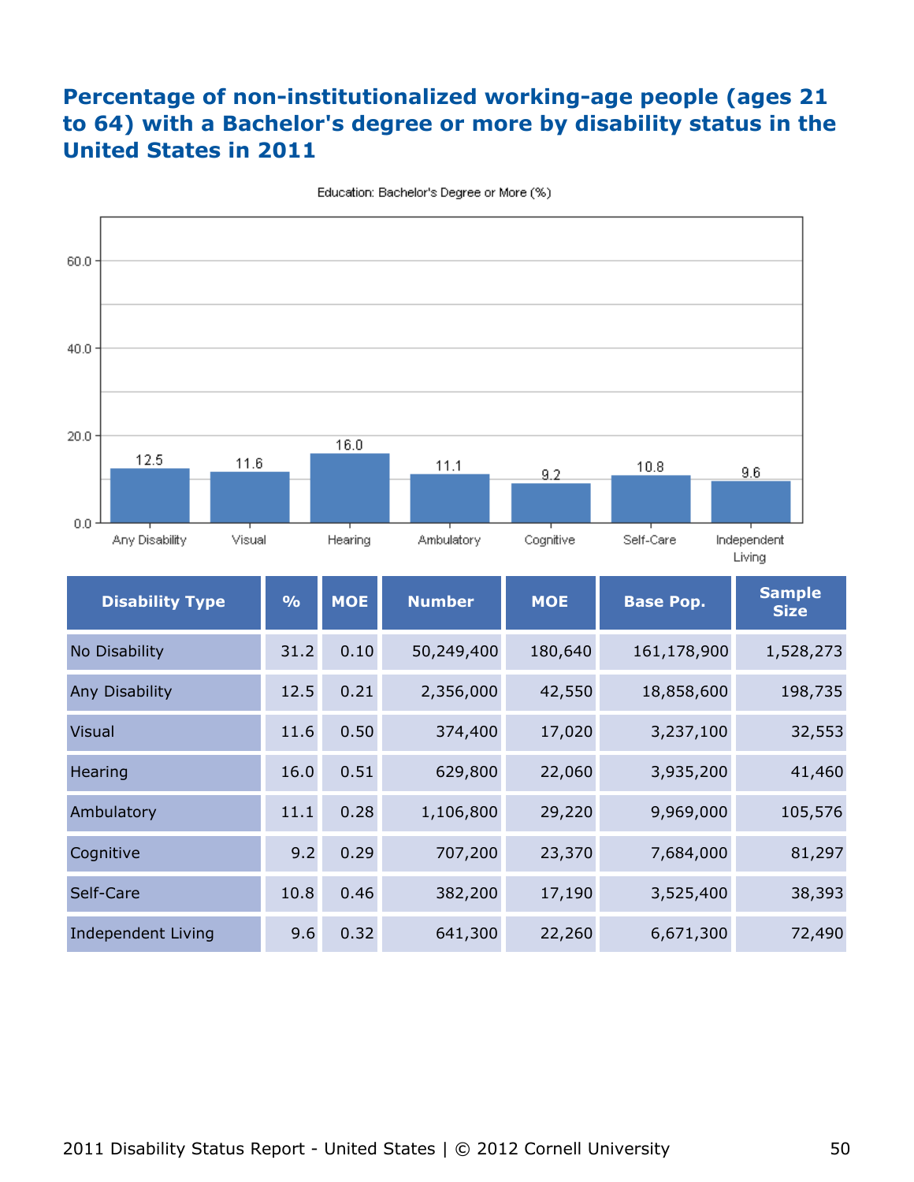# Percentage of non-institutionalized working-age people (ages 21 to 64) with a Bachelor's degree or more by disability status in the United States in 2011

Education: Bachelor's Degree or More (%)

| Disability Type | % | MOE | Number | MOE | Base Pop. | Sample Size |
|---|---|---|---|---|---|---|
| No Disability | 31.2 | 0.10 | 50,249,400 | 180,640 | 161,178,900 | 1,528,273 |
| Any Disability | 12.5 | 0.21 | 2,356,000 | 42,550 | 18,858,600 | 198,735 |
| Visual | 11.6 | 0.50 | 374,400 | 17,020 | 3,237,100 | 32,553 |
| Hearing | 16.0 | 0.51 | 629,800 | 22,060 | 3,935,200 | 41,460 |
| Ambulatory | 11.1 | 0.28 | 1,106,800 | 29,220 | 9,969,000 | 105,576 |
| Cognitive | 9.2 | 0.29 | 707,200 | 23,370 | 7,684,000 | 81,297 |
| Self-Care | 10.8 | 0.46 | 382,200 | 17,190 | 3,525,400 | 38,393 |
| Independent Living | 9.6 | 0.32 | 641,300 | 22,260 | 6,671,300 | 72,490 |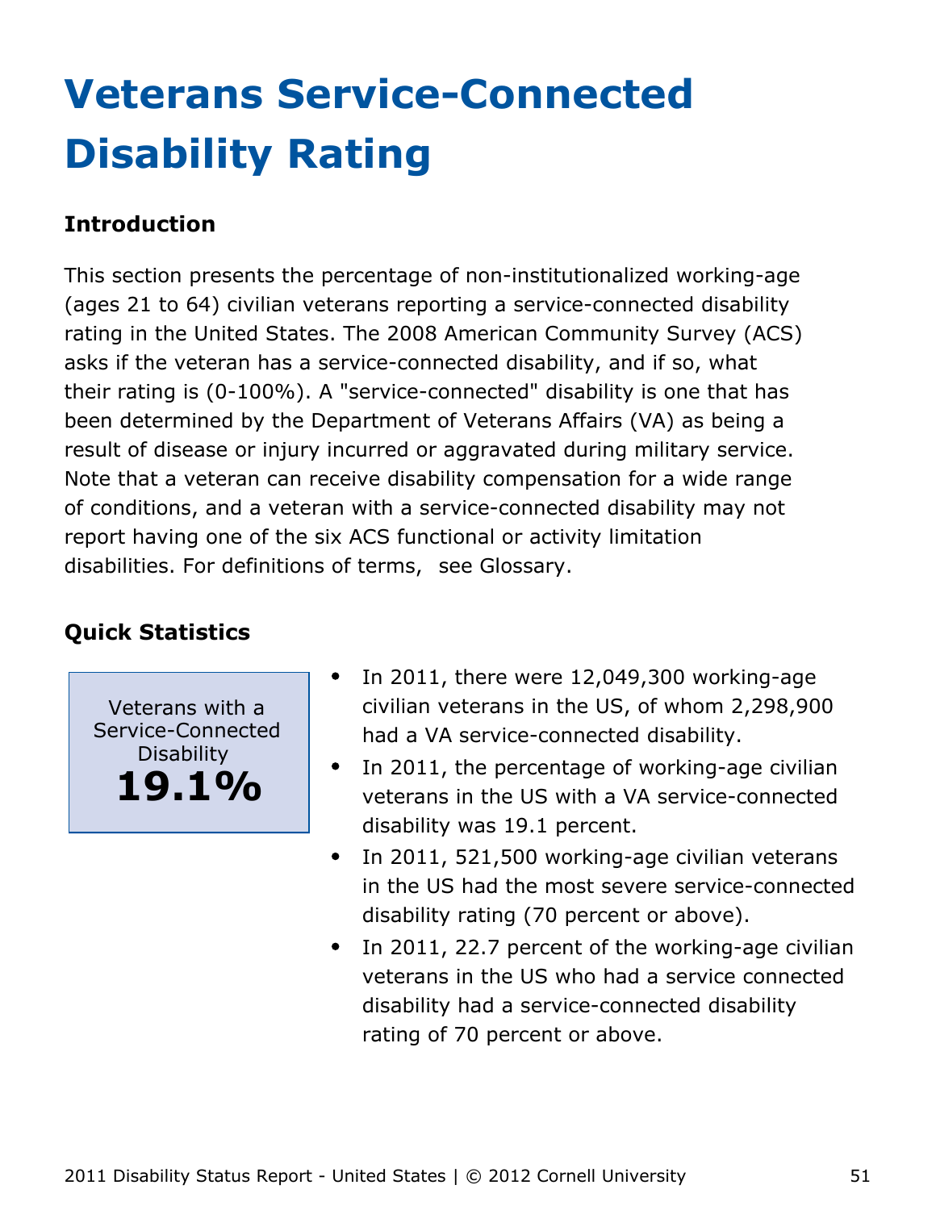# Veterans Service-Connected Disability Rating

## Introduction

This section presents the percentage of non-institutionalized working-age (ages 21 to 64) civilian veterans reporting a service-connected disability rating in the United States. The 2008 American Community Survey (ACS) asks if the veteran has a service-connected disability, and if so, what their rating is (0-100%). A "service-connected" disability is one that has been determined by the Department of Veterans Affairs (VA) as being a result of disease or injury incurred or aggravated during military service. Note that a veteran can receive disability compensation for a wide range of conditions, and a veteran with a service-connected disability may not report having one of the six ACS functional or activity limitation disabilities. For definitions of terms, see Glossary.

## Quick Statistics

Veterans with a Service-Connected Disability
**19.1%**

- In 2011, there were 12,049,300 working-age civilian veterans in the US, of whom 2,298,900 had a VA service-connected disability.
- In 2011, the percentage of working-age civilian veterans in the US with a VA service-connected disability was 19.1 percent.
- In 2011, 521,500 working-age civilian veterans in the US had the most severe service-connected disability rating (70 percent or above).
- In 2011, 22.7 percent of the working-age civilian veterans in the US who had a service connected disability had a service-connected disability rating of 70 percent or above.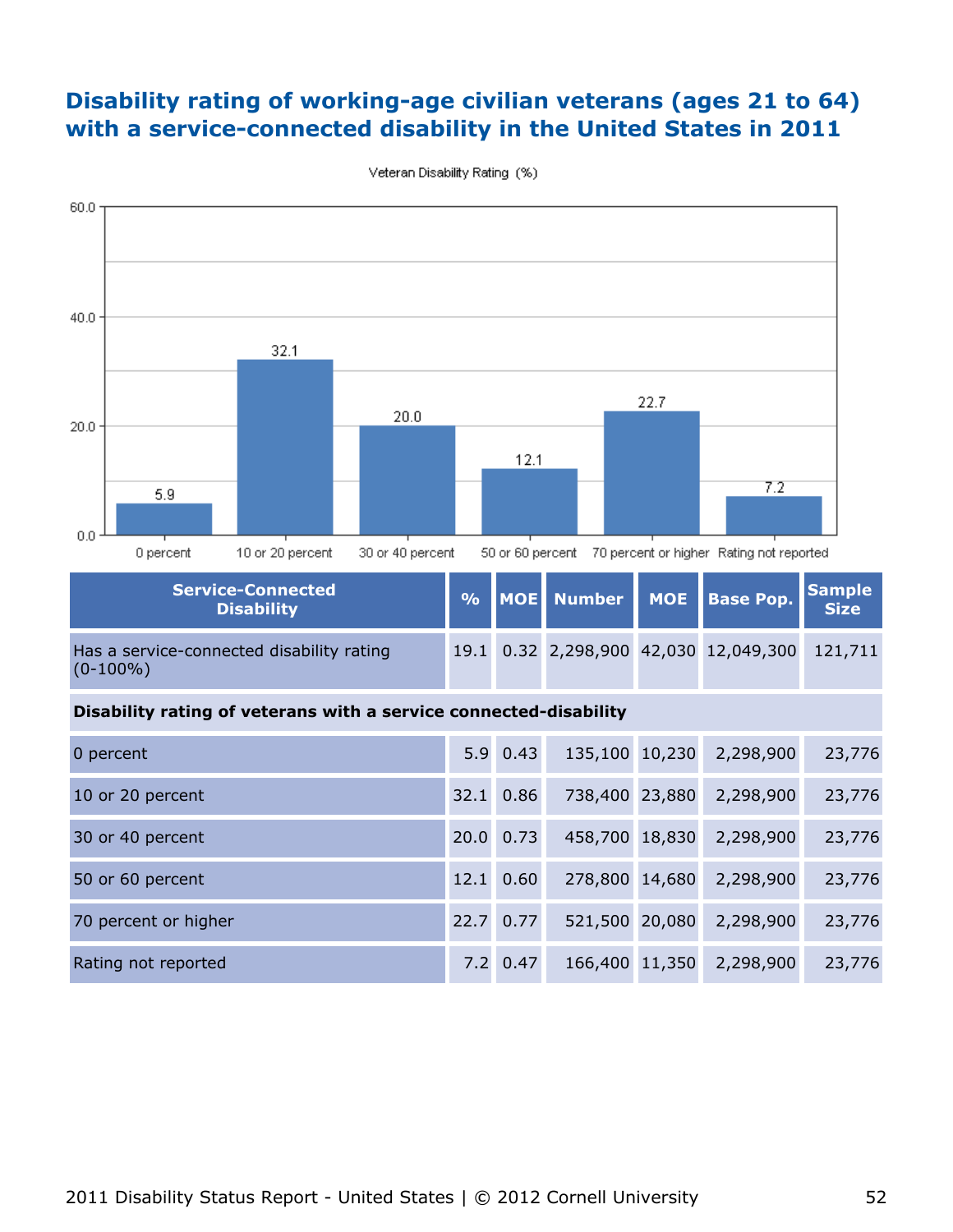# Disability rating of working-age civilian veterans (ages 21 to 64) with a service-connected disability in the United States in 2011

Veteran Disability Rating (%)

| Service-Connected Disability | % | MOE | Number | MOE | Base Pop. | Sample Size |
|---|---|---|---|---|---|---|
| Has a service-connected disability rating (0-100%) | 19.1 | 0.32 | 2,298,900 | 42,030 | 12,049,300 | 121,711 |
| **Disability rating of veterans with a service connected-disability** | | | | | | |
| 0 percent | 5.9 | 0.43 | 135,100 | 10,230 | 2,298,900 | 23,776 |
| 10 or 20 percent | 32.1 | 0.86 | 738,400 | 23,880 | 2,298,900 | 23,776 |
| 30 or 40 percent | 20.0 | 0.73 | 458,700 | 18,830 | 2,298,900 | 23,776 |
| 50 or 60 percent | 12.1 | 0.60 | 278,800 | 14,680 | 2,298,900 | 23,776 |
| 70 percent or higher | 22.7 | 0.77 | 521,500 | 20,080 | 2,298,900 | 23,776 |
| Rating not reported | 7.2 | 0.47 | 166,400 | 11,350 | 2,298,900 | 23,776 |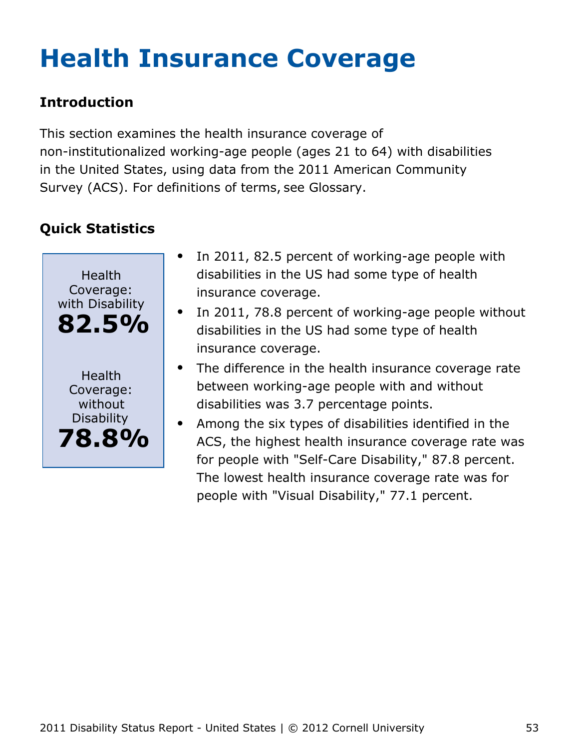# Health Insurance Coverage

## Introduction

This section examines the health insurance coverage of non-institutionalized working-age people (ages 21 to 64) with disabilities in the United States, using data from the 2011 American Community Survey (ACS). For definitions of terms, see Glossary.

## Quick Statistics

Health Coverage: with Disability
**82.5%**

Health Coverage: without Disability
**78.8%**

- In 2011, 82.5 percent of working-age people with disabilities in the US had some type of health insurance coverage.
- In 2011, 78.8 percent of working-age people without disabilities in the US had some type of health insurance coverage.
- The difference in the health insurance coverage rate between working-age people with and without disabilities was 3.7 percentage points.
- Among the six types of disabilities identified in the ACS, the highest health insurance coverage rate was for people with "Self-Care Disability," 87.8 percent. The lowest health insurance coverage rate was for people with "Visual Disability," 77.1 percent.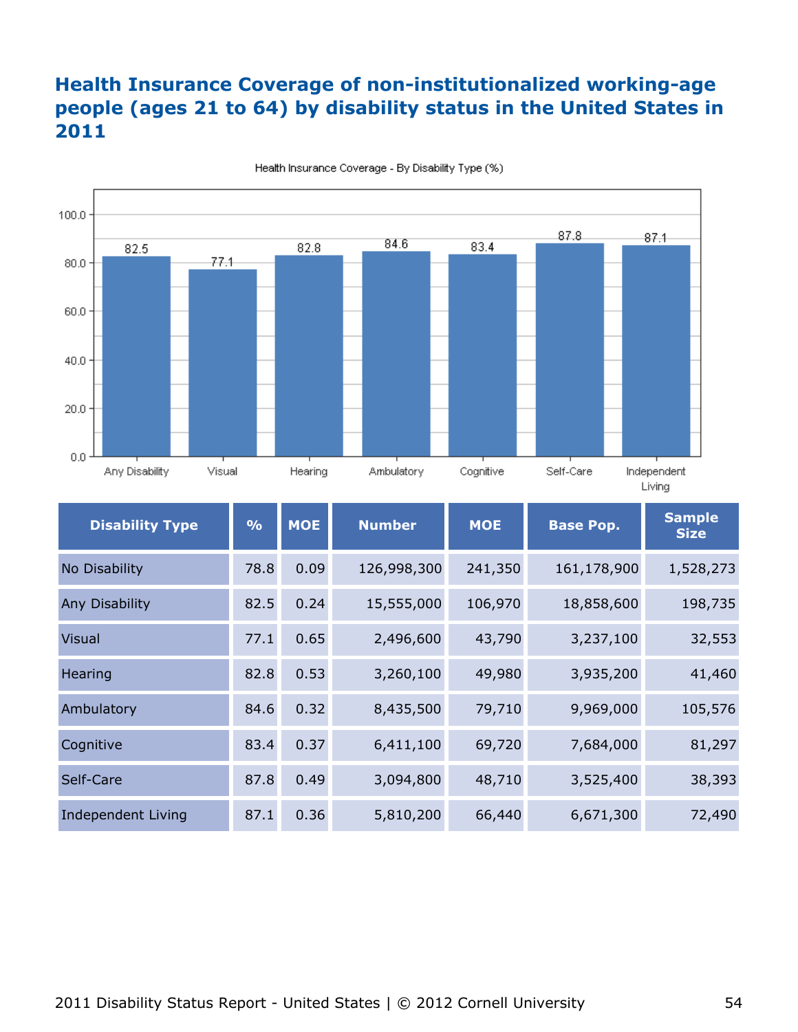## Health Insurance Coverage of non-institutionalized working-age people (ages 21 to 64) by disability status in the United States in 2011

Health Insurance Coverage - By Disability Type (%)

| Disability Type | % | MOE | Number | MOE | Base Pop. | Sample Size |
|---|---|---|---|---|---|---|
| No Disability | 78.8 | 0.09 | 126,998,300 | 241,350 | 161,178,900 | 1,528,273 |
| Any Disability | 82.5 | 0.24 | 15,555,000 | 106,970 | 18,858,600 | 198,735 |
| Visual | 77.1 | 0.65 | 2,496,600 | 43,790 | 3,237,100 | 32,553 |
| Hearing | 82.8 | 0.53 | 3,260,100 | 49,980 | 3,935,200 | 41,460 |
| Ambulatory | 84.6 | 0.32 | 8,435,500 | 79,710 | 9,969,000 | 105,576 |
| Cognitive | 83.4 | 0.37 | 6,411,100 | 69,720 | 7,684,000 | 81,297 |
| Self-Care | 87.8 | 0.49 | 3,094,800 | 48,710 | 3,525,400 | 38,393 |
| Independent Living | 87.1 | 0.36 | 5,810,200 | 66,440 | 6,671,300 | 72,490 |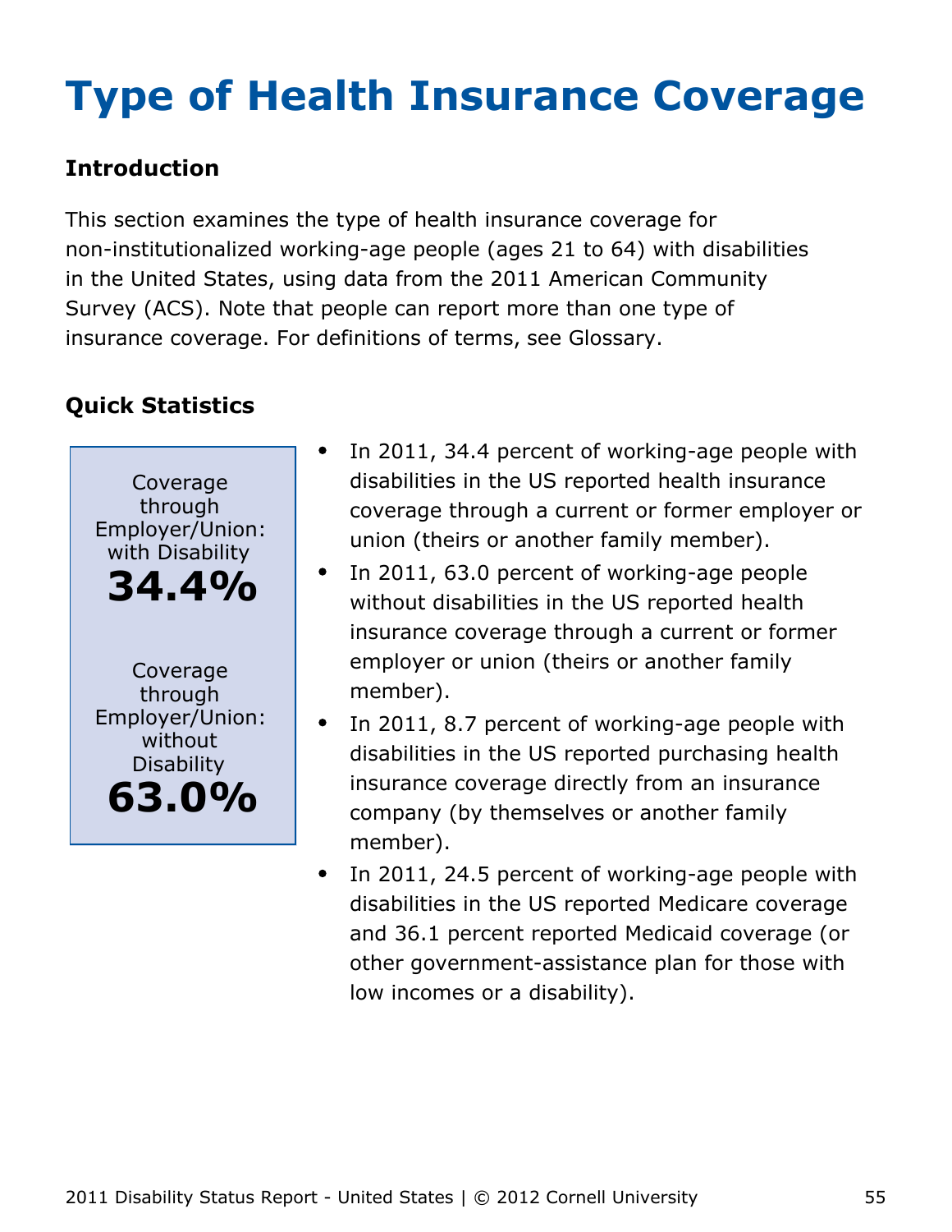# Type of Health Insurance Coverage

### Introduction

This section examines the type of health insurance coverage for non-institutionalized working-age people (ages 21 to 64) with disabilities in the United States, using data from the 2011 American Community Survey (ACS). Note that people can report more than one type of insurance coverage. For definitions of terms, see Glossary.

### Quick Statistics

Coverage through Employer/Union: with Disability
**34.4%**

Coverage through Employer/Union: without Disability
**63.0%**

- In 2011, 34.4 percent of working-age people with disabilities in the US reported health insurance coverage through a current or former employer or union (theirs or another family member).
- In 2011, 63.0 percent of working-age people without disabilities in the US reported health insurance coverage through a current or former employer or union (theirs or another family member).
- In 2011, 8.7 percent of working-age people with disabilities in the US reported purchasing health insurance coverage directly from an insurance company (by themselves or another family member).
- In 2011, 24.5 percent of working-age people with disabilities in the US reported Medicare coverage and 36.1 percent reported Medicaid coverage (or other government-assistance plan for those with low incomes or a disability).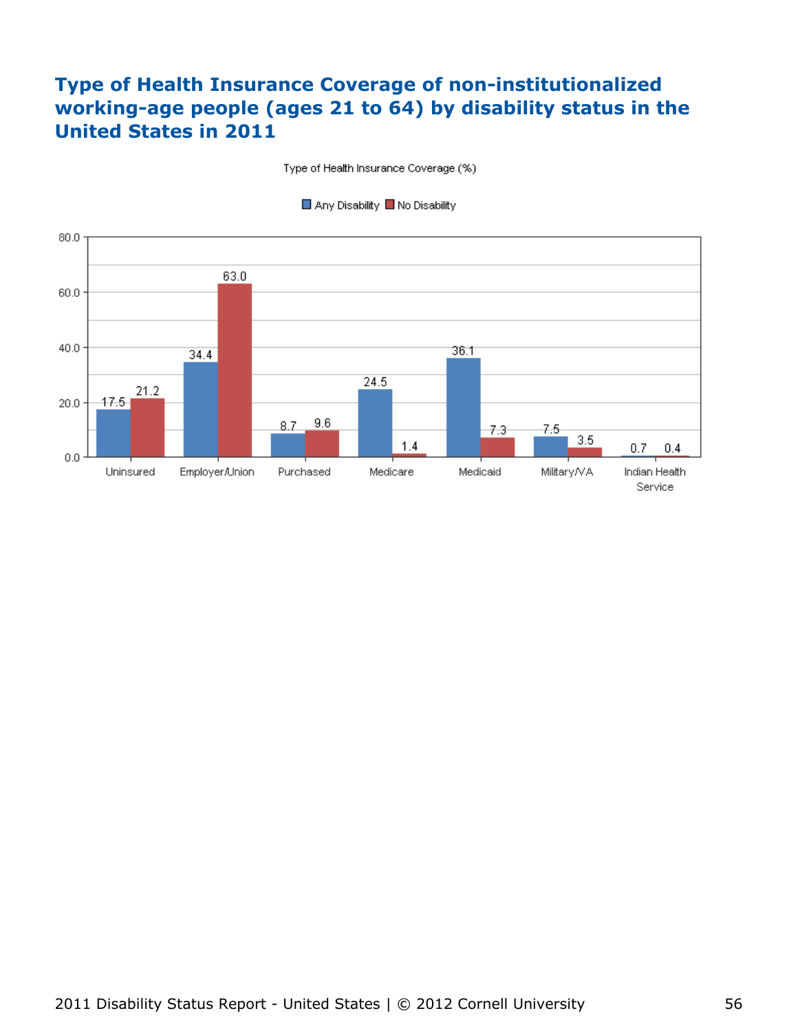# Type of Health Insurance Coverage of non-institutionalized working-age people (ages 21 to 64) by disability status in the United States in 2011

Type of Health Insurance Coverage (%)

| Type of Coverage | Any Disability | No Disability |
| --- | --- | --- |
| Uninsured | 17.5 | 21.2 |
| Employer/Union | 34.4 | 63.0 |
| Purchased | 8.7 | 9.6 |
| Medicare | 24.5 | 1.4 |
| Medicaid | 36.1 | 7.3 |
| Military/VA | 7.5 | 3.5 |
| Indian Health Service | 0.7 | 0.4 |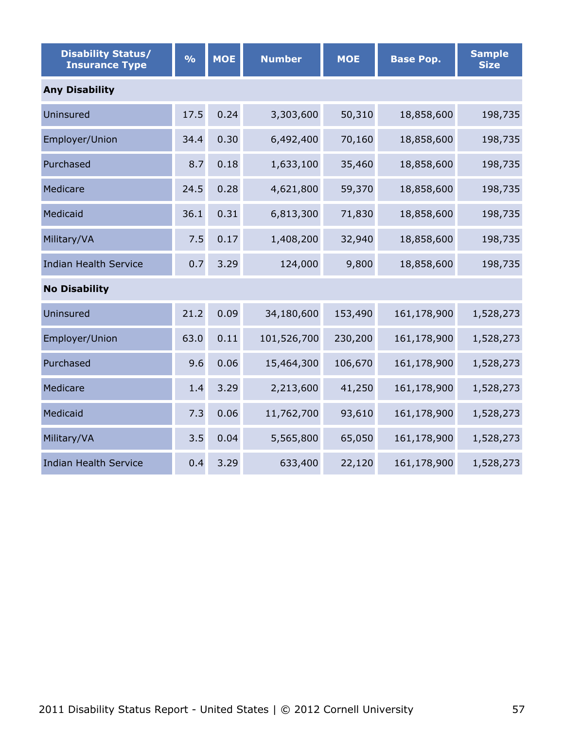| Disability Status/ Insurance Type | % | MOE | Number | MOE | Base Pop. | Sample Size |
|---|---|---|---|---|---|---|
| **Any Disability** | | | | | | |
| Uninsured | 17.5 | 0.24 | 3,303,600 | 50,310 | 18,858,600 | 198,735 |
| Employer/Union | 34.4 | 0.30 | 6,492,400 | 70,160 | 18,858,600 | 198,735 |
| Purchased | 8.7 | 0.18 | 1,633,100 | 35,460 | 18,858,600 | 198,735 |
| Medicare | 24.5 | 0.28 | 4,621,800 | 59,370 | 18,858,600 | 198,735 |
| Medicaid | 36.1 | 0.31 | 6,813,300 | 71,830 | 18,858,600 | 198,735 |
| Military/VA | 7.5 | 0.17 | 1,408,200 | 32,940 | 18,858,600 | 198,735 |
| Indian Health Service | 0.7 | 3.29 | 124,000 | 9,800 | 18,858,600 | 198,735 |
| **No Disability** | | | | | | |
| Uninsured | 21.2 | 0.09 | 34,180,600 | 153,490 | 161,178,900 | 1,528,273 |
| Employer/Union | 63.0 | 0.11 | 101,526,700 | 230,200 | 161,178,900 | 1,528,273 |
| Purchased | 9.6 | 0.06 | 15,464,300 | 106,670 | 161,178,900 | 1,528,273 |
| Medicare | 1.4 | 3.29 | 2,213,600 | 41,250 | 161,178,900 | 1,528,273 |
| Medicaid | 7.3 | 0.06 | 11,762,700 | 93,610 | 161,178,900 | 1,528,273 |
| Military/VA | 3.5 | 0.04 | 5,565,800 | 65,050 | 161,178,900 | 1,528,273 |
| Indian Health Service | 0.4 | 3.29 | 633,400 | 22,120 | 161,178,900 | 1,528,273 |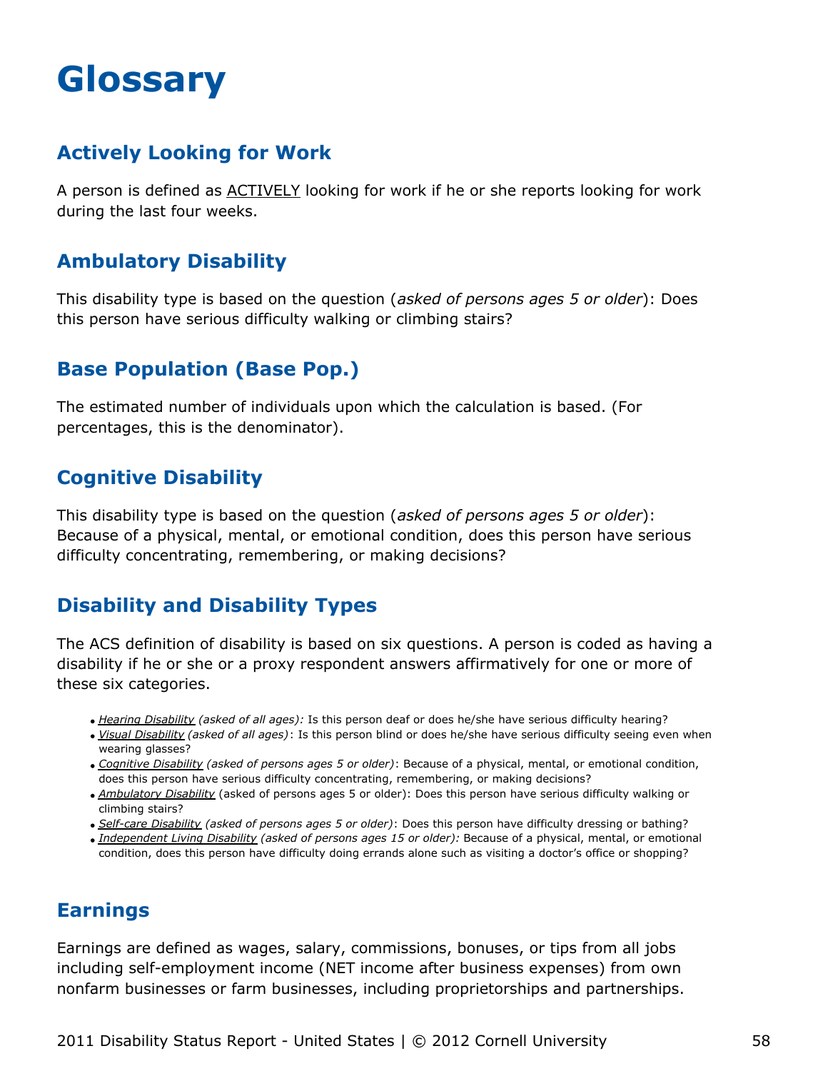# Glossary

## Actively Looking for Work

A person is defined as ACTIVELY looking for work if he or she reports looking for work during the last four weeks.

## Ambulatory Disability

This disability type is based on the question (*asked of persons ages 5 or older*): Does this person have serious difficulty walking or climbing stairs?

## Base Population (Base Pop.)

The estimated number of individuals upon which the calculation is based. (For percentages, this is the denominator).

## Cognitive Disability

This disability type is based on the question (*asked of persons ages 5 or older*): Because of a physical, mental, or emotional condition, does this person have serious difficulty concentrating, remembering, or making decisions?

## Disability and Disability Types

The ACS definition of disability is based on six questions. A person is coded as having a disability if he or she or a proxy respondent answers affirmatively for one or more of these six categories.

- *Hearing Disability (asked of all ages):* Is this person deaf or does he/she have serious difficulty hearing?
- *Visual Disability (asked of all ages)*: Is this person blind or does he/she have serious difficulty seeing even when wearing glasses?
- *Cognitive Disability (asked of persons ages 5 or older)*: Because of a physical, mental, or emotional condition, does this person have serious difficulty concentrating, remembering, or making decisions?
- *Ambulatory Disability* (asked of persons ages 5 or older): Does this person have serious difficulty walking or climbing stairs?
- *Self-care Disability (asked of persons ages 5 or older)*: Does this person have difficulty dressing or bathing?
- *Independent Living Disability (asked of persons ages 15 or older):* Because of a physical, mental, or emotional condition, does this person have difficulty doing errands alone such as visiting a doctor's office or shopping?

## Earnings

Earnings are defined as wages, salary, commissions, bonuses, or tips from all jobs including self-employment income (NET income after business expenses) from own nonfarm businesses or farm businesses, including proprietorships and partnerships.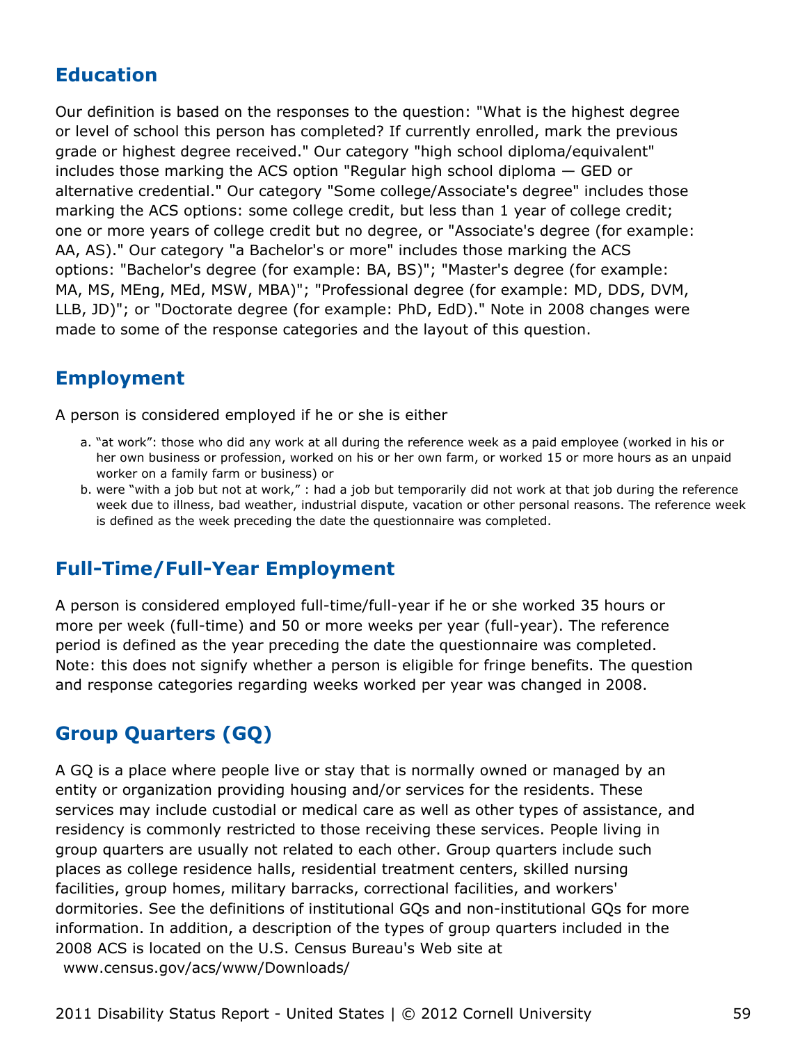## Education

Our definition is based on the responses to the question: "What is the highest degree or level of school this person has completed? If currently enrolled, mark the previous grade or highest degree received." Our category "high school diploma/equivalent" includes those marking the ACS option "Regular high school diploma — GED or alternative credential." Our category "Some college/Associate's degree" includes those marking the ACS options: some college credit, but less than 1 year of college credit; one or more years of college credit but no degree, or "Associate's degree (for example: AA, AS)." Our category "a Bachelor's or more" includes those marking the ACS options: "Bachelor's degree (for example: BA, BS)"; "Master's degree (for example: MA, MS, MEng, MEd, MSW, MBA)"; "Professional degree (for example: MD, DDS, DVM, LLB, JD)"; or "Doctorate degree (for example: PhD, EdD)." Note in 2008 changes were made to some of the response categories and the layout of this question.

## Employment

A person is considered employed if he or she is either

a. "at work": those who did any work at all during the reference week as a paid employee (worked in his or her own business or profession, worked on his or her own farm, or worked 15 or more hours as an unpaid worker on a family farm or business) or
b. were "with a job but not at work," : had a job but temporarily did not work at that job during the reference week due to illness, bad weather, industrial dispute, vacation or other personal reasons. The reference week is defined as the week preceding the date the questionnaire was completed.

## Full-Time/Full-Year Employment

A person is considered employed full-time/full-year if he or she worked 35 hours or more per week (full-time) and 50 or more weeks per year (full-year). The reference period is defined as the year preceding the date the questionnaire was completed. Note: this does not signify whether a person is eligible for fringe benefits. The question and response categories regarding weeks worked per year was changed in 2008.

## Group Quarters (GQ)

A GQ is a place where people live or stay that is normally owned or managed by an entity or organization providing housing and/or services for the residents. These services may include custodial or medical care as well as other types of assistance, and residency is commonly restricted to those receiving these services. People living in group quarters are usually not related to each other. Group quarters include such places as college residence halls, residential treatment centers, skilled nursing facilities, group homes, military barracks, correctional facilities, and workers' dormitories. See the definitions of institutional GQs and non-institutional GQs for more information. In addition, a description of the types of group quarters included in the 2008 ACS is located on the U.S. Census Bureau's Web site at www.census.gov/acs/www/Downloads/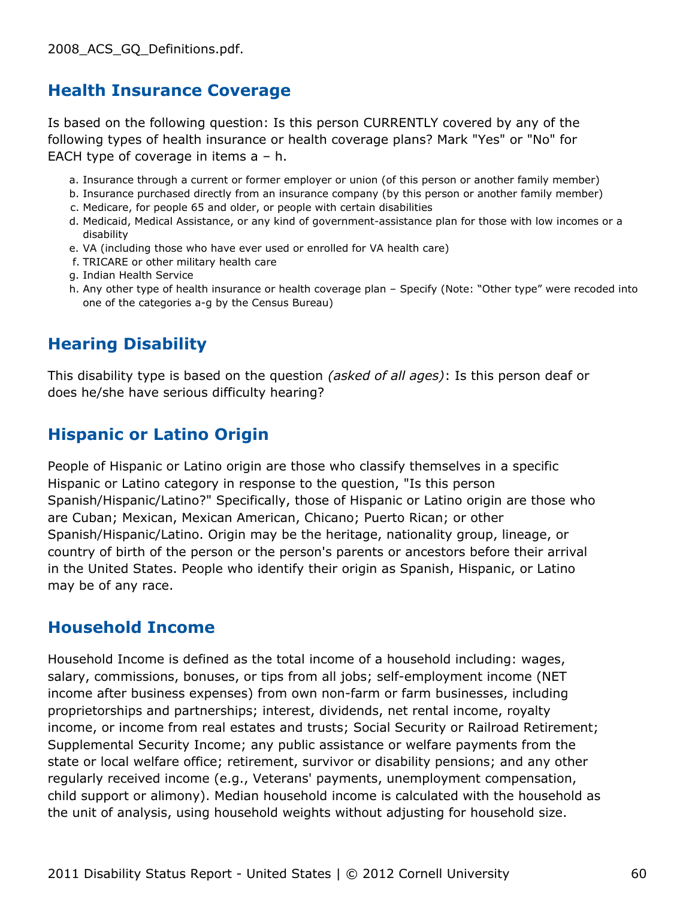2008_ACS_GQ_Definitions.pdf.

## Health Insurance Coverage

Is based on the following question: Is this person CURRENTLY covered by any of the following types of health insurance or health coverage plans? Mark "Yes" or "No" for EACH type of coverage in items a – h.

a. Insurance through a current or former employer or union (of this person or another family member)
b. Insurance purchased directly from an insurance company (by this person or another family member)
c. Medicare, for people 65 and older, or people with certain disabilities
d. Medicaid, Medical Assistance, or any kind of government-assistance plan for those with low incomes or a disability
e. VA (including those who have ever used or enrolled for VA health care)
f. TRICARE or other military health care
g. Indian Health Service
h. Any other type of health insurance or health coverage plan – Specify (Note: “Other type” were recoded into one of the categories a-g by the Census Bureau)

## Hearing Disability

This disability type is based on the question *(asked of all ages)*: Is this person deaf or does he/she have serious difficulty hearing?

## Hispanic or Latino Origin

People of Hispanic or Latino origin are those who classify themselves in a specific Hispanic or Latino category in response to the question, "Is this person Spanish/Hispanic/Latino?" Specifically, those of Hispanic or Latino origin are those who are Cuban; Mexican, Mexican American, Chicano; Puerto Rican; or other Spanish/Hispanic/Latino. Origin may be the heritage, nationality group, lineage, or country of birth of the person or the person's parents or ancestors before their arrival in the United States. People who identify their origin as Spanish, Hispanic, or Latino may be of any race.

## Household Income

Household Income is defined as the total income of a household including: wages, salary, commissions, bonuses, or tips from all jobs; self-employment income (NET income after business expenses) from own non-farm or farm businesses, including proprietorships and partnerships; interest, dividends, net rental income, royalty income, or income from real estates and trusts; Social Security or Railroad Retirement; Supplemental Security Income; any public assistance or welfare payments from the state or local welfare office; retirement, survivor or disability pensions; and any other regularly received income (e.g., Veterans' payments, unemployment compensation, child support or alimony). Median household income is calculated with the household as the unit of analysis, using household weights without adjusting for household size.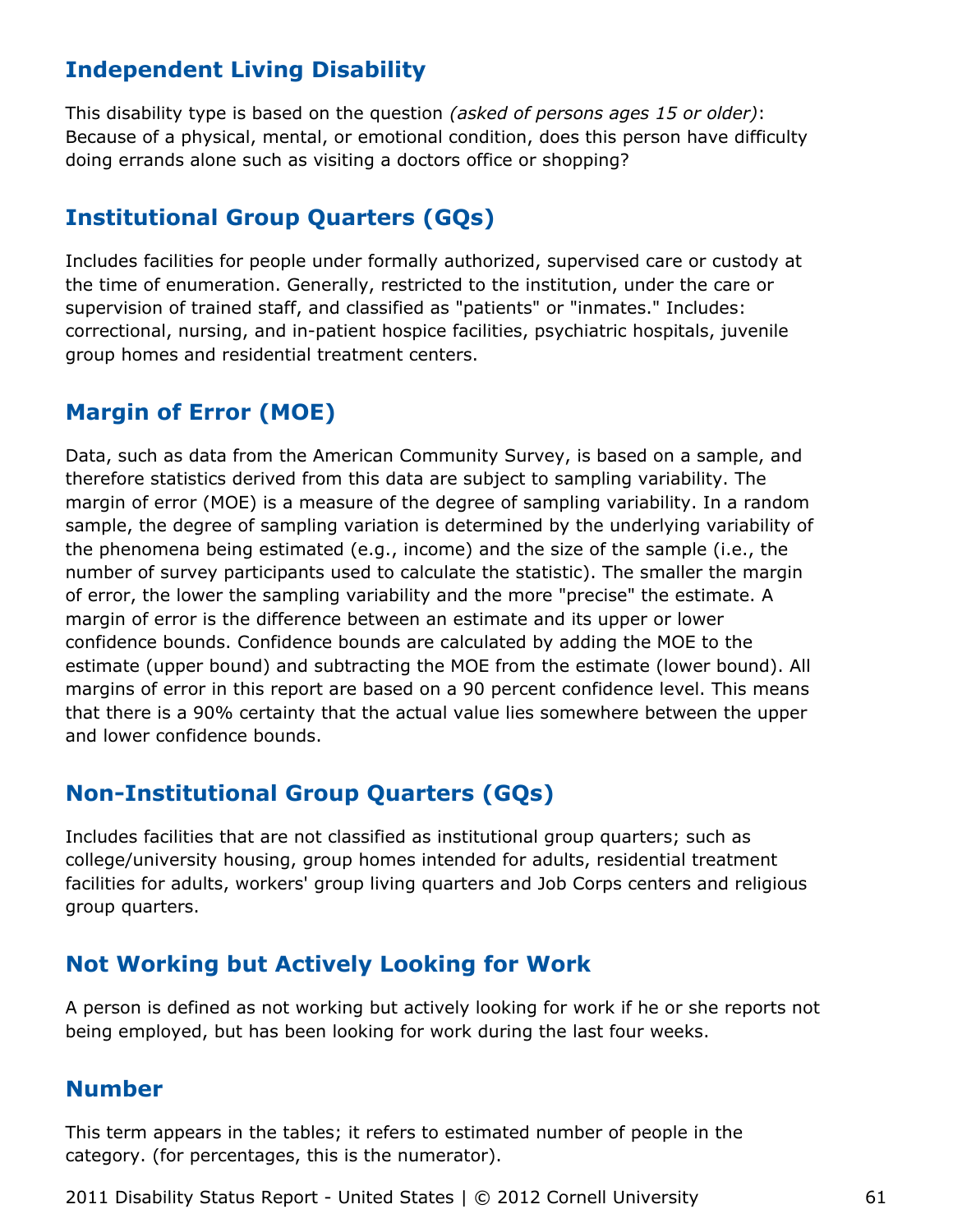## Independent Living Disability

This disability type is based on the question *(asked of persons ages 15 or older)*: Because of a physical, mental, or emotional condition, does this person have difficulty doing errands alone such as visiting a doctors office or shopping?

## Institutional Group Quarters (GQs)

Includes facilities for people under formally authorized, supervised care or custody at the time of enumeration. Generally, restricted to the institution, under the care or supervision of trained staff, and classified as "patients" or "inmates." Includes: correctional, nursing, and in-patient hospice facilities, psychiatric hospitals, juvenile group homes and residential treatment centers.

## Margin of Error (MOE)

Data, such as data from the American Community Survey, is based on a sample, and therefore statistics derived from this data are subject to sampling variability. The margin of error (MOE) is a measure of the degree of sampling variability. In a random sample, the degree of sampling variation is determined by the underlying variability of the phenomena being estimated (e.g., income) and the size of the sample (i.e., the number of survey participants used to calculate the statistic). The smaller the margin of error, the lower the sampling variability and the more "precise" the estimate. A margin of error is the difference between an estimate and its upper or lower confidence bounds. Confidence bounds are calculated by adding the MOE to the estimate (upper bound) and subtracting the MOE from the estimate (lower bound). All margins of error in this report are based on a 90 percent confidence level. This means that there is a 90% certainty that the actual value lies somewhere between the upper and lower confidence bounds.

## Non-Institutional Group Quarters (GQs)

Includes facilities that are not classified as institutional group quarters; such as college/university housing, group homes intended for adults, residential treatment facilities for adults, workers' group living quarters and Job Corps centers and religious group quarters.

## Not Working but Actively Looking for Work

A person is defined as not working but actively looking for work if he or she reports not being employed, but has been looking for work during the last four weeks.

## Number

This term appears in the tables; it refers to estimated number of people in the category. (for percentages, this is the numerator).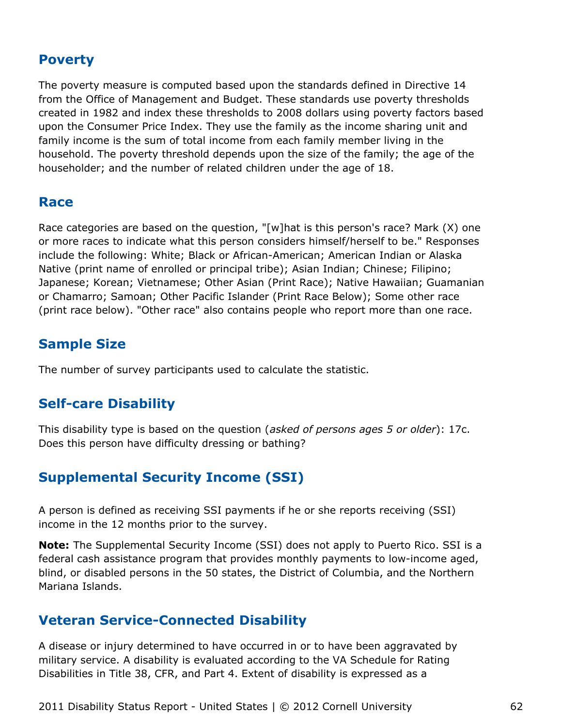## Poverty

The poverty measure is computed based upon the standards defined in Directive 14 from the Office of Management and Budget. These standards use poverty thresholds created in 1982 and index these thresholds to 2008 dollars using poverty factors based upon the Consumer Price Index. They use the family as the income sharing unit and family income is the sum of total income from each family member living in the household. The poverty threshold depends upon the size of the family; the age of the householder; and the number of related children under the age of 18.

## Race

Race categories are based on the question, "[w]hat is this person's race? Mark (X) one or more races to indicate what this person considers himself/herself to be." Responses include the following: White; Black or African-American; American Indian or Alaska Native (print name of enrolled or principal tribe); Asian Indian; Chinese; Filipino; Japanese; Korean; Vietnamese; Other Asian (Print Race); Native Hawaiian; Guamanian or Chamarro; Samoan; Other Pacific Islander (Print Race Below); Some other race (print race below). "Other race" also contains people who report more than one race.

## Sample Size

The number of survey participants used to calculate the statistic.

## Self-care Disability

This disability type is based on the question (*asked of persons ages 5 or older*): 17c. Does this person have difficulty dressing or bathing?

## Supplemental Security Income (SSI)

A person is defined as receiving SSI payments if he or she reports receiving (SSI) income in the 12 months prior to the survey.

**Note:** The Supplemental Security Income (SSI) does not apply to Puerto Rico. SSI is a federal cash assistance program that provides monthly payments to low-income aged, blind, or disabled persons in the 50 states, the District of Columbia, and the Northern Mariana Islands.

## Veteran Service-Connected Disability

A disease or injury determined to have occurred in or to have been aggravated by military service. A disability is evaluated according to the VA Schedule for Rating Disabilities in Title 38, CFR, and Part 4. Extent of disability is expressed as a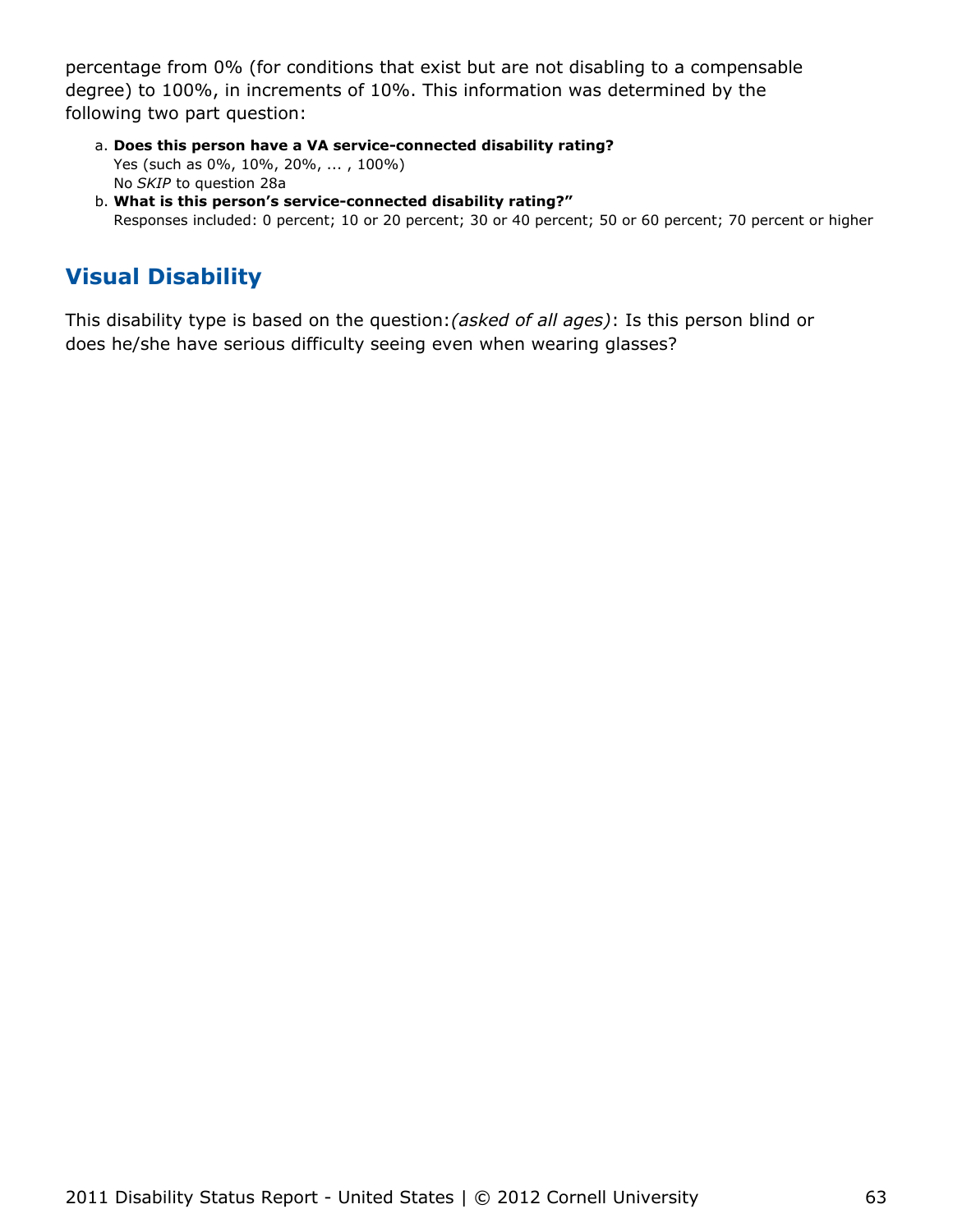percentage from 0% (for conditions that exist but are not disabling to a compensable degree) to 100%, in increments of 10%. This information was determined by the following two part question:

a. **Does this person have a VA service-connected disability rating?**
   Yes (such as 0%, 10%, 20%, ... , 100%)
   No *SKIP* to question 28a
b. **What is this person's service-connected disability rating?"**
   Responses included: 0 percent; 10 or 20 percent; 30 or 40 percent; 50 or 60 percent; 70 percent or higher

## Visual Disability

This disability type is based on the question:*(asked of all ages)*: Is this person blind or does he/she have serious difficulty seeing even when wearing glasses?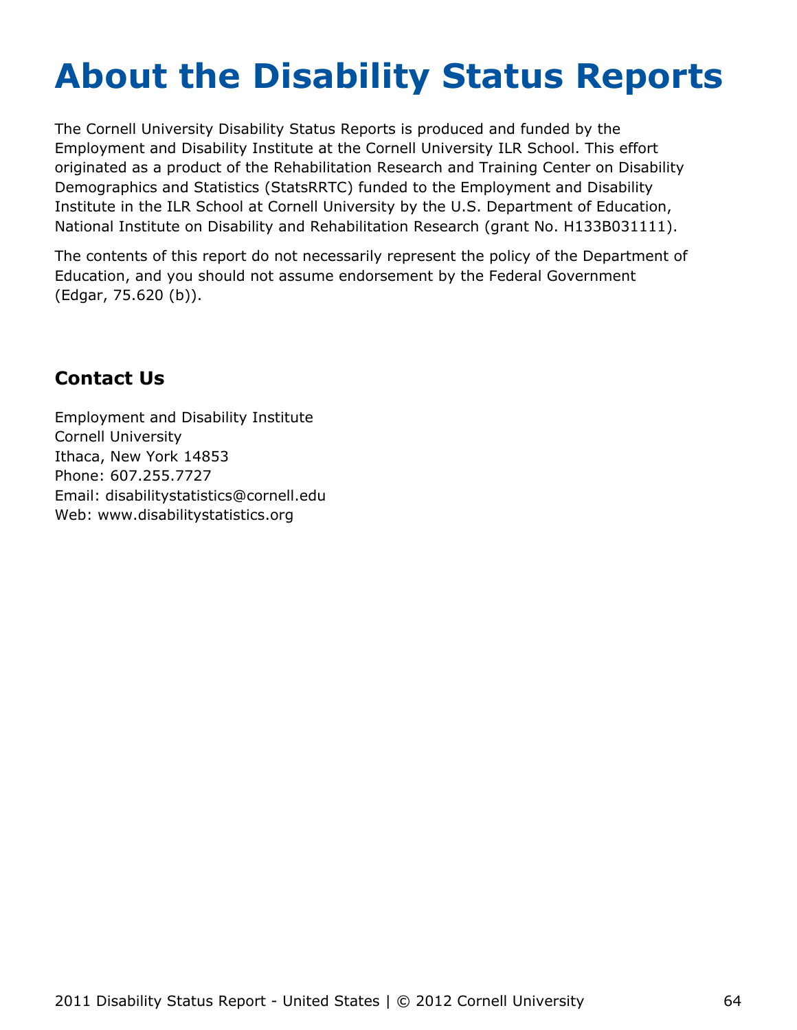# About the Disability Status Reports

The Cornell University Disability Status Reports is produced and funded by the Employment and Disability Institute at the Cornell University ILR School. This effort originated as a product of the Rehabilitation Research and Training Center on Disability Demographics and Statistics (StatsRRTC) funded to the Employment and Disability Institute in the ILR School at Cornell University by the U.S. Department of Education, National Institute on Disability and Rehabilitation Research (grant No. H133B031111).

The contents of this report do not necessarily represent the policy of the Department of Education, and you should not assume endorsement by the Federal Government (Edgar, 75.620 (b)).

### Contact Us

Employment and Disability Institute  
Cornell University  
Ithaca, New York 14853  
Phone: 607.255.7727  
Email: disabilitystatistics@cornell.edu  
Web: www.disabilitystatistics.org